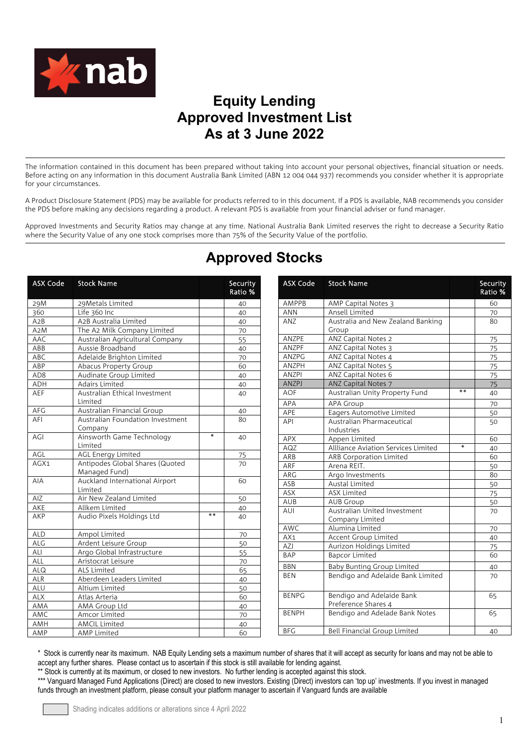nab

# Equity Lending
# Approved Investment List
# As at 3 June 2022

The information contained in this document has been prepared without taking into account your personal objectives, financial situation or needs. Before acting on any information in this document Australia Bank Limited (ABN 12 004 044 937) recommends you consider whether it is appropriate for your circumstances.

A Product Disclosure Statement (PDS) may be available for products referred to in this document. If a PDS is available, NAB recommends you consider the PDS before making any decisions regarding a product. A relevant PDS is available from your financial adviser or fund manager.

Approved Investments and Security Ratios may change at any time. National Australia Bank Limited reserves the right to decrease a Security Ratio where the Security Value of any one stock comprises more than 75% of the Security Value of the portfolio.

## Approved Stocks

| ASX Code | Stock Name | | Security Ratio % |
|---|---|---|---|
| 29M | 29Metals Limited | | 40 |
| 360 | Life 360 Inc | | 40 |
| A2B | A2B Australia Limited | | 40 |
| A2M | The A2 Milk Company Limited | | 70 |
| AAC | Australian Agricultural Company | | 55 |
| ABB | Aussie Broadband | | 40 |
| ABC | Adelaide Brighton Limited | | 70 |
| ABP | Abacus Property Group | | 60 |
| AD8 | Audinate Group Limited | | 40 |
| ADH | Adairs Limited | | 40 |
| AEF | Australian Ethical Investment Limited | | 40 |
| AFG | Australian Financial Group | | 40 |
| AFI | Australian Foundation Investment Company | | 80 |
| AGI | Ainsworth Game Technology Limited | * | 40 |
| AGL | AGL Energy Limited | | 75 |
| AGX1 | Antipodes Global Shares (Quoted Managed Fund) | | 70 |
| AIA | Auckland International Airport Limited | | 60 |
| AIZ | Air New Zealand Limited | | 50 |
| AKE | Allkem Limited | | 40 |
| AKP | Audio Pixels Holdings Ltd | ** | 40 |
| ALD | Ampol Limited | | 70 |
| ALG | Ardent Leisure Group | | 50 |
| ALI | Argo Global Infrastructure | | 55 |
| ALL | Aristocrat Leisure | | 70 |
| ALQ | ALS Limited | | 65 |
| ALR | Aberdeen Leaders Limited | | 40 |
| ALU | Altium Limited | | 50 |
| ALX | Atlas Arteria | | 60 |
| AMA | AMA Group Ltd | | 40 |
| AMC | Amcor Limited | | 70 |
| AMH | AMCIL Limited | | 40 |
| AMP | AMP Limited | | 60 |
| AMPPB | AMP Capital Notes 3 | | 60 |
| ANN | Ansell Limited | | 70 |
| ANZ | Australia and New Zealand Banking Group | | 80 |
| ANZPE | ANZ Capital Notes 2 | | 75 |
| ANZPF | ANZ Capital Notes 3 | | 75 |
| ANZPG | ANZ Capital Notes 4 | | 75 |
| ANZPH | ANZ Capital Notes 5 | | 75 |
| ANZPI | ANZ Capital Notes 6 | | 75 |
| ANZPJ | ANZ Capital Notes 7 | | 75 |
| AOF | Australian Unity Property Fund | ** | 40 |
| APA | APA Group | | 70 |
| APE | Eagers Automotive Limited | | 50 |
| API | Australian Pharmaceutical Industries | | 50 |
| APX | Appen Limited | | 60 |
| AQZ | Allliance Aviation Services Limited | * | 40 |
| ARB | ARB Corporation Limited | | 60 |
| ARF | Arena REIT. | | 50 |
| ARG | Argo Investments | | 80 |
| ASB | Austal Limited | | 50 |
| ASX | ASX Limited | | 75 |
| AUB | AUB Group | | 50 |
| AUI | Australian United Investment Company Limited | | 70 |
| AWC | Alumina Limited | | 70 |
| AX1 | Accent Group Limited | | 40 |
| AZJ | Aurizon Holdings Limited | | 75 |
| BAP | Bapcor Limited | | 60 |
| BBN | Baby Bunting Group Limited | | 40 |
| BEN | Bendigo and Adelaide Bank Limited | | 70 |
| BENPG | Bendigo and Adelaide Bank Preference Shares 4 | | 65 |
| BENPH | Bendigo and Adelade Bank Notes | | 65 |
| BFG | Bell Financial Group Limited | | 40 |

\* Stock is currently near its maximum. NAB Equity Lending sets a maximum number of shares that it will accept as security for loans and may not be able to accept any further shares. Please contact us to ascertain if this stock is still available for lending against.

** Stock is currently at its maximum, or closed to new investors. No further lending is accepted against this stock.

*** Vanguard Managed Fund Applications (Direct) are closed to new investors. Existing (Direct) investors can 'top up' investments. If you invest in managed funds through an investment platform, please consult your platform manager to ascertain if Vanguard funds are available

Shading indicates additions or alterations since 4 April 2022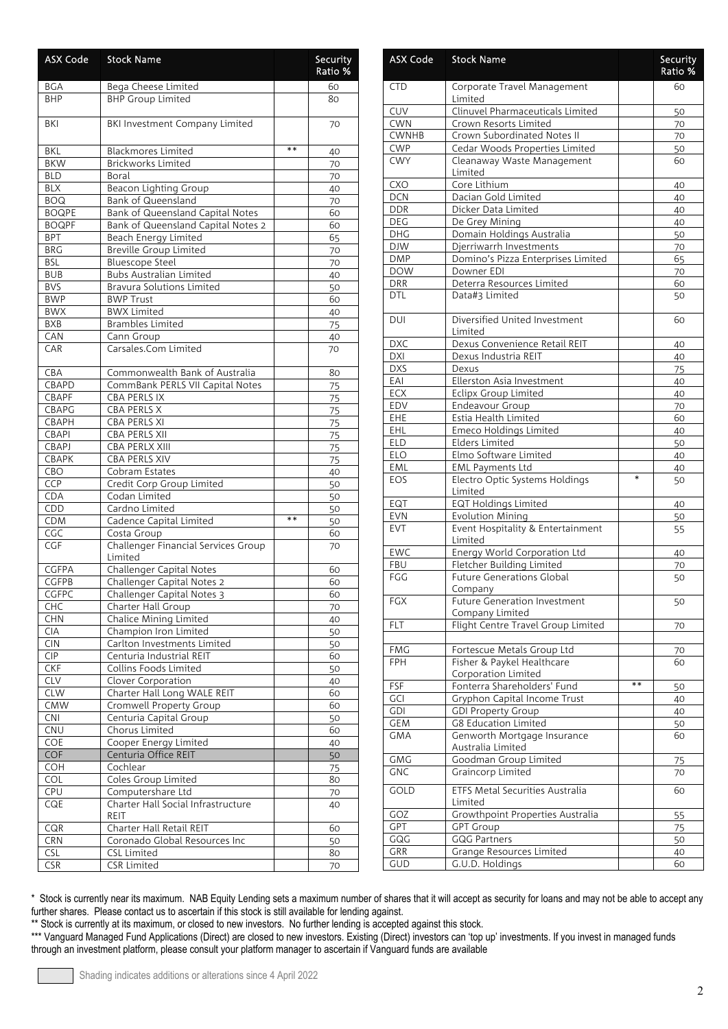| ASX Code | Stock Name | | Security Ratio % |
|---|---|---|---|
| BGA | Bega Cheese Limited | | 60 |
| BHP | BHP Group Limited | | 80 |
| BKI | BKI Investment Company Limited | | 70 |
| BKL | Blackmores Limited | ** | 40 |
| BKW | Brickworks Limited | | 70 |
| BLD | Boral | | 70 |
| BLX | Beacon Lighting Group | | 40 |
| BOQ | Bank of Queensland | | 70 |
| BOQPE | Bank of Queensland Capital Notes | | 60 |
| BOQPF | Bank of Queensland Capital Notes 2 | | 60 |
| BPT | Beach Energy Limited | | 65 |
| BRG | Breville Group Limited | | 70 |
| BSL | Bluescope Steel | | 70 |
| BUB | Bubs Australian Limited | | 40 |
| BVS | Bravura Solutions Limited | | 50 |
| BWP | BWP Trust | | 60 |
| BWX | BWX Limited | | 40 |
| BXB | Brambles Limited | | 75 |
| CAN | Cann Group | | 40 |
| CAR | Carsales.Com Limited | | 70 |
| CBA | Commonwealth Bank of Australia | | 80 |
| CBAPD | CommBank PERLS VII Capital Notes | | 75 |
| CBAPF | CBA PERLS IX | | 75 |
| CBAPG | CBA PERLS X | | 75 |
| CBAPH | CBA PERLS XI | | 75 |
| CBAPI | CBA PERLS XII | | 75 |
| CBAPJ | CBA PERLX XIII | | 75 |
| CBAPK | CBA PERLS XIV | | 75 |
| CBO | Cobram Estates | | 40 |
| CCP | Credit Corp Group Limited | | 50 |
| CDA | Codan Limited | | 50 |
| CDD | Cardno Limited | | 50 |
| CDM | Cadence Capital Limited | ** | 50 |
| CGC | Costa Group | | 60 |
| CGF | Challenger Financial Services Group Limited | | 70 |
| CGFPA | Challenger Capital Notes | | 60 |
| CGFPB | Challenger Capital Notes 2 | | 60 |
| CGFPC | Challenger Capital Notes 3 | | 60 |
| CHC | Charter Hall Group | | 70 |
| CHN | Chalice Mining Limited | | 40 |
| CIA | Champion Iron Limited | | 50 |
| CIN | Carlton Investments Limited | | 50 |
| CIP | Centuria Industrial REIT | | 60 |
| CKF | Collins Foods Limited | | 50 |
| CLV | Clover Corporation | | 40 |
| CLW | Charter Hall Long WALE REIT | | 60 |
| CMW | Cromwell Property Group | | 60 |
| CNI | Centuria Capital Group | | 50 |
| CNU | Chorus Limited | | 60 |
| COE | Cooper Energy Limited | | 40 |
| COF | Centuria Office REIT | | 50 |
| COH | Cochlear | | 75 |
| COL | Coles Group Limited | | 80 |
| CPU | Computershare Ltd | | 70 |
| CQE | Charter Hall Social Infrastructure REIT | | 40 |
| CQR | Charter Hall Retail REIT | | 60 |
| CRN | Coronado Global Resources Inc | | 50 |
| CSL | CSL Limited | | 80 |
| CSR | CSR Limited | | 70 |
| CTD | Corporate Travel Management Limited | | 60 |
| CUV | Clinuvel Pharmaceuticals Limited | | 50 |
| CWN | Crown Resorts Limited | | 70 |
| CWNHB | Crown Subordinated Notes II | | 70 |
| CWP | Cedar Woods Properties Limited | | 50 |
| CWY | Cleanaway Waste Management Limited | | 60 |
| CXO | Core Lithium | | 40 |
| DCN | Dacian Gold Limited | | 40 |
| DDR | Dicker Data Limited | | 40 |
| DEG | De Grey Mining | | 40 |
| DHG | Domain Holdings Australia | | 50 |
| DJW | Djerriwarrh Investments | | 70 |
| DMP | Domino's Pizza Enterprises Limited | | 65 |
| DOW | Downer EDI | | 70 |
| DRR | Deterra Resources Limited | | 60 |
| DTL | Data#3 Limited | | 50 |
| DUI | Diversified United Investment Limited | | 60 |
| DXC | Dexus Convenience Retail REIT | | 40 |
| DXI | Dexus Industria REIT | | 40 |
| DXS | Dexus | | 75 |
| EAI | Ellerston Asia Investment | | 40 |
| ECX | Eclipx Group Limited | | 40 |
| EDV | Endeavour Group | | 70 |
| EHE | Estia Health Limited | | 60 |
| EHL | Emeco Holdings Limited | | 40 |
| ELD | Elders Limited | | 50 |
| ELO | Elmo Software Limited | | 40 |
| EML | EML Payments Ltd | | 40 |
| EOS | Electro Optic Systems Holdings Limited | * | 50 |
| EQT | EQT Holdings Limited | | 40 |
| EVN | Evolution Mining | | 50 |
| EVT | Event Hospitality & Entertainment Limited | | 55 |
| EWC | Energy World Corporation Ltd | | 40 |
| FBU | Fletcher Building Limited | | 70 |
| FGG | Future Generations Global Company | | 50 |
| FGX | Future Generation Investment Company Limited | | 50 |
| FLT | Flight Centre Travel Group Limited | | 70 |
| FMG | Fortescue Metals Group Ltd | | 70 |
| FPH | Fisher & Paykel Healthcare Corporation Limited | | 60 |
| FSF | Fonterra Shareholders' Fund | ** | 50 |
| GCI | Gryphon Capital Income Trust | | 40 |
| GDI | GDI Property Group | | 40 |
| GEM | G8 Education Limited | | 50 |
| GMA | Genworth Mortgage Insurance Australia Limited | | 60 |
| GMG | Goodman Group Limited | | 75 |
| GNC | Graincorp Limited | | 70 |
| GOLD | ETFS Metal Securities Australia Limited | | 60 |
| GOZ | Growthpoint Properties Australia | | 55 |
| GPT | GPT Group | | 75 |
| GQG | GQG Partners | | 50 |
| GRR | Grange Resources Limited | | 40 |
| GUD | G.U.D. Holdings | | 60 |

\* Stock is currently near its maximum. NAB Equity Lending sets a maximum number of shares that it will accept as security for loans and may not be able to accept any further shares. Please contact us to ascertain if this stock is still available for lending against.

** Stock is currently at its maximum, or closed to new investors. No further lending is accepted against this stock.

*** Vanguard Managed Fund Applications (Direct) are closed to new investors. Existing (Direct) investors can 'top up' investments. If you invest in managed funds through an investment platform, please consult your platform manager to ascertain if Vanguard funds are available

Shading indicates additions or alterations since 4 April 2022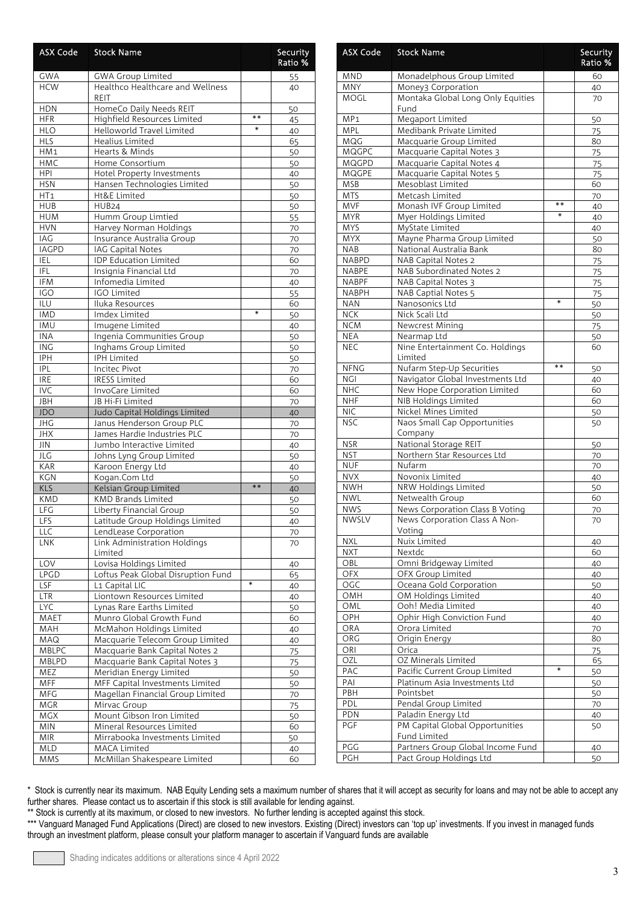| ASX Code | Stock Name | | Security Ratio % |
|---|---|---|---|
| GWA | GWA Group Limited | | 55 |
| HCW | Healthco Healthcare and Wellness REIT | | 40 |
| HDN | HomeCo Daily Needs REIT | | 50 |
| HFR | Highfield Resources Limited | ** | 45 |
| HLO | Helloworld Travel Limited | * | 40 |
| HLS | Healius Limited | | 65 |
| HM1 | Hearts & Minds | | 50 |
| HMC | Home Consortium | | 50 |
| HPI | Hotel Property Investments | | 40 |
| HSN | Hansen Technologies Limited | | 50 |
| HT1 | Ht&E Limited | | 50 |
| HUB | HUB24 | | 50 |
| HUM | Humm Group Limtied | | 55 |
| HVN | Harvey Norman Holdings | | 70 |
| IAG | Insurance Australia Group | | 70 |
| IAGPD | IAG Capital Notes | | 70 |
| IEL | IDP Education Limited | | 60 |
| IFL | Insignia Financial Ltd | | 70 |
| IFM | Infomedia Limited | | 40 |
| IGO | IGO Limited | | 55 |
| ILU | Iluka Resources | | 60 |
| IMD | Imdex Limited | * | 50 |
| IMU | Imugene Limited | | 40 |
| INA | Ingenia Communities Group | | 50 |
| ING | Inghams Group Limited | | 50 |
| IPH | IPH Limited | | 50 |
| IPL | Incitec Pivot | | 70 |
| IRE | IRESS Limited | | 60 |
| IVC | InvoCare Limited | | 60 |
| JBH | JB Hi-Fi Limited | | 70 |
| JDO | Judo Capital Holdings Limited | | 40 |
| JHG | Janus Henderson Group PLC | | 70 |
| JHX | James Hardie Industries PLC | | 70 |
| JIN | Jumbo Interactive Limited | | 40 |
| JLG | Johns Lyng Group Limited | | 50 |
| KAR | Karoon Energy Ltd | | 40 |
| KGN | Kogan.Com Ltd | | 50 |
| KLS | Kelsian Group Limited | ** | 40 |
| KMD | KMD Brands Limited | | 50 |
| LFG | Liberty Financial Group | | 50 |
| LFS | Latitude Group Holdings Limited | | 40 |
| LLC | LendLease Corporation | | 70 |
| LNK | Link Administration Holdings Limited | | 70 |
| LOV | Lovisa Holdings Limited | | 40 |
| LPGD | Loftus Peak Global Disruption Fund | | 65 |
| LSF | L1 Capital LIC | * | 40 |
| LTR | Liontown Resources Limited | | 40 |
| LYC | Lynas Rare Earths Limited | | 50 |
| MAET | Munro Global Growth Fund | | 60 |
| MAH | McMahon Holdings Limited | | 40 |
| MAQ | Macquarie Telecom Group Limited | | 40 |
| MBLPC | Macquarie Bank Capital Notes 2 | | 75 |
| MBLPD | Macquarie Bank Capital Notes 3 | | 75 |
| MEZ | Meridian Energy Limited | | 50 |
| MFF | MFF Capital Investments Limited | | 50 |
| MFG | Magellan Financial Group Limited | | 70 |
| MGR | Mirvac Group | | 75 |
| MGX | Mount Gibson Iron Limited | | 50 |
| MIN | Mineral Resources Limited | | 60 |
| MIR | Mirrabooka Investments Limited | | 50 |
| MLD | MACA Limited | | 40 |
| MMS | McMillan Shakespeare Limited | | 60 |
| MND | Monadelphous Group Limited | | 60 |
| MNY | Money3 Corporation | | 40 |
| MOGL | Montaka Global Long Only Equities Fund | | 70 |
| MP1 | Megaport Limited | | 50 |
| MPL | Medibank Private Limited | | 75 |
| MQG | Macquarie Group Limited | | 80 |
| MQGPC | Macquarie Capital Notes 3 | | 75 |
| MQGPD | Macquarie Capital Notes 4 | | 75 |
| MQGPE | Macquarie Capital Notes 5 | | 75 |
| MSB | Mesoblast Limited | | 60 |
| MTS | Metcash Limited | | 70 |
| MVF | Monash IVF Group Limited | ** | 40 |
| MYR | Myer Holdings Limited | * | 40 |
| MYS | MyState Limited | | 40 |
| MYX | Mayne Pharma Group Limited | | 50 |
| NAB | National Australia Bank | | 80 |
| NABPD | NAB Capital Notes 2 | | 75 |
| NABPE | NAB Subordinated Notes 2 | | 75 |
| NABPF | NAB Capital Notes 3 | | 75 |
| NABPH | NAB Captial Notes 5 | | 75 |
| NAN | Nanosonics Ltd | * | 50 |
| NCK | Nick Scali Ltd | | 50 |
| NCM | Newcrest Mining | | 75 |
| NEA | Nearmap Ltd | | 50 |
| NEC | Nine Entertainment Co. Holdings Limited | | 60 |
| NFNG | Nufarm Step-Up Securities | ** | 50 |
| NGI | Navigator Global Investments Ltd | | 40 |
| NHC | New Hope Corporation Limited | | 60 |
| NHF | NIB Holdings Limited | | 60 |
| NIC | Nickel Mines Limited | | 50 |
| NSC | Naos Small Cap Opportunities Company | | 50 |
| NSR | National Storage REIT | | 50 |
| NST | Northern Star Resources Ltd | | 70 |
| NUF | Nufarm | | 70 |
| NVX | Novonix Limited | | 40 |
| NWH | NRW Holdings Limited | | 50 |
| NWL | Netwealth Group | | 60 |
| NWS | News Corporation Class B Voting | | 70 |
| NWSLV | News Corporation Class A Non-Voting | | 70 |
| NXL | Nuix Limited | | 40 |
| NXT | Nextdc | | 60 |
| OBL | Omni Bridgeway Limited | | 40 |
| OFX | OFX Group Limited | | 40 |
| OGC | Oceana Gold Corporation | | 50 |
| OMH | OM Holdings Limited | | 40 |
| OML | Ooh! Media Limited | | 40 |
| OPH | Ophir High Conviction Fund | | 40 |
| ORA | Orora Limited | | 70 |
| ORG | Origin Energy | | 80 |
| ORI | Orica | | 75 |
| OZL | OZ Minerals Limited | | 65 |
| PAC | Pacific Current Group Limited | * | 50 |
| PAI | Platinum Asia Investments Ltd | | 50 |
| PBH | Pointsbet | | 50 |
| PDL | Pendal Group Limited | | 70 |
| PDN | Paladin Energy Ltd | | 40 |
| PGF | PM Capital Global Opportunities Fund Limited | | 50 |
| PGG | Partners Group Global Income Fund | | 40 |
| PGH | Pact Group Holdings Ltd | | 50 |

\* Stock is currently near its maximum. NAB Equity Lending sets a maximum number of shares that it will accept as security for loans and may not be able to accept any further shares. Please contact us to ascertain if this stock is still available for lending against.

\*\* Stock is currently at its maximum, or closed to new investors. No further lending is accepted against this stock.

\*\*\* Vanguard Managed Fund Applications (Direct) are closed to new investors. Existing (Direct) investors can 'top up' investments. If you invest in managed funds through an investment platform, please consult your platform manager to ascertain if Vanguard funds are available

Shading indicates additions or alterations since 4 April 2022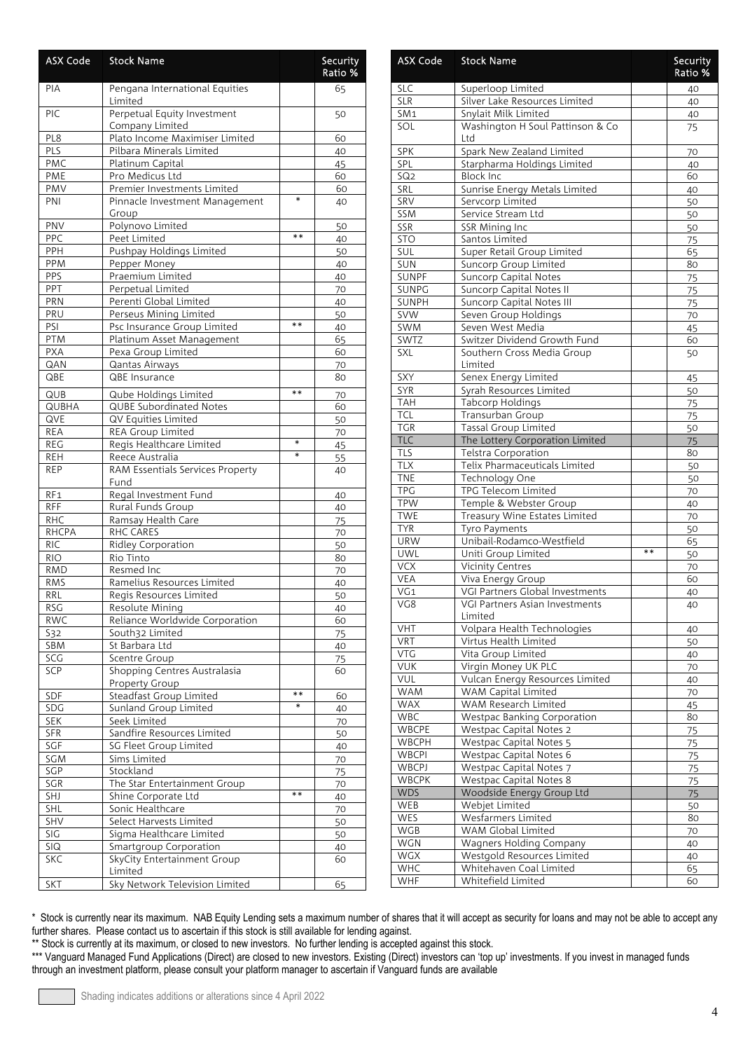| ASX Code | Stock Name | | Security Ratio % |
|---|---|---|---|
| PIA | Pengana International Equities Limited | | 65 |
| PIC | Perpetual Equity Investment Company Limited | | 50 |
| PL8 | Plato Income Maximiser Limited | | 60 |
| PLS | Pilbara Minerals Limited | | 40 |
| PMC | Platinum Capital | | 45 |
| PME | Pro Medicus Ltd | | 60 |
| PMV | Premier Investments Limited | | 60 |
| PNI | Pinnacle Investment Management Group | * | 40 |
| PNV | Polynovo Limited | | 50 |
| PPC | Peet Limited | ** | 40 |
| PPH | Pushpay Holdings Limited | | 50 |
| PPM | Pepper Money | | 40 |
| PPS | Praemium Limited | | 40 |
| PPT | Perpetual Limited | | 70 |
| PRN | Perenti Global Limited | | 40 |
| PRU | Perseus Mining Limited | | 50 |
| PSI | Psc Insurance Group Limited | ** | 40 |
| PTM | Platinum Asset Management | | 65 |
| PXA | Pexa Group Limited | | 60 |
| QAN | Qantas Airways | | 70 |
| QBE | QBE Insurance | | 80 |
| QUB | Qube Holdings Limited | ** | 70 |
| QUBHA | QUBE Subordinated Notes | | 60 |
| QVE | QV Equities Limited | | 50 |
| REA | REA Group Limited | | 70 |
| REG | Regis Healthcare Limited | * | 45 |
| REH | Reece Australia | * | 55 |
| REP | RAM Essentials Services Property Fund | | 40 |
| RF1 | Regal Investment Fund | | 40 |
| RFF | Rural Funds Group | | 40 |
| RHC | Ramsay Health Care | | 75 |
| RHCPA | RHC CARES | | 70 |
| RIC | Ridley Corporation | | 50 |
| RIO | Rio Tinto | | 80 |
| RMD | Resmed Inc | | 70 |
| RMS | Ramelius Resources Limited | | 40 |
| RRL | Regis Resources Limited | | 50 |
| RSG | Resolute Mining | | 40 |
| RWC | Reliance Worldwide Corporation | | 60 |
| S32 | South32 Limited | | 75 |
| SBM | St Barbara Ltd | | 40 |
| SCG | Scentre Group | | 75 |
| SCP | Shopping Centres Australasia Property Group | | 60 |
| SDF | Steadfast Group Limited | ** | 60 |
| SDG | Sunland Group Limited | * | 40 |
| SEK | Seek Limited | | 70 |
| SFR | Sandfire Resources Limited | | 50 |
| SGF | SG Fleet Group Limited | | 40 |
| SGM | Sims Limited | | 70 |
| SGP | Stockland | | 75 |
| SGR | The Star Entertainment Group | | 70 |
| SHJ | Shine Corporate Ltd | ** | 40 |
| SHL | Sonic Healthcare | | 70 |
| SHV | Select Harvests Limited | | 50 |
| SIG | Sigma Healthcare Limited | | 50 |
| SIQ | Smartgroup Corporation | | 40 |
| SKC | SkyCity Entertainment Group Limited | | 60 |
| SKT | Sky Network Television Limited | | 65 |
| SLC | Superloop Limited | | 40 |
| SLR | Silver Lake Resources Limited | | 40 |
| SM1 | Snylait Milk Limited | | 40 |
| SOL | Washington H Soul Pattinson & Co Ltd | | 75 |
| SPK | Spark New Zealand Limited | | 70 |
| SPL | Starpharma Holdings Limited | | 40 |
| SQ2 | Block Inc | | 60 |
| SRL | Sunrise Energy Metals Limited | | 40 |
| SRV | Servcorp Limited | | 50 |
| SSM | Service Stream Ltd | | 50 |
| SSR | SSR Mining Inc | | 50 |
| STO | Santos Limited | | 75 |
| SUL | Super Retail Group Limited | | 65 |
| SUN | Suncorp Group Limited | | 80 |
| SUNPF | Suncorp Capital Notes | | 75 |
| SUNPG | Suncorp Capital Notes II | | 75 |
| SUNPH | Suncorp Capital Notes III | | 75 |
| SVW | Seven Group Holdings | | 70 |
| SWM | Seven West Media | | 45 |
| SWTZ | Switzer Dividend Growth Fund | | 60 |
| SXL | Southern Cross Media Group Limited | | 50 |
| SXY | Senex Energy Limited | | 45 |
| SYR | Syrah Resources Limited | | 50 |
| TAH | Tabcorp Holdings | | 75 |
| TCL | Transurban Group | | 75 |
| TGR | Tassal Group Limited | | 50 |
| TLC | The Lottery Corporation Limited | | 75 |
| TLS | Telstra Corporation | | 80 |
| TLX | Telix Pharmaceuticals Limited | | 50 |
| TNE | Technology One | | 50 |
| TPG | TPG Telecom Limited | | 70 |
| TPW | Temple & Webster Group | | 40 |
| TWE | Treasury Wine Estates Limited | | 70 |
| TYR | Tyro Payments | | 50 |
| URW | Unibail-Rodamco-Westfield | | 65 |
| UWL | Uniti Group Limited | ** | 50 |
| VCX | Vicinity Centres | | 70 |
| VEA | Viva Energy Group | | 60 |
| VG1 | VGI Partners Global Investments | | 40 |
| VG8 | VGI Partners Asian Investments Limited | | 40 |
| VHT | Volpara Health Technologies | | 40 |
| VRT | Virtus Health Limited | | 50 |
| VTG | Vita Group Limited | | 40 |
| VUK | Virgin Money UK PLC | | 70 |
| VUL | Vulcan Energy Resources Limited | | 40 |
| WAM | WAM Capital Limited | | 70 |
| WAX | WAM Research Limited | | 45 |
| WBC | Westpac Banking Corporation | | 80 |
| WBCPE | Westpac Capital Notes 2 | | 75 |
| WBCPH | Westpac Capital Notes 5 | | 75 |
| WBCPI | Westpac Capital Notes 6 | | 75 |
| WBCPJ | Westpac Capital Notes 7 | | 75 |
| WBCPK | Westpac Capital Notes 8 | | 75 |
| WDS | Woodside Energy Group Ltd | | 75 |
| WEB | Webjet Limited | | 50 |
| WES | Wesfarmers Limited | | 80 |
| WGB | WAM Global Limited | | 70 |
| WGN | Wagners Holding Company | | 40 |
| WGX | Westgold Resources Limited | | 40 |
| WHC | Whitehaven Coal Limited | | 65 |
| WHF | Whitefield Limited | | 60 |

\* Stock is currently near its maximum. NAB Equity Lending sets a maximum number of shares that it will accept as security for loans and may not be able to accept any further shares. Please contact us to ascertain if this stock is still available for lending against.

** Stock is currently at its maximum, or closed to new investors. No further lending is accepted against this stock.

*** Vanguard Managed Fund Applications (Direct) are closed to new investors. Existing (Direct) investors can 'top up' investments. If you invest in managed funds through an investment platform, please consult your platform manager to ascertain if Vanguard funds are available

Shading indicates additions or alterations since 4 April 2022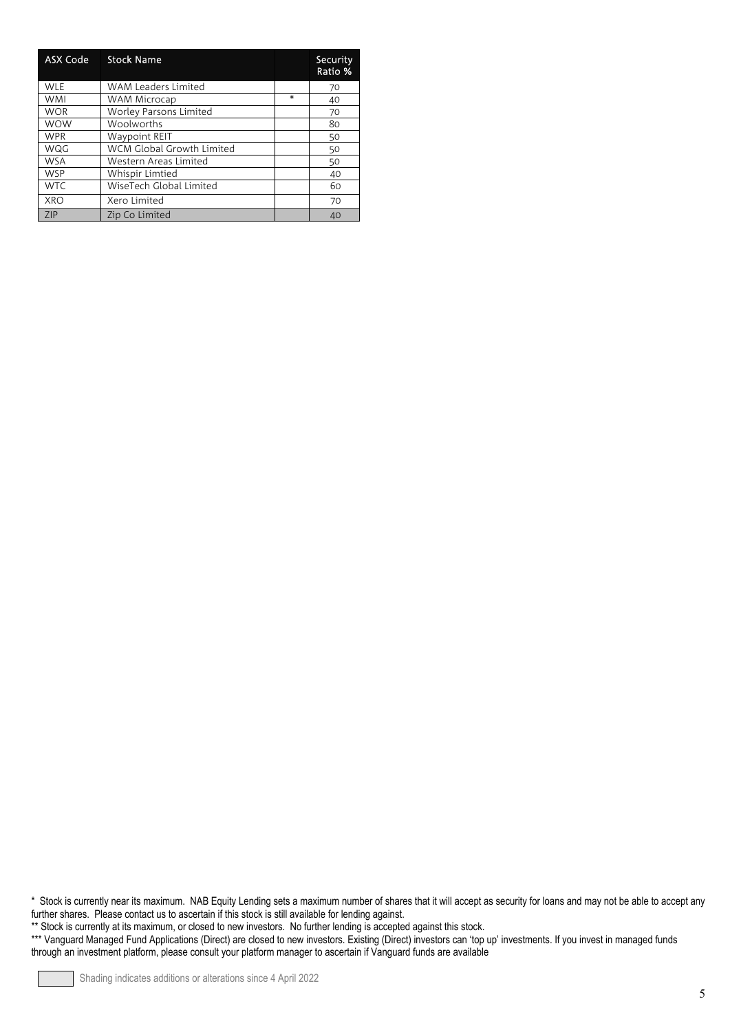| ASX Code | Stock Name | | Security Ratio % |
|---|---|---|---|
| WLE | WAM Leaders Limited | | 70 |
| WMI | WAM Microcap | * | 40 |
| WOR | Worley Parsons Limited | | 70 |
| WOW | Woolworths | | 80 |
| WPR | Waypoint REIT | | 50 |
| WQG | WCM Global Growth Limited | | 50 |
| WSA | Western Areas Limited | | 50 |
| WSP | Whispir Limtied | | 40 |
| WTC | WiseTech Global Limited | | 60 |
| XRO | Xero Limited | | 70 |
| ZIP | Zip Co Limited | | 40 |

* Stock is currently near its maximum. NAB Equity Lending sets a maximum number of shares that it will accept as security for loans and may not be able to accept any further shares. Please contact us to ascertain if this stock is still available for lending against.

** Stock is currently at its maximum, or closed to new investors. No further lending is accepted against this stock.

*** Vanguard Managed Fund Applications (Direct) are closed to new investors. Existing (Direct) investors can 'top up' investments. If you invest in managed funds through an investment platform, please consult your platform manager to ascertain if Vanguard funds are available

Shading indicates additions or alterations since 4 April 2022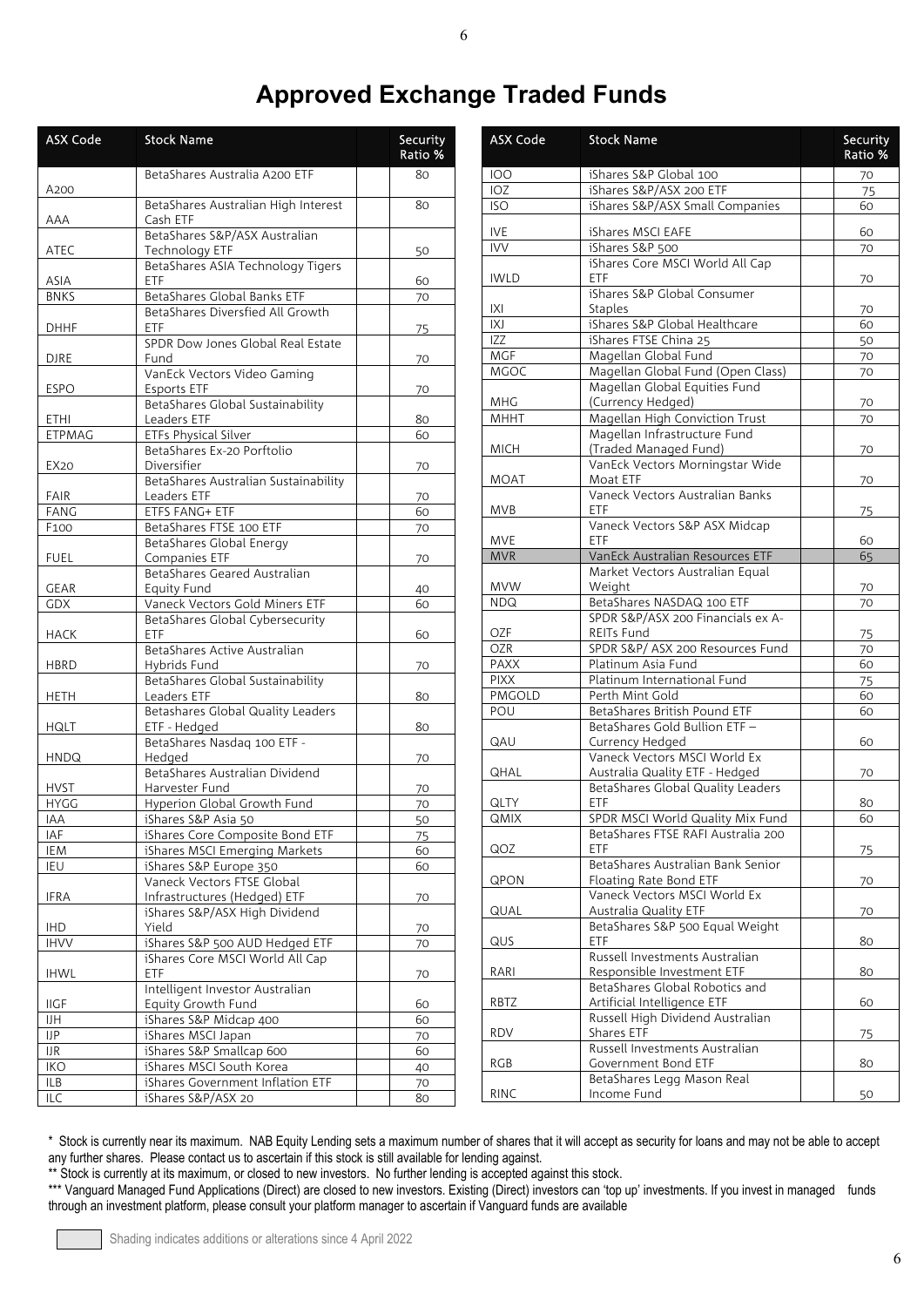# Approved Exchange Traded Funds

| ASX Code | Stock Name | Security Ratio % |
|---|---|---|
| A200 | BetaShares Australia A200 ETF | 80 |
| AAA | BetaShares Australian High Interest Cash ETF | 80 |
| ATEC | BetaShares S&P/ASX Australian Technology ETF | 50 |
| ASIA | BetaShares ASIA Technology Tigers ETF | 60 |
| BNKS | BetaShares Global Banks ETF | 70 |
| DHHF | BetaShares Diversfied All Growth ETF | 75 |
| DJRE | SPDR Dow Jones Global Real Estate Fund | 70 |
| ESPO | VanEck Vectors Video Gaming Esports ETF | 70 |
| ETHI | BetaShares Global Sustainability Leaders ETF | 80 |
| ETPMAG | ETFs Physical Silver | 60 |
| EX20 | BetaShares Ex-20 Porftolio Diversifier | 70 |
| FAIR | BetaShares Australian Sustainability Leaders ETF | 70 |
| FANG | ETFS FANG+ ETF | 60 |
| F100 | BetaShares FTSE 100 ETF | 70 |
| FUEL | BetaShares Global Energy Companies ETF | 70 |
| GEAR | BetaShares Geared Australian Equity Fund | 40 |
| GDX | Vaneck Vectors Gold Miners ETF | 60 |
| HACK | BetaShares Global Cybersecurity ETF | 60 |
| HBRD | BetaShares Active Australian Hybrids Fund | 70 |
| HETH | BetaShares Global Sustainability Leaders ETF | 80 |
| HQLT | Betashares Global Quality Leaders ETF - Hedged | 80 |
| HNDQ | BetaShares Nasdaq 100 ETF - Hedged | 70 |
| HVST | BetaShares Australian Dividend Harvester Fund | 70 |
| HYGG | Hyperion Global Growth Fund | 70 |
| IAA | iShares S&P Asia 50 | 50 |
| IAF | iShares Core Composite Bond ETF | 75 |
| IEM | iShares MSCI Emerging Markets | 60 |
| IEU | iShares S&P Europe 350 | 60 |
| IFRA | Vaneck Vectors FTSE Global Infrastructures (Hedged) ETF | 70 |
| IHD | iShares S&P/ASX High Dividend Yield | 70 |
| IHVV | iShares S&P 500 AUD Hedged ETF | 70 |
| IHWL | iShares Core MSCI World All Cap ETF | 70 |
| IIGF | Intelligent Investor Australian Equity Growth Fund | 60 |
| IJH | iShares S&P Midcap 400 | 60 |
| IJP | iShares MSCI Japan | 70 |
| IJR | iShares S&P Smallcap 600 | 60 |
| IKO | iShares MSCI South Korea | 40 |
| ILB | iShares Government Inflation ETF | 70 |
| ILC | iShares S&P/ASX 20 | 80 |
| IOO | iShares S&P Global 100 | 70 |
| IOZ | iShares S&P/ASX 200 ETF | 75 |
| ISO | iShares S&P/ASX Small Companies | 60 |
| IVE | iShares MSCI EAFE | 60 |
| IVV | iShares S&P 500 | 70 |
| IWLD | iShares Core MSCI World All Cap ETF | 70 |
| IXI | iShares S&P Global Consumer Staples | 70 |
| IXJ | iShares S&P Global Healthcare | 60 |
| IZZ | iShares FTSE China 25 | 50 |
| MGF | Magellan Global Fund | 70 |
| MGOC | Magellan Global Fund (Open Class) | 70 |
| MHG | Magellan Global Equities Fund (Currency Hedged) | 70 |
| MHHT | Magellan High Conviction Trust | 70 |
| MICH | Magellan Infrastructure Fund (Traded Managed Fund) | 70 |
| MOAT | VanEck Vectors Morningstar Wide Moat ETF | 70 |
| MVB | Vaneck Vectors Australian Banks ETF | 75 |
| MVE | Vaneck Vectors S&P ASX Midcap ETF | 60 |
| MVR | VanEck Australian Resources ETF | 65 |
| MVW | Market Vectors Australian Equal Weight | 70 |
| NDQ | BetaShares NASDAQ 100 ETF | 70 |
| OZF | SPDR S&P/ASX 200 Financials ex A-REITs Fund | 75 |
| OZR | SPDR S&P/ ASX 200 Resources Fund | 70 |
| PAXX | Platinum Asia Fund | 60 |
| PIXX | Platinum International Fund | 75 |
| PMGOLD | Perth Mint Gold | 60 |
| POU | BetaShares British Pound ETF | 60 |
| QAU | BetaShares Gold Bullion ETF – Currency Hedged | 60 |
| QHAL | Vaneck Vectors MSCI World Ex Australia Quality ETF - Hedged | 70 |
| QLTY | BetaShares Global Quality Leaders ETF | 80 |
| QMIX | SPDR MSCI World Quality Mix Fund | 60 |
| QOZ | BetaShares FTSE RAFI Australia 200 ETF | 75 |
| QPON | BetaShares Australian Bank Senior Floating Rate Bond ETF | 70 |
| QUAL | Vaneck Vectors MSCI World Ex Australia Quality ETF | 70 |
| QUS | BetaShares S&P 500 Equal Weight ETF | 80 |
| RARI | Russell Investments Australian Responsible Investment ETF | 80 |
| RBTZ | BetaShares Global Robotics and Artificial Intelligence ETF | 60 |
| RDV | Russell High Dividend Australian Shares ETF | 75 |
| RGB | Russell Investments Australian Government Bond ETF | 80 |
| RINC | BetaShares Legg Mason Real Income Fund | 50 |

\* Stock is currently near its maximum. NAB Equity Lending sets a maximum number of shares that it will accept as security for loans and may not be able to accept any further shares. Please contact us to ascertain if this stock is still available for lending against.

\*\* Stock is currently at its maximum, or closed to new investors. No further lending is accepted against this stock.

\*\*\* Vanguard Managed Fund Applications (Direct) are closed to new investors. Existing (Direct) investors can 'top up' investments. If you invest in managed funds through an investment platform, please consult your platform manager to ascertain if Vanguard funds are available

Shading indicates additions or alterations since 4 April 2022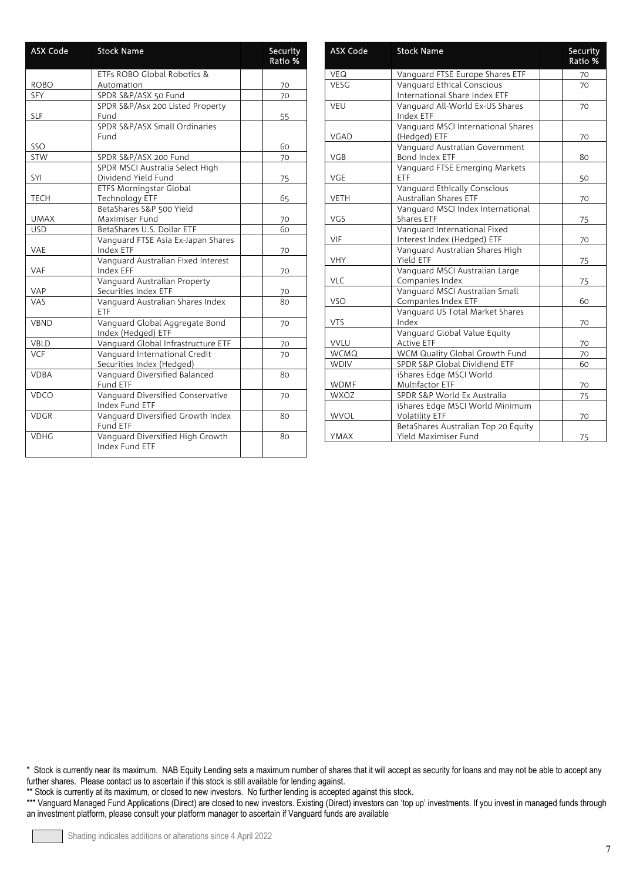| ASX Code | Stock Name | | Security Ratio % |
|---|---|---|---|
| ROBO | ETFs ROBO Global Robotics & Automation | | 70 |
| SFY | SPDR S&P/ASX 50 Fund | | 70 |
| SLF | SPDR S&P/Asx 200 Listed Property Fund | | 55 |
| SSO | SPDR S&P/ASX Small Ordinaries Fund | | 60 |
| STW | SPDR S&P/ASX 200 Fund | | 70 |
| SYI | SPDR MSCI Australia Select High Dividend Yield Fund | | 75 |
| TECH | ETFS Morningstar Global Technology ETF | | 65 |
| UMAX | BetaShares S&P 500 Yield Maximiser Fund | | 70 |
| USD | BetaShares U.S. Dollar ETF | | 60 |
| VAE | Vanguard FTSE Asia Ex-Japan Shares Index ETF | | 70 |
| VAF | Vanguard Australian Fixed Interest Index EFF | | 70 |
| VAP | Vanguard Australian Property Securities Index ETF | | 70 |
| VAS | Vanguard Australian Shares Index ETF | | 80 |
| VBND | Vanguard Global Aggregate Bond Index (Hedged) ETF | | 70 |
| VBLD | Vanguard Global Infrastructure ETF | | 70 |
| VCF | Vanguard International Credit Securities Index (Hedged) | | 70 |
| VDBA | Vanguard Diversified Balanced Fund ETF | | 80 |
| VDCO | Vanguard Diversified Conservative Index Fund ETF | | 70 |
| VDGR | Vanguard Diversified Growth Index Fund ETF | | 80 |
| VDHG | Vanguard Diversified High Growth Index Fund ETF | | 80 |
| VEQ | Vanguard FTSE Europe Shares ETF | | 70 |
| VESG | Vanguard Ethical Conscious International Share Index ETF | | 70 |
| VEU | Vanguard All-World Ex-US Shares Index ETF | | 70 |
| VGAD | Vanguard MSCI International Shares (Hedged) ETF | | 70 |
| VGB | Vanguard Australian Government Bond Index ETF | | 80 |
| VGE | Vanguard FTSE Emerging Markets ETF | | 50 |
| VETH | Vanguard Ethically Conscious Australian Shares ETF | | 70 |
| VGS | Vanguard MSCI Index International Shares ETF | | 75 |
| VIF | Vanguard International Fixed Interest Index (Hedged) ETF | | 70 |
| VHY | Vanguard Australian Shares High Yield ETF | | 75 |
| VLC | Vanguard MSCI Australian Large Companies Index | | 75 |
| VSO | Vanguard MSCI Australian Small Companies Index ETF | | 60 |
| VTS | Vanguard US Total Market Shares Index | | 70 |
| VVLU | Vanguard Global Value Equity Active ETF | | 70 |
| WCMQ | WCM Quality Global Growth Fund | | 70 |
| WDIV | SPDR S&P Global Dividiend ETF | | 60 |
| WDMF | iShares Edge MSCI World Multifactor ETF | | 70 |
| WXOZ | SPDR S&P World Ex Australia | | 75 |
| WVOL | iShares Edge MSCI World Minimum Volatility ETF | | 70 |
| YMAX | BetaShares Australian Top 20 Equity Yield Maximiser Fund | | 75 |

\* Stock is currently near its maximum. NAB Equity Lending sets a maximum number of shares that it will accept as security for loans and may not be able to accept any further shares. Please contact us to ascertain if this stock is still available for lending against.

\** Stock is currently at its maximum, or closed to new investors. No further lending is accepted against this stock.

\*** Vanguard Managed Fund Applications (Direct) are closed to new investors. Existing (Direct) investors can 'top up' investments. If you invest in managed funds through an investment platform, please consult your platform manager to ascertain if Vanguard funds are available

Shading indicates additions or alterations since 4 April 2022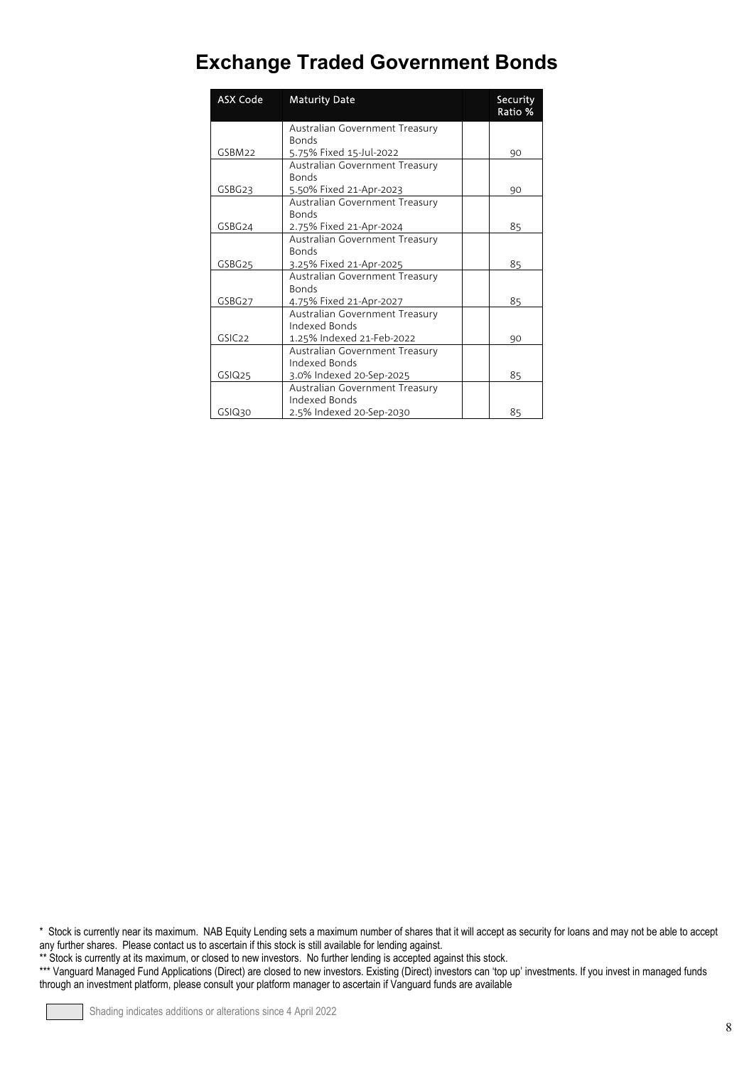# Exchange Traded Government Bonds

| ASX Code | Maturity Date | | Security Ratio % |
|---|---|---|---|
| GSBM22 | Australian Government Treasury Bonds 5.75% Fixed 15-Jul-2022 | | 90 |
| GSBG23 | Australian Government Treasury Bonds 5.50% Fixed 21-Apr-2023 | | 90 |
| GSBG24 | Australian Government Treasury Bonds 2.75% Fixed 21-Apr-2024 | | 85 |
| GSBG25 | Australian Government Treasury Bonds 3.25% Fixed 21-Apr-2025 | | 85 |
| GSBG27 | Australian Government Treasury Bonds 4.75% Fixed 21-Apr-2027 | | 85 |
| GSIC22 | Australian Government Treasury Indexed Bonds 1.25% Indexed 21-Feb-2022 | | 90 |
| GSIQ25 | Australian Government Treasury Indexed Bonds 3.0% Indexed 20-Sep-2025 | | 85 |
| GSIQ30 | Australian Government Treasury Indexed Bonds 2.5% Indexed 20-Sep-2030 | | 85 |

\* Stock is currently near its maximum. NAB Equity Lending sets a maximum number of shares that it will accept as security for loans and may not be able to accept any further shares. Please contact us to ascertain if this stock is still available for lending against.

\** Stock is currently at its maximum, or closed to new investors. No further lending is accepted against this stock.

\*** Vanguard Managed Fund Applications (Direct) are closed to new investors. Existing (Direct) investors can 'top up' investments. If you invest in managed funds through an investment platform, please consult your platform manager to ascertain if Vanguard funds are available

Shading indicates additions or alterations since 4 April 2022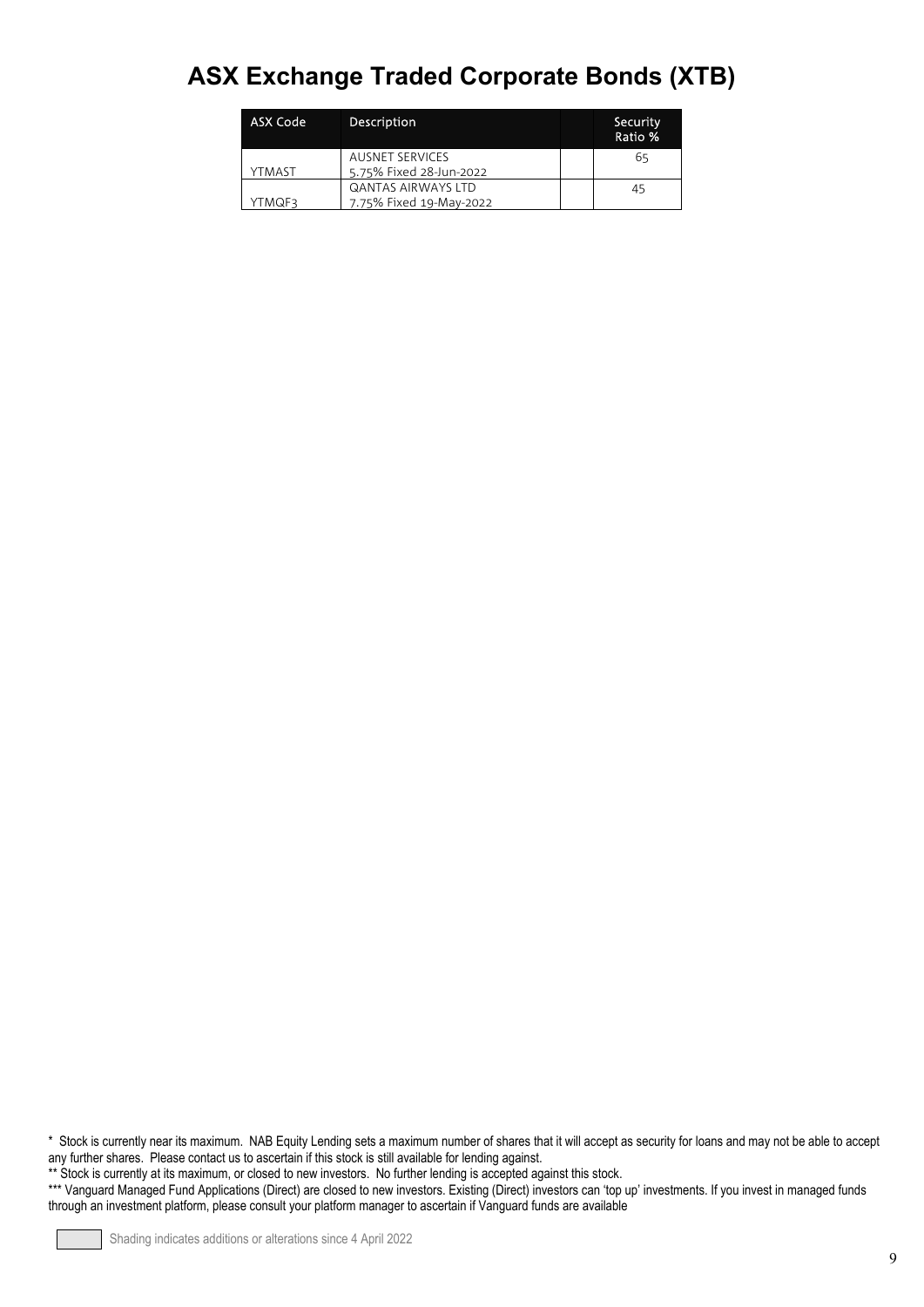# ASX Exchange Traded Corporate Bonds (XTB)

| ASX Code | Description | | Security Ratio % |
|---|---|---|---|
| YTMAST | AUSNET SERVICES<br>5.75% Fixed 28-Jun-2022 | | 65 |
| YTMQF3 | QANTAS AIRWAYS LTD<br>7.75% Fixed 19-May-2022 | | 45 |

\* Stock is currently near its maximum. NAB Equity Lending sets a maximum number of shares that it will accept as security for loans and may not be able to accept any further shares. Please contact us to ascertain if this stock is still available for lending against.

\*\* Stock is currently at its maximum, or closed to new investors. No further lending is accepted against this stock.

\*\*\* Vanguard Managed Fund Applications (Direct) are closed to new investors. Existing (Direct) investors can 'top up' investments. If you invest in managed funds through an investment platform, please consult your platform manager to ascertain if Vanguard funds are available

Shading indicates additions or alterations since 4 April 2022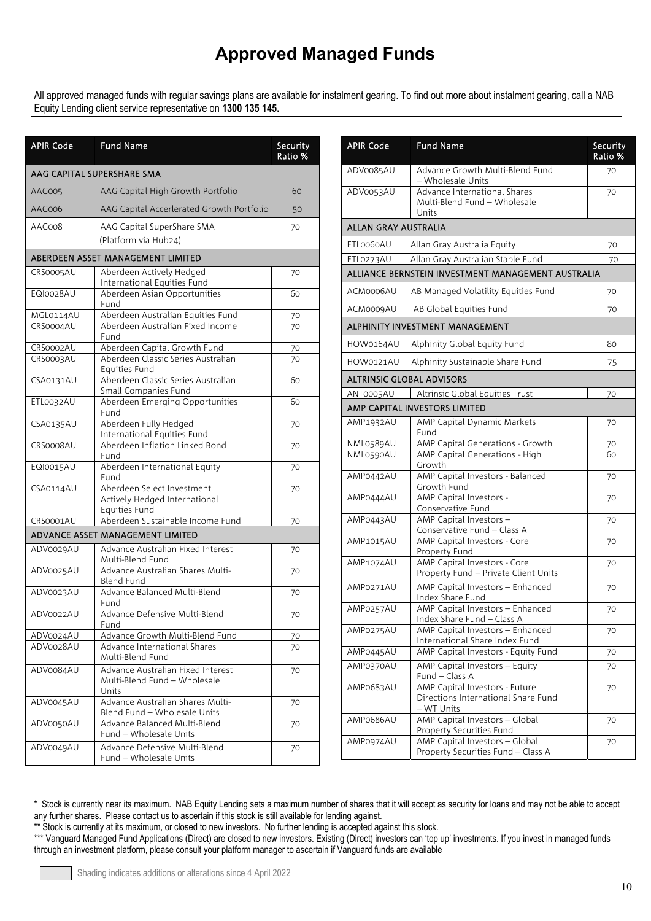# Approved Managed Funds

All approved managed funds with regular savings plans are available for instalment gearing. To find out more about instalment gearing, call a NAB Equity Lending client service representative on **1300 135 145.**

| APIR Code | Fund Name | | Security Ratio % |
|---|---|---|---|
| **AAG CAPITAL SUPERSHARE SMA** | | | |
| AAG005 | AAG Capital High Growth Portfolio | | 60 |
| AAG006 | AAG Capital Accerlerated Growth Portfolio | | 50 |
| AAG008 | AAG Capital SuperShare SMA (Platform via Hub24) | | 70 |
| **ABERDEEN ASSET MANAGEMENT LIMITED** | | | |
| CRS0005AU | Aberdeen Actively Hedged International Equities Fund | | 70 |
| EQI0028AU | Aberdeen Asian Opportunities Fund | | 60 |
| MGL0114AU | Aberdeen Australian Equities Fund | | 70 |
| CRS0004AU | Aberdeen Australian Fixed Income Fund | | 70 |
| CRS0002AU | Aberdeen Capital Growth Fund | | 70 |
| CRS0003AU | Aberdeen Classic Series Australian Equities Fund | | 70 |
| CSA0131AU | Aberdeen Classic Series Australian Small Companies Fund | | 60 |
| ETL0032AU | Aberdeen Emerging Opportunities Fund | | 60 |
| CSA0135AU | Aberdeen Fully Hedged International Equities Fund | | 70 |
| CRS0008AU | Aberdeen Inflation Linked Bond Fund | | 70 |
| EQI0015AU | Aberdeen International Equity Fund | | 70 |
| CSA0114AU | Aberdeen Select Investment Actively Hedged International Equities Fund | | 70 |
| CRS0001AU | Aberdeen Sustainable Income Fund | | 70 |
| **ADVANCE ASSET MANAGEMENT LIMITED** | | | |
| ADV0029AU | Advance Australian Fixed Interest Multi-Blend Fund | | 70 |
| ADV0025AU | Advance Australian Shares Multi-Blend Fund | | 70 |
| ADV0023AU | Advance Balanced Multi-Blend Fund | | 70 |
| ADV0022AU | Advance Defensive Multi-Blend Fund | | 70 |
| ADV0024AU | Advance Growth Multi-Blend Fund | | 70 |
| ADV0028AU | Advance International Shares Multi-Blend Fund | | 70 |
| ADV0084AU | Advance Australian Fixed Interest Multi-Blend Fund – Wholesale Units | | 70 |
| ADV0045AU | Advance Australian Shares Multi-Blend Fund – Wholesale Units | | 70 |
| ADV0050AU | Advance Balanced Multi-Blend Fund – Wholesale Units | | 70 |
| ADV0049AU | Advance Defensive Multi-Blend Fund – Wholesale Units | | 70 |
| ADV0085AU | Advance Growth Multi-Blend Fund – Wholesale Units | | 70 |
| ADV0053AU | Advance International Shares Multi-Blend Fund – Wholesale Units | | 70 |
| **ALLAN GRAY AUSTRALIA** | | | |
| ETL0060AU | Allan Gray Australia Equity | | 70 |
| ETL0273AU | Allan Gray Australian Stable Fund | | 70 |
| **ALLIANCE BERNSTEIN INVESTMENT MANAGEMENT AUSTRALIA** | | | |
| ACM0006AU | AB Managed Volatility Equities Fund | | 70 |
| ACM0009AU | AB Global Equities Fund | | 70 |
| **ALPHINITY INVESTMENT MANAGEMENT** | | | |
| HOW0164AU | Alphinity Global Equity Fund | | 80 |
| HOW0121AU | Alphinity Sustainable Share Fund | | 75 |
| **ALTRINSIC GLOBAL ADVISORS** | | | |
| ANT0005AU | Altrinsic Global Equities Trust | | 70 |
| **AMP CAPITAL INVESTORS LIMITED** | | | |
| AMP1932AU | AMP Capital Dynamic Markets Fund | | 70 |
| NML0589AU | AMP Capital Generations - Growth | | 70 |
| NML0590AU | AMP Capital Generations - High Growth | | 60 |
| AMP0442AU | AMP Capital Investors - Balanced Growth Fund | | 70 |
| AMP0444AU | AMP Capital Investors - Conservative Fund | | 70 |
| AMP0443AU | AMP Capital Investors – Conservative Fund – Class A | | 70 |
| AMP1015AU | AMP Capital Investors - Core Property Fund | | 70 |
| AMP1074AU | AMP Capital Investors - Core Property Fund – Private Client Units | | 70 |
| AMP0271AU | AMP Capital Investors – Enhanced Index Share Fund | | 70 |
| AMP0257AU | AMP Capital Investors – Enhanced Index Share Fund – Class A | | 70 |
| AMP0275AU | AMP Capital Investors – Enhanced International Share Index Fund | | 70 |
| AMP0445AU | AMP Capital Investors - Equity Fund | | 70 |
| AMP0370AU | AMP Capital Investors – Equity Fund – Class A | | 70 |
| AMP0683AU | AMP Capital Investors - Future Directions International Share Fund – WT Units | | 70 |
| AMP0686AU | AMP Capital Investors – Global Property Securities Fund | | 70 |
| AMP0974AU | AMP Capital Investors – Global Property Securities Fund – Class A | | 70 |

\* Stock is currently near its maximum. NAB Equity Lending sets a maximum number of shares that it will accept as security for loans and may not be able to accept any further shares. Please contact us to ascertain if this stock is still available for lending against.

\*\* Stock is currently at its maximum, or closed to new investors. No further lending is accepted against this stock.

\*\*\* Vanguard Managed Fund Applications (Direct) are closed to new investors. Existing (Direct) investors can 'top up' investments. If you invest in managed funds through an investment platform, please consult your platform manager to ascertain if Vanguard funds are available

Shading indicates additions or alterations since 4 April 2022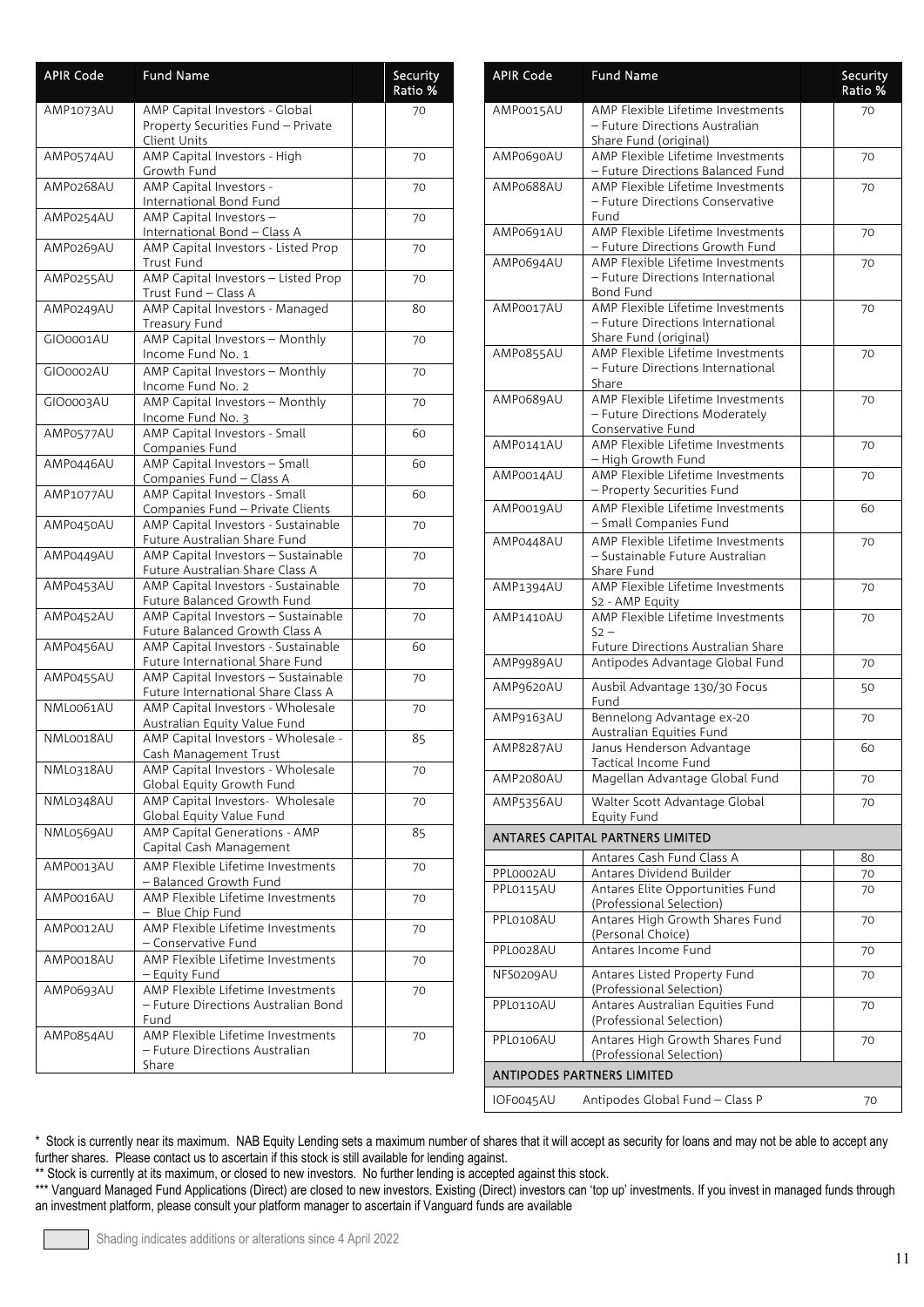| APIR Code | Fund Name | Security Ratio % |
|---|---|---|
| AMP1073AU | AMP Capital Investors - Global Property Securities Fund – Private Client Units | 70 |
| AMP0574AU | AMP Capital Investors - High Growth Fund | 70 |
| AMP0268AU | AMP Capital Investors - International Bond Fund | 70 |
| AMP0254AU | AMP Capital Investors – International Bond – Class A | 70 |
| AMP0269AU | AMP Capital Investors - Listed Prop Trust Fund | 70 |
| AMP0255AU | AMP Capital Investors – Listed Prop Trust Fund – Class A | 70 |
| AMP0249AU | AMP Capital Investors - Managed Treasury Fund | 80 |
| GIO0001AU | AMP Capital Investors – Monthly Income Fund No. 1 | 70 |
| GIO0002AU | AMP Capital Investors – Monthly Income Fund No. 2 | 70 |
| GIO0003AU | AMP Capital Investors – Monthly Income Fund No. 3 | 70 |
| AMP0577AU | AMP Capital Investors - Small Companies Fund | 60 |
| AMP0446AU | AMP Capital Investors – Small Companies Fund – Class A | 60 |
| AMP1077AU | AMP Capital Investors - Small Companies Fund – Private Clients | 60 |
| AMP0450AU | AMP Capital Investors - Sustainable Future Australian Share Fund | 70 |
| AMP0449AU | AMP Capital Investors – Sustainable Future Australian Share Class A | 70 |
| AMP0453AU | AMP Capital Investors - Sustainable Future Balanced Growth Fund | 70 |
| AMP0452AU | AMP Capital Investors – Sustainable Future Balanced Growth Class A | 70 |
| AMP0456AU | AMP Capital Investors - Sustainable Future International Share Fund | 60 |
| AMP0455AU | AMP Capital Investors – Sustainable Future International Share Class A | 70 |
| NML0061AU | AMP Capital Investors - Wholesale Australian Equity Value Fund | 70 |
| NML0018AU | AMP Capital Investors - Wholesale - Cash Management Trust | 85 |
| NML0318AU | AMP Capital Investors - Wholesale Global Equity Growth Fund | 70 |
| NML0348AU | AMP Capital Investors- Wholesale Global Equity Value Fund | 70 |
| NML0569AU | AMP Capital Generations - AMP Capital Cash Management | 85 |
| AMP0013AU | AMP Flexible Lifetime Investments – Balanced Growth Fund | 70 |
| AMP0016AU | AMP Flexible Lifetime Investments – Blue Chip Fund | 70 |
| AMP0012AU | AMP Flexible Lifetime Investments – Conservative Fund | 70 |
| AMP0018AU | AMP Flexible Lifetime Investments – Equity Fund | 70 |
| AMP0693AU | AMP Flexible Lifetime Investments – Future Directions Australian Bond Fund | 70 |
| AMP0854AU | AMP Flexible Lifetime Investments – Future Directions Australian Share | 70 |
| AMP0015AU | AMP Flexible Lifetime Investments – Future Directions Australian Share Fund (original) | 70 |
| AMP0690AU | AMP Flexible Lifetime Investments – Future Directions Balanced Fund | 70 |
| AMP0688AU | AMP Flexible Lifetime Investments – Future Directions Conservative Fund | 70 |
| AMP0691AU | AMP Flexible Lifetime Investments – Future Directions Growth Fund | 70 |
| AMP0694AU | AMP Flexible Lifetime Investments – Future Directions International Bond Fund | 70 |
| AMP0017AU | AMP Flexible Lifetime Investments – Future Directions International Share Fund (original) | 70 |
| AMP0855AU | AMP Flexible Lifetime Investments – Future Directions International Share | 70 |
| AMP0689AU | AMP Flexible Lifetime Investments – Future Directions Moderately Conservative Fund | 70 |
| AMP0141AU | AMP Flexible Lifetime Investments – High Growth Fund | 70 |
| AMP0014AU | AMP Flexible Lifetime Investments – Property Securities Fund | 70 |
| AMP0019AU | AMP Flexible Lifetime Investments – Small Companies Fund | 60 |
| AMP0448AU | AMP Flexible Lifetime Investments – Sustainable Future Australian Share Fund | 70 |
| AMP1394AU | AMP Flexible Lifetime Investments S2 - AMP Equity | 70 |
| AMP1410AU | AMP Flexible Lifetime Investments S2 – Future Directions Australian Share | 70 |
| AMP9989AU | Antipodes Advantage Global Fund | 70 |
| AMP9620AU | Ausbil Advantage 130/30 Focus Fund | 50 |
| AMP9163AU | Bennelong Advantage ex-20 Australian Equities Fund | 70 |
| AMP8287AU | Janus Henderson Advantage Tactical Income Fund | 60 |
| AMP2080AU | Magellan Advantage Global Fund | 70 |
| AMP5356AU | Walter Scott Advantage Global Equity Fund | 70 |
| **ANTARES CAPITAL PARTNERS LIMITED** | | |
| | Antares Cash Fund Class A | 80 |
| PPL0002AU | Antares Dividend Builder | 70 |
| PPL0115AU | Antares Elite Opportunities Fund (Professional Selection) | 70 |
| PPL0108AU | Antares High Growth Shares Fund (Personal Choice) | 70 |
| PPL0028AU | Antares Income Fund | 70 |
| NFS0209AU | Antares Listed Property Fund (Professional Selection) | 70 |
| PPL0110AU | Antares Australian Equities Fund (Professional Selection) | 70 |
| PPL0106AU | Antares High Growth Shares Fund (Professional Selection) | 70 |
| **ANTIPODES PARTNERS LIMITED** | | |
| IOF0045AU | Antipodes Global Fund – Class P | 70 |

\* Stock is currently near its maximum. NAB Equity Lending sets a maximum number of shares that it will accept as security for loans and may not be able to accept any further shares. Please contact us to ascertain if this stock is still available for lending against.

\** Stock is currently at its maximum, or closed to new investors. No further lending is accepted against this stock.

\*** Vanguard Managed Fund Applications (Direct) are closed to new investors. Existing (Direct) investors can 'top up' investments. If you invest in managed funds through an investment platform, please consult your platform manager to ascertain if Vanguard funds are available

Shading indicates additions or alterations since 4 April 2022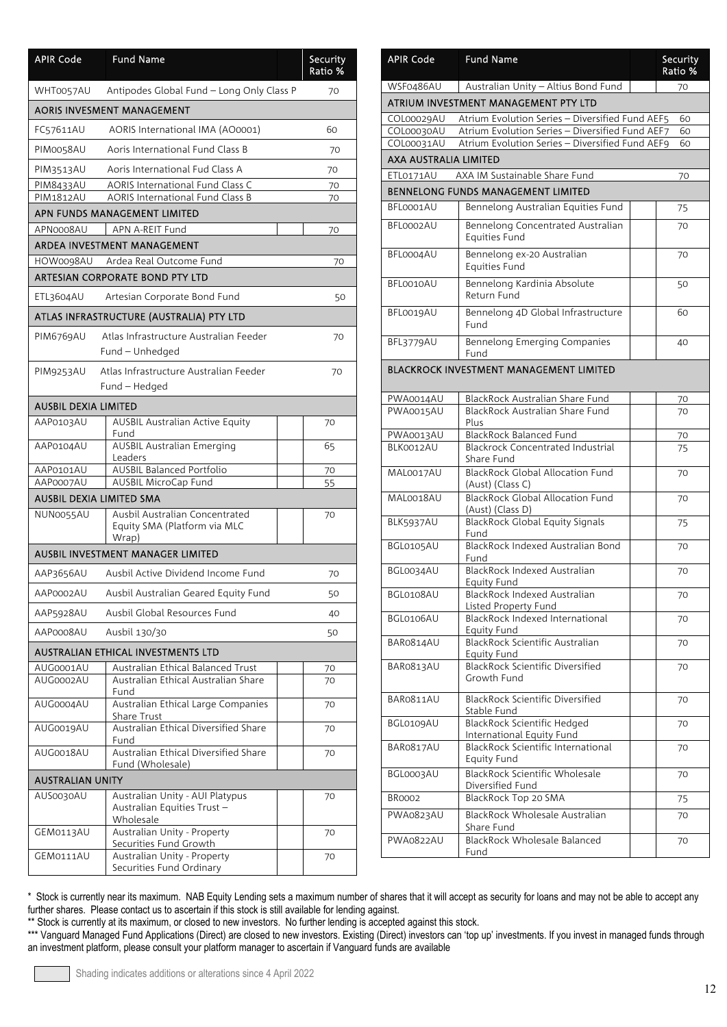| APIR Code | Fund Name | Security Ratio % |
|---|---|---|
| WHT0057AU | Antipodes Global Fund – Long Only Class P | 70 |
| **AORIS INVESMENT MANAGEMENT** | | |
| FC57611AU | AORIS International IMA (AO0001) | 60 |
| PIM0058AU | Aoris International Fund Class B | 70 |
| PIM3513AU | Aoris International Fud Class A | 70 |
| PIM8433AU | AORIS International Fund Class C | 70 |
| PIM1812AU | AORIS International Fund Class B | 70 |
| **APN FUNDS MANAGEMENT LIMITED** | | |
| APN0008AU | APN A-REIT Fund | 70 |
| **ARDEA INVESTMENT MANAGEMENT** | | |
| HOW0098AU | Ardea Real Outcome Fund | 70 |
| **ARTESIAN CORPORATE BOND PTY LTD** | | |
| ETL3604AU | Artesian Corporate Bond Fund | 50 |
| **ATLAS INFRASTRUCTURE (AUSTRALIA) PTY LTD** | | |
| PIM6769AU | Atlas Infrastructure Australian Feeder Fund – Unhedged | 70 |
| PIM9253AU | Atlas Infrastructure Australian Feeder Fund – Hedged | 70 |
| **AUSBIL DEXIA LIMITED** | | |
| AAP0103AU | AUSBIL Australian Active Equity Fund | 70 |
| AAP0104AU | AUSBIL Australian Emerging Leaders | 65 |
| AAP0101AU | AUSBIL Balanced Portfolio | 70 |
| AAP0007AU | AUSBIL MicroCap Fund | 55 |
| **AUSBIL DEXIA LIMITED SMA** | | |
| NUN0055AU | Ausbil Australian Concentrated Equity SMA (Platform via MLC Wrap) | 70 |
| **AUSBIL INVESTMENT MANAGER LIMITED** | | |
| AAP3656AU | Ausbil Active Dividend Income Fund | 70 |
| AAP0002AU | Ausbil Australian Geared Equity Fund | 50 |
| AAP5928AU | Ausbil Global Resources Fund | 40 |
| AAP0008AU | Ausbil 130/30 | 50 |
| **AUSTRALIAN ETHICAL INVESTMENTS LTD** | | |
| AUG0001AU | Australian Ethical Balanced Trust | 70 |
| AUG0002AU | Australian Ethical Australian Share Fund | 70 |
| AUG0004AU | Australian Ethical Large Companies Share Trust | 70 |
| AUG0019AU | Australian Ethical Diversified Share Fund | 70 |
| AUG0018AU | Australian Ethical Diversified Share Fund (Wholesale) | 70 |
| **AUSTRALIAN UNITY** | | |
| AUS0030AU | Australian Unity - AUI Platypus Australian Equities Trust – Wholesale | 70 |
| GEM0113AU | Australian Unity - Property Securities Fund Growth | 70 |
| GEM0111AU | Australian Unity - Property Securities Fund Ordinary | 70 |
| WSF0486AU | Australian Unity – Altius Bond Fund | 70 |
| **ATRIUM INVESTMENT MANAGEMENT PTY LTD** | | |
| COL00029AU | Atrium Evolution Series – Diversified Fund AEF5 | 60 |
| COL00030AU | Atrium Evolution Series – Diversified Fund AEF7 | 60 |
| COL00031AU | Atrium Evolution Series – Diversified Fund AEF9 | 60 |
| **AXA AUSTRALIA LIMITED** | | |
| ETL0171AU | AXA IM Sustainable Share Fund | 70 |
| **BENNELONG FUNDS MANAGEMENT LIMITED** | | |
| BFL0001AU | Bennelong Australian Equities Fund | 75 |
| BFL0002AU | Bennelong Concentrated Australian Equities Fund | 70 |
| BFL0004AU | Bennelong ex-20 Australian Equities Fund | 70 |
| BFL0010AU | Bennelong Kardinia Absolute Return Fund | 50 |
| BFL0019AU | Bennelong 4D Global Infrastructure Fund | 60 |
| BFL3779AU | Bennelong Emerging Companies Fund | 40 |
| **BLACKROCK INVESTMENT MANAGEMENT LIMITED** | | |
| PWA0014AU | BlackRock Australian Share Fund | 70 |
| PWA0015AU | BlackRock Australian Share Fund Plus | 70 |
| PWA0013AU | BlackRock Balanced Fund | 70 |
| BLK0012AU | Blackrock Concentrated Industrial Share Fund | 75 |
| MAL0017AU | BlackRock Global Allocation Fund (Aust) (Class C) | 70 |
| MAL0018AU | BlackRock Global Allocation Fund (Aust) (Class D) | 70 |
| BLK5937AU | BlackRock Global Equity Signals Fund | 75 |
| BGL0105AU | BlackRock Indexed Australian Bond Fund | 70 |
| BGL0034AU | BlackRock Indexed Australian Equity Fund | 70 |
| BGL0108AU | BlackRock Indexed Australian Listed Property Fund | 70 |
| BGL0106AU | BlackRock Indexed International Equity Fund | 70 |
| BAR0814AU | BlackRock Scientific Australian Equity Fund | 70 |
| BAR0813AU | BlackRock Scientific Diversified Growth Fund | 70 |
| BAR0811AU | BlackRock Scientific Diversified Stable Fund | 70 |
| BGL0109AU | BlackRock Scientific Hedged International Equity Fund | 70 |
| BAR0817AU | BlackRock Scientific International Equity Fund | 70 |
| BGL0003AU | BlackRock Scientific Wholesale Diversified Fund | 70 |
| BR0002 | BlackRock Top 20 SMA | 75 |
| PWA0823AU | BlackRock Wholesale Australian Share Fund | 70 |
| PWA0822AU | BlackRock Wholesale Balanced Fund | 70 |

\* Stock is currently near its maximum. NAB Equity Lending sets a maximum number of shares that it will accept as security for loans and may not be able to accept any further shares. Please contact us to ascertain if this stock is still available for lending against.

\*\* Stock is currently at its maximum, or closed to new investors. No further lending is accepted against this stock.

\*\*\* Vanguard Managed Fund Applications (Direct) are closed to new investors. Existing (Direct) investors can 'top up' investments. If you invest in managed funds through an investment platform, please consult your platform manager to ascertain if Vanguard funds are available

Shading indicates additions or alterations since 4 April 2022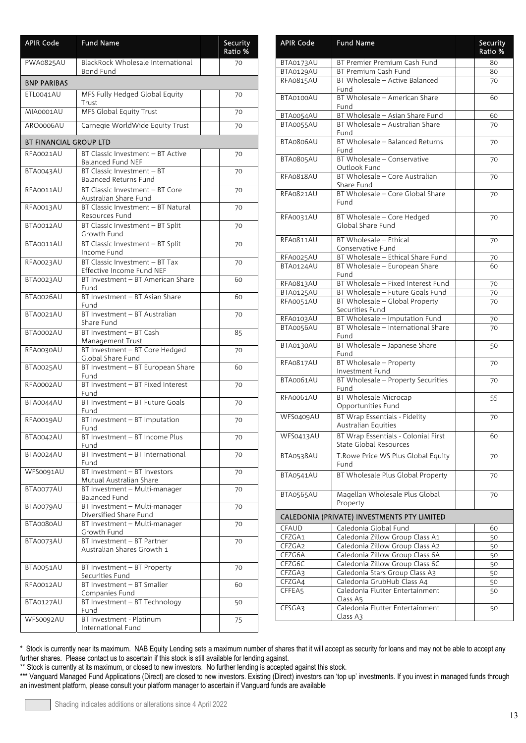| APIR Code | Fund Name | | Security Ratio % |
|---|---|---|---|
| PWA0825AU | BlackRock Wholesale International Bond Fund | | 70 |
| **BNP PARIBAS** | | | |
| ETL0041AU | MFS Fully Hedged Global Equity Trust | | 70 |
| MIA0001AU | MFS Global Equity Trust | | 70 |
| ARO0006AU | Carnegie WorldWide Equity Trust | | 70 |
| **BT FINANCIAL GROUP LTD** | | | |
| RFA0021AU | BT Classic Investment – BT Active Balanced Fund NEF | | 70 |
| BTA0043AU | BT Classic Investment – BT Balanced Returns Fund | | 70 |
| RFA0011AU | BT Classic Investment – BT Core Australian Share Fund | | 70 |
| RFA0013AU | BT Classic Investment – BT Natural Resources Fund | | 70 |
| BTA0012AU | BT Classic Investment – BT Split Growth Fund | | 70 |
| BTA0011AU | BT Classic Investment – BT Split Income Fund | | 70 |
| RFA0023AU | BT Classic Investment – BT Tax Effective Income Fund NEF | | 70 |
| BTA0023AU | BT Investment – BT American Share Fund | | 60 |
| BTA0026AU | BT Investment – BT Asian Share Fund | | 60 |
| BTA0021AU | BT Investment – BT Australian Share Fund | | 70 |
| BTA0002AU | BT Investment – BT Cash Management Trust | | 85 |
| RFA0030AU | BT Investment – BT Core Hedged Global Share Fund | | 70 |
| BTA0025AU | BT Investment – BT European Share Fund | | 60 |
| RFA0002AU | BT Investment – BT Fixed Interest Fund | | 70 |
| BTA0044AU | BT Investment – BT Future Goals Fund | | 70 |
| RFA0019AU | BT Investment – BT Imputation Fund | | 70 |
| BTA0042AU | BT Investment – BT Income Plus Fund | | 70 |
| BTA0024AU | BT Investment – BT International Fund | | 70 |
| WFS0091AU | BT Investment – BT Investors Mutual Australian Share | | 70 |
| BTA0077AU | BT Investment – Multi-manager Balanced Fund | | 70 |
| BTA0079AU | BT Investment – Multi-manager Diversified Share Fund | | 70 |
| BTA0080AU | BT Investment – Multi-manager Growth Fund | | 70 |
| BTA0073AU | BT Investment – BT Partner Australian Shares Growth 1 | | 70 |
| BTA0051AU | BT Investment – BT Property Securities Fund | | 70 |
| RFA0012AU | BT Investment – BT Smaller Companies Fund | | 60 |
| BTA0127AU | BT Investment – BT Technology Fund | | 50 |
| WFS0092AU | BT Investment - Platinum International Fund | | 75 |
| BTA0173AU | BT Premier Premium Cash Fund | | 80 |
| BTA0129AU | BT Premium Cash Fund | | 80 |
| RFA0815AU | BT Wholesale – Active Balanced Fund | | 70 |
| BTA0100AU | BT Wholesale – American Share Fund | | 60 |
| BTA0054AU | BT Wholesale – Asian Share Fund | | 60 |
| BTA0055AU | BT Wholesale – Australian Share Fund | | 70 |
| BTA0806AU | BT Wholesale – Balanced Returns Fund | | 70 |
| BTA0805AU | BT Wholesale – Conservative Outlook Fund | | 70 |
| RFA0818AU | BT Wholesale – Core Australian Share Fund | | 70 |
| RFA0821AU | BT Wholesale – Core Global Share Fund | | 70 |
| RFA0031AU | BT Wholesale – Core Hedged Global Share Fund | | 70 |
| RFA0811AU | BT Wholesale – Ethical Conservative Fund | | 70 |
| RFA0025AU | BT Wholesale – Ethical Share Fund | | 70 |
| BTA0124AU | BT Wholesale – European Share Fund | | 60 |
| RFA0813AU | BT Wholesale – Fixed Interest Fund | | 70 |
| BTA0125AU | BT Wholesale – Future Goals Fund | | 70 |
| RFA0051AU | BT Wholesale – Global Property Securities Fund | | 70 |
| RFA0103AU | BT Wholesale – Imputation Fund | | 70 |
| BTA0056AU | BT Wholesale – International Share Fund | | 70 |
| BTA0130AU | BT Wholesale – Japanese Share Fund | | 50 |
| RFA0817AU | BT Wholesale – Property Investment Fund | | 70 |
| BTA0061AU | BT Wholesale – Property Securities Fund | | 70 |
| RFA0061AU | BT Wholesale Microcap Opportunities Fund | | 55 |
| WFS0409AU | BT Wrap Essentials - Fidelity Australian Equities | | 70 |
| WFS0413AU | BT Wrap Essentials - Colonial First State Global Resources | | 60 |
| BTA0538AU | T.Rowe Price WS Plus Global Equity Fund | | 70 |
| BTA0541AU | BT Wholesale Plus Global Property | | 70 |
| BTA0565AU | Magellan Wholesale Plus Global Property | | 70 |
| **CALEDONIA (PRIVATE) INVESTMENTS PTY LIMITED** | | | |
| CFAUD | Caledonia Global Fund | | 60 |
| CFZGA1 | Caledonia Zillow Group Class A1 | | 50 |
| CFZGA2 | Caledonia Zillow Group Class A2 | | 50 |
| CFZG6A | Caledonia Zillow Group Class 6A | | 50 |
| CFZG6C | Caledonia Zillow Group Class 6C | | 50 |
| CFZGA3 | Caledonia Stars Group Class A3 | | 50 |
| CFZGA4 | Caledonia GrubHub Class A4 | | 50 |
| CFFEA5 | Caledonia Flutter Entertainment Class A5 | | 50 |
| CFSGA3 | Caledonia Flutter Entertainment Class A3 | | 50 |

\* Stock is currently near its maximum. NAB Equity Lending sets a maximum number of shares that it will accept as security for loans and may not be able to accept any further shares. Please contact us to ascertain if this stock is still available for lending against.

\** Stock is currently at its maximum, or closed to new investors. No further lending is accepted against this stock.

\*** Vanguard Managed Fund Applications (Direct) are closed to new investors. Existing (Direct) investors can 'top up' investments. If you invest in managed funds through an investment platform, please consult your platform manager to ascertain if Vanguard funds are available

Shading indicates additions or alterations since 4 April 2022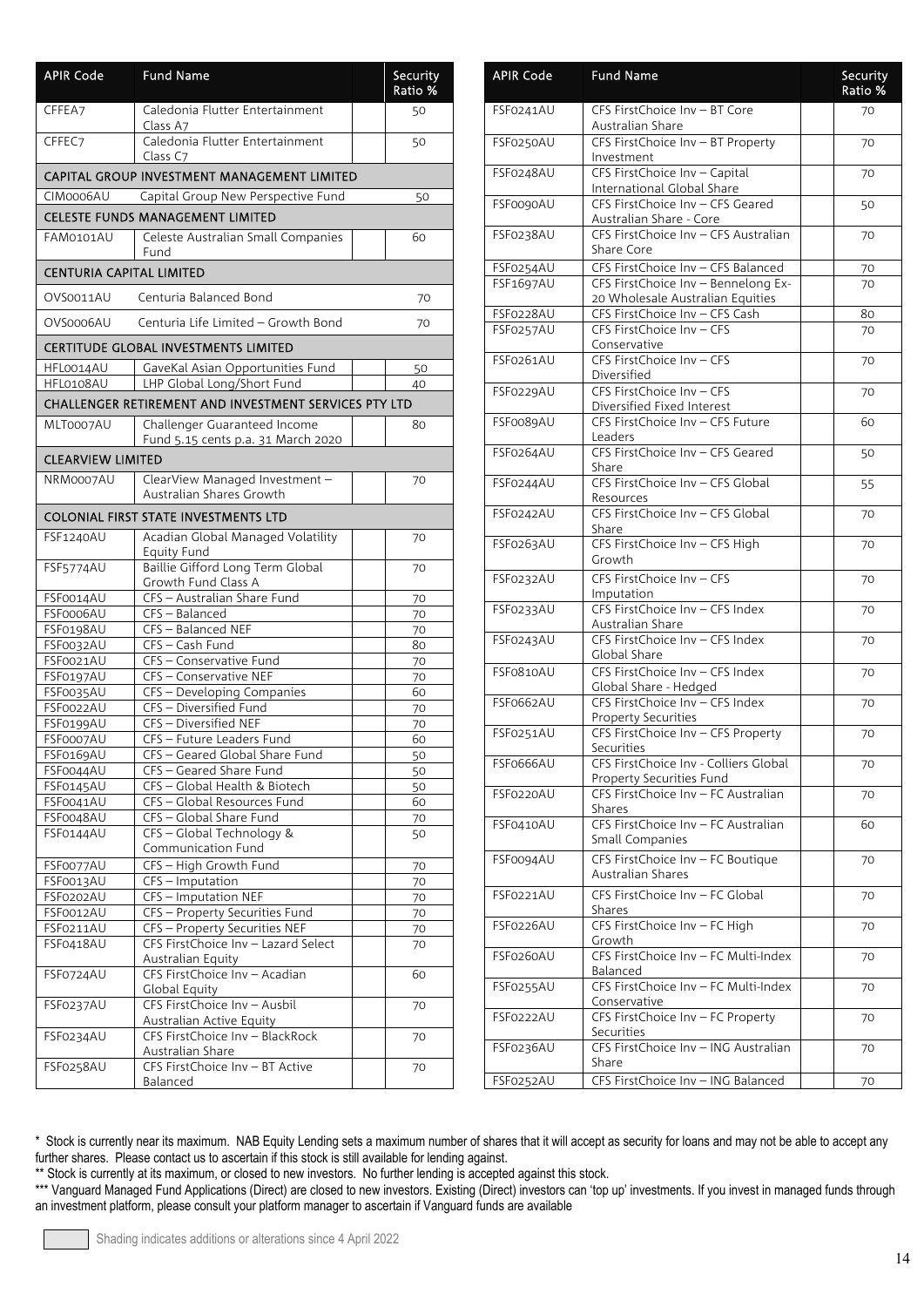| APIR Code | Fund Name | Security Ratio % |
|---|---|---|
| CFFEA7 | Caledonia Flutter Entertainment Class A7 | 50 |
| CFFEC7 | Caledonia Flutter Entertainment Class C7 | 50 |
| **CAPITAL GROUP INVESTMENT MANAGEMENT LIMITED** | | |
| CIM0006AU | Capital Group New Perspective Fund | 50 |
| **CELESTE FUNDS MANAGEMENT LIMITED** | | |
| FAM0101AU | Celeste Australian Small Companies Fund | 60 |
| **CENTURIA CAPITAL LIMITED** | | |
| OVS0011AU | Centuria Balanced Bond | 70 |
| OVS0006AU | Centuria Life Limited – Growth Bond | 70 |
| **CERTITUDE GLOBAL INVESTMENTS LIMITED** | | |
| HFL0014AU | GaveKal Asian Opportunities Fund | 50 |
| HFL0108AU | LHP Global Long/Short Fund | 40 |
| **CHALLENGER RETIREMENT AND INVESTMENT SERVICES PTY LTD** | | |
| MLT0007AU | Challenger Guaranteed Income Fund 5.15 cents p.a. 31 March 2020 | 80 |
| **CLEARVIEW LIMITED** | | |
| NRM0007AU | ClearView Managed Investment – Australian Shares Growth | 70 |
| **COLONIAL FIRST STATE INVESTMENTS LTD** | | |
| FSF1240AU | Acadian Global Managed Volatility Equity Fund | 70 |
| FSF5774AU | Baillie Gifford Long Term Global Growth Fund Class A | 70 |
| FSF0014AU | CFS – Australian Share Fund | 70 |
| FSF0006AU | CFS – Balanced | 70 |
| FSF0198AU | CFS – Balanced NEF | 70 |
| FSF0032AU | CFS – Cash Fund | 80 |
| FSF0021AU | CFS – Conservative Fund | 70 |
| FSF0197AU | CFS – Conservative NEF | 70 |
| FSF0035AU | CFS – Developing Companies | 60 |
| FSF0022AU | CFS – Diversified Fund | 70 |
| FSF0199AU | CFS – Diversified NEF | 70 |
| FSF0007AU | CFS – Future Leaders Fund | 60 |
| FSF0169AU | CFS – Geared Global Share Fund | 50 |
| FSF0044AU | CFS – Geared Share Fund | 50 |
| FSF0145AU | CFS – Global Health & Biotech | 50 |
| FSF0041AU | CFS – Global Resources Fund | 60 |
| FSF0048AU | CFS – Global Share Fund | 70 |
| FSF0144AU | CFS – Global Technology & Communication Fund | 50 |
| FSF0077AU | CFS – High Growth Fund | 70 |
| FSF0013AU | CFS – Imputation | 70 |
| FSF0202AU | CFS – Imputation NEF | 70 |
| FSF0012AU | CFS – Property Securities Fund | 70 |
| FSF0211AU | CFS – Property Securities NEF | 70 |
| FSF0418AU | CFS FirstChoice Inv – Lazard Select Australian Equity | 70 |
| FSF0724AU | CFS FirstChoice Inv – Acadian Global Equity | 60 |
| FSF0237AU | CFS FirstChoice Inv – Ausbil Australian Active Equity | 70 |
| FSF0234AU | CFS FirstChoice Inv – BlackRock Australian Share | 70 |
| FSF0258AU | CFS FirstChoice Inv – BT Active Balanced | 70 |
| FSF0241AU | CFS FirstChoice Inv – BT Core Australian Share | 70 |
| FSF0250AU | CFS FirstChoice Inv – BT Property Investment | 70 |
| FSF0248AU | CFS FirstChoice Inv – Capital International Global Share | 70 |
| FSF0090AU | CFS FirstChoice Inv – CFS Geared Australian Share - Core | 50 |
| FSF0238AU | CFS FirstChoice Inv – CFS Australian Share Core | 70 |
| FSF0254AU | CFS FirstChoice Inv – CFS Balanced | 70 |
| FSF1697AU | CFS FirstChoice Inv – Bennelong Ex-20 Wholesale Australian Equities | 70 |
| FSF0228AU | CFS FirstChoice Inv – CFS Cash | 80 |
| FSF0257AU | CFS FirstChoice Inv – CFS Conservative | 70 |
| FSF0261AU | CFS FirstChoice Inv – CFS Diversified | 70 |
| FSF0229AU | CFS FirstChoice Inv – CFS Diversified Fixed Interest | 70 |
| FSF0089AU | CFS FirstChoice Inv – CFS Future Leaders | 60 |
| FSF0264AU | CFS FirstChoice Inv – CFS Geared Share | 50 |
| FSF0244AU | CFS FirstChoice Inv – CFS Global Resources | 55 |
| FSF0242AU | CFS FirstChoice Inv – CFS Global Share | 70 |
| FSF0263AU | CFS FirstChoice Inv – CFS High Growth | 70 |
| FSF0232AU | CFS FirstChoice Inv – CFS Imputation | 70 |
| FSF0233AU | CFS FirstChoice Inv – CFS Index Australian Share | 70 |
| FSF0243AU | CFS FirstChoice Inv – CFS Index Global Share | 70 |
| FSF0810AU | CFS FirstChoice Inv – CFS Index Global Share - Hedged | 70 |
| FSF0662AU | CFS FirstChoice Inv – CFS Index Property Securities | 70 |
| FSF0251AU | CFS FirstChoice Inv – CFS Property Securities | 70 |
| FSF0666AU | CFS FirstChoice Inv - Colliers Global Property Securities Fund | 70 |
| FSF0220AU | CFS FirstChoice Inv – FC Australian Shares | 70 |
| FSF0410AU | CFS FirstChoice Inv – FC Australian Small Companies | 60 |
| FSF0094AU | CFS FirstChoice Inv – FC Boutique Australian Shares | 70 |
| FSF0221AU | CFS FirstChoice Inv – FC Global Shares | 70 |
| FSF0226AU | CFS FirstChoice Inv – FC High Growth | 70 |
| FSF0260AU | CFS FirstChoice Inv – FC Multi-Index Balanced | 70 |
| FSF0255AU | CFS FirstChoice Inv – FC Multi-Index Conservative | 70 |
| FSF0222AU | CFS FirstChoice Inv – FC Property Securities | 70 |
| FSF0236AU | CFS FirstChoice Inv – ING Australian Share | 70 |
| FSF0252AU | CFS FirstChoice Inv – ING Balanced | 70 |

\* Stock is currently near its maximum. NAB Equity Lending sets a maximum number of shares that it will accept as security for loans and may not be able to accept any further shares. Please contact us to ascertain if this stock is still available for lending against.

** Stock is currently at its maximum, or closed to new investors. No further lending is accepted against this stock.

*** Vanguard Managed Fund Applications (Direct) are closed to new investors. Existing (Direct) investors can 'top up' investments. If you invest in managed funds through an investment platform, please consult your platform manager to ascertain if Vanguard funds are available

Shading indicates additions or alterations since 4 April 2022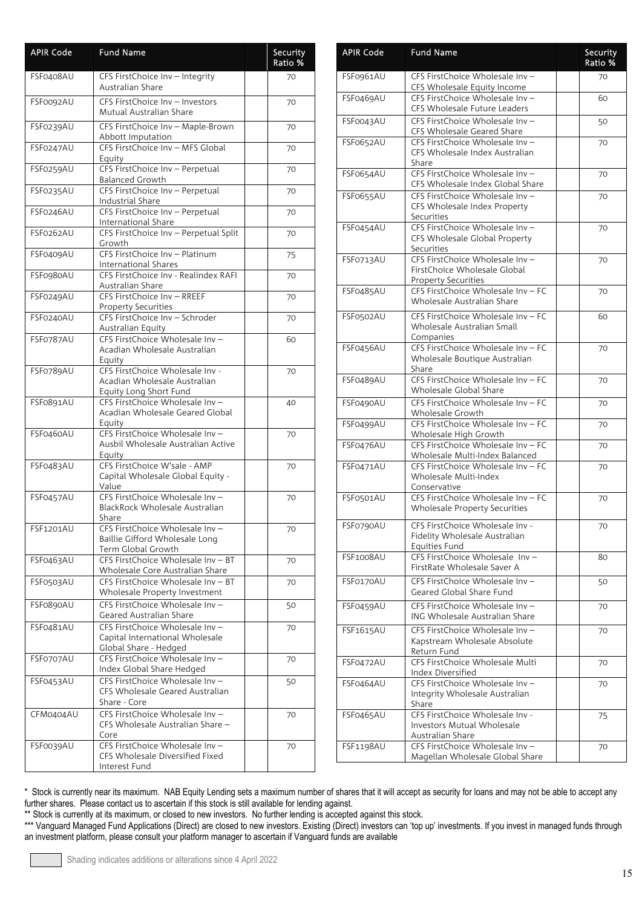| APIR Code | Fund Name | | Security Ratio % |
|---|---|---|---|
| FSF0408AU | CFS FirstChoice Inv – Integrity Australian Share | | 70 |
| FSF0092AU | CFS FirstChoice Inv – Investors Mutual Australian Share | | 70 |
| FSF0239AU | CFS FirstChoice Inv – Maple-Brown Abbott Imputation | | 70 |
| FSF0247AU | CFS FirstChoice Inv – MFS Global Equity | | 70 |
| FSF0259AU | CFS FirstChoice Inv – Perpetual Balanced Growth | | 70 |
| FSF0235AU | CFS FirstChoice Inv – Perpetual Industrial Share | | 70 |
| FSF0246AU | CFS FirstChoice Inv – Perpetual International Share | | 70 |
| FSF0262AU | CFS FirstChoice Inv – Perpetual Split Growth | | 70 |
| FSF0409AU | CFS FirstChoice Inv – Platinum International Shares | | 75 |
| FSF0980AU | CFS FirstChoice Inv - Realindex RAFI Australian Share | | 70 |
| FSF0249AU | CFS FirstChoice Inv – RREEF Property Securities | | 70 |
| FSF0240AU | CFS FirstChoice Inv – Schroder Australian Equity | | 70 |
| FSF0787AU | CFS FirstChoice Wholesale Inv – Acadian Wholesale Australian Equity | | 60 |
| FSF0789AU | CFS FirstChoice Wholesale Inv - Acadian Wholesale Australian Equity Long Short Fund | | 70 |
| FSF0891AU | CFS FirstChoice Wholesale Inv – Acadian Wholesale Geared Global Equity | | 40 |
| FSF0460AU | CFS FirstChoice Wholesale Inv – Ausbil Wholesale Australian Active Equity | | 70 |
| FSF0483AU | CFS FirstChoice W'sale - AMP Capital Wholesale Global Equity - Value | | 70 |
| FSF0457AU | CFS FirstChoice Wholesale Inv – BlackRock Wholesale Australian Share | | 70 |
| FSF1201AU | CFS FirstChoice Wholesale Inv – Baillie Gifford Wholesale Long Term Global Growth | | 70 |
| FSF0463AU | CFS FirstChoice Wholesale Inv – BT Wholesale Core Australian Share | | 70 |
| FSF0503AU | CFS FirstChoice Wholesale Inv – BT Wholesale Property Investment | | 70 |
| FSF0890AU | CFS FirstChoice Wholesale Inv – Geared Australian Share | | 50 |
| FSF0481AU | CFS FirstChoice Wholesale Inv – Capital International Wholesale Global Share - Hedged | | 70 |
| FSF0707AU | CFS FirstChoice Wholesale Inv – Index Global Share Hedged | | 70 |
| FSF0453AU | CFS FirstChoice Wholesale Inv – CFS Wholesale Geared Australian Share - Core | | 50 |
| CFM0404AU | CFS FirstChoice Wholesale Inv – CFS Wholesale Australian Share – Core | | 70 |
| FSF0039AU | CFS FirstChoice Wholesale Inv – CFS Wholesale Diversified Fixed Interest Fund | | 70 |
| FSF0961AU | CFS FirstChoice Wholesale Inv – CFS Wholesale Equity Income | | 70 |
| FSF0469AU | CFS FirstChoice Wholesale Inv – CFS Wholesale Future Leaders | | 60 |
| FSF0043AU | CFS FirstChoice Wholesale Inv – CFS Wholesale Geared Share | | 50 |
| FSF0652AU | CFS FirstChoice Wholesale Inv – CFS Wholesale Index Australian Share | | 70 |
| FSF0654AU | CFS FirstChoice Wholesale Inv – CFS Wholesale Index Global Share | | 70 |
| FSF0655AU | CFS FirstChoice Wholesale Inv – CFS Wholesale Index Property Securities | | 70 |
| FSF0454AU | CFS FirstChoice Wholesale Inv – CFS Wholesale Global Property Securities | | 70 |
| FSF0713AU | CFS FirstChoice Wholesale Inv – FirstChoice Wholesale Global Property Securities | | 70 |
| FSF0485AU | CFS FirstChoice Wholesale Inv – FC Wholesale Australian Share | | 70 |
| FSF0502AU | CFS FirstChoice Wholesale Inv – FC Wholesale Australian Small Companies | | 60 |
| FSF0456AU | CFS FirstChoice Wholesale Inv – FC Wholesale Boutique Australian Share | | 70 |
| FSF0489AU | CFS FirstChoice Wholesale Inv – FC Wholesale Global Share | | 70 |
| FSF0490AU | CFS FirstChoice Wholesale Inv – FC Wholesale Growth | | 70 |
| FSF0499AU | CFS FirstChoice Wholesale Inv – FC Wholesale High Growth | | 70 |
| FSF0476AU | CFS FirstChoice Wholesale Inv – FC Wholesale Multi-Index Balanced | | 70 |
| FSF0471AU | CFS FirstChoice Wholesale Inv – FC Wholesale Multi-Index Conservative | | 70 |
| FSF0501AU | CFS FirstChoice Wholesale Inv – FC Wholesale Property Securities | | 70 |
| FSF0790AU | CFS FirstChoice Wholesale Inv - Fidelity Wholesale Australian Equities Fund | | 70 |
| FSF1008AU | CFS FirstChoice Wholesale Inv – FirstRate Wholesale Saver A | | 80 |
| FSF0170AU | CFS FirstChoice Wholesale Inv – Geared Global Share Fund | | 50 |
| FSF0459AU | CFS FirstChoice Wholesale Inv – ING Wholesale Australian Share | | 70 |
| FSF1615AU | CFS FirstChoice Wholesale Inv – Kapstream Wholesale Absolute Return Fund | | 70 |
| FSF0472AU | CFS FirstChoice Wholesale Multi Index Diversified | | 70 |
| FSF0464AU | CFS FirstChoice Wholesale Inv – Integrity Wholesale Australian Share | | 70 |
| FSF0465AU | CFS FirstChoice Wholesale Inv - Investors Mutual Wholesale Australian Share | | 75 |
| FSF1198AU | CFS FirstChoice Wholesale Inv – Magellan Wholesale Global Share | | 70 |

* Stock is currently near its maximum. NAB Equity Lending sets a maximum number of shares that it will accept as security for loans and may not be able to accept any further shares. Please contact us to ascertain if this stock is still available for lending against.

** Stock is currently at its maximum, or closed to new investors. No further lending is accepted against this stock.

*** Vanguard Managed Fund Applications (Direct) are closed to new investors. Existing (Direct) investors can 'top up' investments. If you invest in managed funds through an investment platform, please consult your platform manager to ascertain if Vanguard funds are available

Shading indicates additions or alterations since 4 April 2022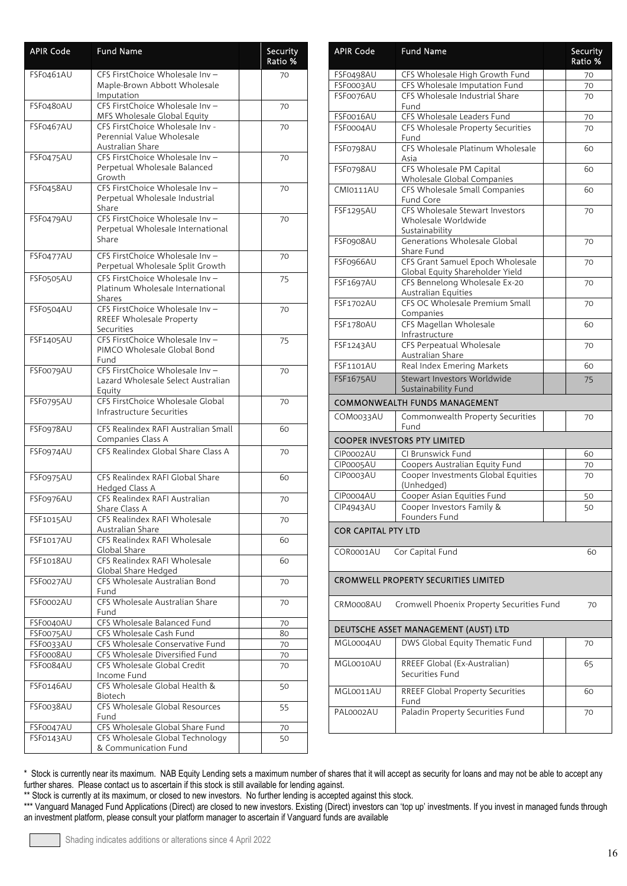| APIR Code | Fund Name | Security Ratio % |
|---|---|---|
| FSF0461AU | CFS FirstChoice Wholesale Inv – Maple-Brown Abbott Wholesale Imputation | 70 |
| FSF0480AU | CFS FirstChoice Wholesale Inv – MFS Wholesale Global Equity | 70 |
| FSF0467AU | CFS FirstChoice Wholesale Inv - Perennial Value Wholesale Australian Share | 70 |
| FSF0475AU | CFS FirstChoice Wholesale Inv – Perpetual Wholesale Balanced Growth | 70 |
| FSF0458AU | CFS FirstChoice Wholesale Inv – Perpetual Wholesale Industrial Share | 70 |
| FSF0479AU | CFS FirstChoice Wholesale Inv – Perpetual Wholesale International Share | 70 |
| FSF0477AU | CFS FirstChoice Wholesale Inv – Perpetual Wholesale Split Growth | 70 |
| FSF0505AU | CFS FirstChoice Wholesale Inv – Platinum Wholesale International Shares | 75 |
| FSF0504AU | CFS FirstChoice Wholesale Inv – RREEF Wholesale Property Securities | 70 |
| FSF1405AU | CFS FirstChoice Wholesale Inv – PIMCO Wholesale Global Bond Fund | 75 |
| FSF0079AU | CFS FirstChoice Wholesale Inv – Lazard Wholesale Select Australian Equity | 70 |
| FSF0795AU | CFS FirstChoice Wholesale Global Infrastructure Securities | 70 |
| FSF0978AU | CFS Realindex RAFI Australian Small Companies Class A | 60 |
| FSF0974AU | CFS Realindex Global Share Class A | 70 |
| FSF0975AU | CFS Realindex RAFI Global Share Hedged Class A | 60 |
| FSF0976AU | CFS Realindex RAFI Australian Share Class A | 70 |
| FSF1015AU | CFS Realindex RAFI Wholesale Australian Share | 70 |
| FSF1017AU | CFS Realindex RAFI Wholesale Global Share | 60 |
| FSF1018AU | CFS Realindex RAFI Wholesale Global Share Hedged | 60 |
| FSF0027AU | CFS Wholesale Australian Bond Fund | 70 |
| FSF0002AU | CFS Wholesale Australian Share Fund | 70 |
| FSF0040AU | CFS Wholesale Balanced Fund | 70 |
| FSF0075AU | CFS Wholesale Cash Fund | 80 |
| FSF0033AU | CFS Wholesale Conservative Fund | 70 |
| FSF0008AU | CFS Wholesale Diversified Fund | 70 |
| FSF0084AU | CFS Wholesale Global Credit Income Fund | 70 |
| FSF0146AU | CFS Wholesale Global Health & Biotech | 50 |
| FSF0038AU | CFS Wholesale Global Resources Fund | 55 |
| FSF0047AU | CFS Wholesale Global Share Fund | 70 |
| FSF0143AU | CFS Wholesale Global Technology & Communication Fund | 50 |
| FSF0498AU | CFS Wholesale High Growth Fund | 70 |
| FSF0003AU | CFS Wholesale Imputation Fund | 70 |
| FSF0076AU | CFS Wholesale Industrial Share Fund | 70 |
| FSF0016AU | CFS Wholesale Leaders Fund | 70 |
| FSF0004AU | CFS Wholesale Property Securities Fund | 70 |
| FSF0798AU | CFS Wholesale Platinum Wholesale Asia | 60 |
| FSF0798AU | CFS Wholesale PM Capital Wholesale Global Companies | 60 |
| CMI0111AU | CFS Wholesale Small Companies Fund Core | 60 |
| FSF1295AU | CFS Wholesale Stewart Investors Wholesale Worldwide Sustainability | 70 |
| FSF0908AU | Generations Wholesale Global Share Fund | 70 |
| FSF0966AU | CFS Grant Samuel Epoch Wholesale Global Equity Shareholder Yield | 70 |
| FSF1697AU | CFS Bennelong Wholesale Ex-20 Australian Equities | 70 |
| FSF1702AU | CFS OC Wholesale Premium Small Companies | 70 |
| FSF1780AU | CFS Magellan Wholesale Infrastructure | 60 |
| FSF1243AU | CFS Perpeatual Wholesale Australian Share | 70 |
| FSF1101AU | Real Index Emering Markets | 60 |
| FSF1675AU | Stewart Investors Worldwide Sustainability Fund | 75 |
| **COMMONWEALTH FUNDS MANAGEMENT** | | |
| COM0033AU | Commonwealth Property Securities Fund | 70 |
| **COOPER INVESTORS PTY LIMITED** | | |
| CIP0002AU | CI Brunswick Fund | 60 |
| CIP0005AU | Coopers Australian Equity Fund | 70 |
| CIP0003AU | Cooper Investments Global Equities (Unhedged) | 70 |
| CIP0004AU | Cooper Asian Equities Fund | 50 |
| CIP4943AU | Cooper Investors Family & Founders Fund | 50 |
| **COR CAPITAL PTY LTD** | | |
| COR0001AU | Cor Capital Fund | 60 |
| **CROMWELL PROPERTY SECURITIES LIMITED** | | |
| CRM0008AU | Cromwell Phoenix Property Securities Fund | 70 |
| **DEUTSCHE ASSET MANAGEMENT (AUST) LTD** | | |
| MGL0004AU | DWS Global Equity Thematic Fund | 70 |
| MGL0010AU | RREEF Global (Ex-Australian) Securities Fund | 65 |
| MGL0011AU | RREEF Global Property Securities Fund | 60 |
| PAL0002AU | Paladin Property Securities Fund | 70 |

\* Stock is currently near its maximum. NAB Equity Lending sets a maximum number of shares that it will accept as security for loans and may not be able to accept any further shares. Please contact us to ascertain if this stock is still available for lending against.

\*\* Stock is currently at its maximum, or closed to new investors. No further lending is accepted against this stock.

\*\*\* Vanguard Managed Fund Applications (Direct) are closed to new investors. Existing (Direct) investors can 'top up' investments. If you invest in managed funds through an investment platform, please consult your platform manager to ascertain if Vanguard funds are available

Shading indicates additions or alterations since 4 April 2022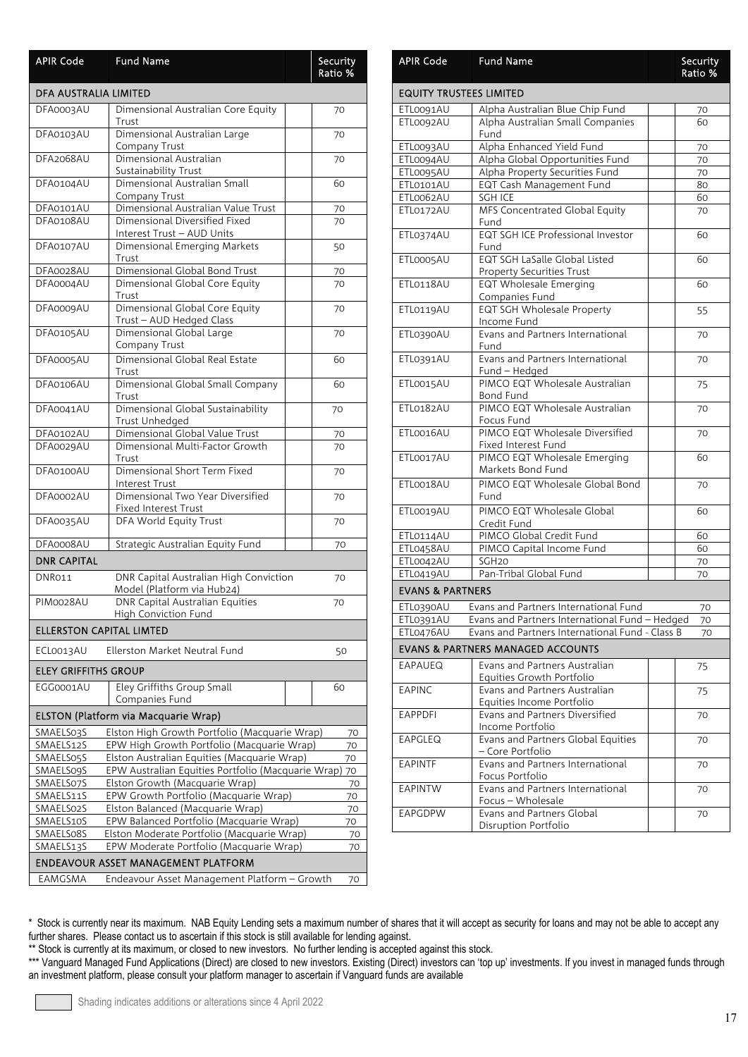| APIR Code | Fund Name | Security Ratio % |
|---|---|---|
| **DFA AUSTRALIA LIMITED** | | |
| DFA0003AU | Dimensional Australian Core Equity Trust | 70 |
| DFA0103AU | Dimensional Australian Large Company Trust | 70 |
| DFA2068AU | Dimensional Australian Sustainability Trust | 70 |
| DFA0104AU | Dimensional Australian Small Company Trust | 60 |
| DFA0101AU | Dimensional Australian Value Trust | 70 |
| DFA0108AU | Dimensional Diversified Fixed Interest Trust – AUD Units | 70 |
| DFA0107AU | Dimensional Emerging Markets Trust | 50 |
| DFA0028AU | Dimensional Global Bond Trust | 70 |
| DFA0004AU | Dimensional Global Core Equity Trust | 70 |
| DFA0009AU | Dimensional Global Core Equity Trust – AUD Hedged Class | 70 |
| DFA0105AU | Dimensional Global Large Company Trust | 70 |
| DFA0005AU | Dimensional Global Real Estate Trust | 60 |
| DFA0106AU | Dimensional Global Small Company Trust | 60 |
| DFA0041AU | Dimensional Global Sustainability Trust Unhedged | 70 |
| DFA0102AU | Dimensional Global Value Trust | 70 |
| DFA0029AU | Dimensional Multi-Factor Growth Trust | 70 |
| DFA0100AU | Dimensional Short Term Fixed Interest Trust | 70 |
| DFA0002AU | Dimensional Two Year Diversified Fixed Interest Trust | 70 |
| DFA0035AU | DFA World Equity Trust | 70 |
| DFA0008AU | Strategic Australian Equity Fund | 70 |
| **DNR CAPITAL** | | |
| DNR011 | DNR Capital Australian High Conviction Model (Platform via Hub24) | 70 |
| PIM0028AU | DNR Capital Australian Equities High Conviction Fund | 70 |
| **ELLERSTON CAPITAL LIMTED** | | |
| ECL0013AU | Ellerston Market Neutral Fund | 50 |
| **ELEY GRIFFITHS GROUP** | | |
| EGG0001AU | Eley Griffiths Group Small Companies Fund | 60 |
| **ELSTON (Platform via Macquarie Wrap)** | | |
| SMAELS03S | Elston High Growth Portfolio (Macquarie Wrap) | 70 |
| SMAELS12S | EPW High Growth Portfolio (Macquarie Wrap) | 70 |
| SMAELS05S | Elston Australian Equities (Macquarie Wrap) | 70 |
| SMAELS09S | EPW Australian Equities Portfolio (Macquarie Wrap) | 70 |
| SMAELS07S | Elston Growth (Macquarie Wrap) | 70 |
| SMAELS11S | EPW Growth Portfolio (Macquarie Wrap) | 70 |
| SMAELS02S | Elston Balanced (Macquarie Wrap) | 70 |
| SMAELS10S | EPW Balanced Portfolio (Macquarie Wrap) | 70 |
| SMAELS08S | Elston Moderate Portfolio (Macquarie Wrap) | 70 |
| SMAELS13S | EPW Moderate Portfolio (Macquarie Wrap) | 70 |
| **ENDEAVOUR ASSET MANAGEMENT PLATFORM** | | |
| EAMGSMA | Endeavour Asset Management Platform – Growth | 70 |

| APIR Code | Fund Name | Security Ratio % |
|---|---|---|
| **EQUITY TRUSTEES LIMITED** | | |
| ETL0091AU | Alpha Australian Blue Chip Fund | 70 |
| ETL0092AU | Alpha Australian Small Companies Fund | 60 |
| ETL0093AU | Alpha Enhanced Yield Fund | 70 |
| ETL0094AU | Alpha Global Opportunities Fund | 70 |
| ETL0095AU | Alpha Property Securities Fund | 70 |
| ETL0101AU | EQT Cash Management Fund | 80 |
| ETL0062AU | SGH ICE | 60 |
| ETL0172AU | MFS Concentrated Global Equity Fund | 70 |
| ETL0374AU | EQT SGH ICE Professional Investor Fund | 60 |
| ETL0005AU | EQT SGH LaSalle Global Listed Property Securities Trust | 60 |
| ETL0118AU | EQT Wholesale Emerging Companies Fund | 60 |
| ETL0119AU | EQT SGH Wholesale Property Income Fund | 55 |
| ETL0390AU | Evans and Partners International Fund | 70 |
| ETL0391AU | Evans and Partners International Fund – Hedged | 70 |
| ETL0015AU | PIMCO EQT Wholesale Australian Bond Fund | 75 |
| ETL0182AU | PIMCO EQT Wholesale Australian Focus Fund | 70 |
| ETL0016AU | PIMCO EQT Wholesale Diversified Fixed Interest Fund | 70 |
| ETL0017AU | PIMCO EQT Wholesale Emerging Markets Bond Fund | 60 |
| ETL0018AU | PIMCO EQT Wholesale Global Bond Fund | 70 |
| ETL0019AU | PIMCO EQT Wholesale Global Credit Fund | 60 |
| ETL0114AU | PIMCO Global Credit Fund | 60 |
| ETL0458AU | PIMCO Capital Income Fund | 60 |
| ETL0042AU | SGH20 | 70 |
| ETL0419AU | Pan-Tribal Global Fund | 70 |
| **EVANS & PARTNERS** | | |
| ETL0390AU | Evans and Partners International Fund | 70 |
| ETL0391AU | Evans and Partners International Fund – Hedged | 70 |
| ETL0476AU | Evans and Partners International Fund - Class B | 70 |
| **EVANS & PARTNERS MANAGED ACCOUNTS** | | |
| EAPAUEQ | Evans and Partners Australian Equities Growth Portfolio | 75 |
| EAPINC | Evans and Partners Australian Equities Income Portfolio | 75 |
| EAPPDFI | Evans and Partners Diversified Income Portfolio | 70 |
| EAPGLEQ | Evans and Partners Global Equities – Core Portfolio | 70 |
| EAPINTF | Evans and Partners International Focus Portfolio | 70 |
| EAPINTW | Evans and Partners International Focus – Wholesale | 70 |
| EAPGDPW | Evans and Partners Global Disruption Portfolio | 70 |

\* Stock is currently near its maximum. NAB Equity Lending sets a maximum number of shares that it will accept as security for loans and may not be able to accept any further shares. Please contact us to ascertain if this stock is still available for lending against.

** Stock is currently at its maximum, or closed to new investors. No further lending is accepted against this stock.

*** Vanguard Managed Fund Applications (Direct) are closed to new investors. Existing (Direct) investors can 'top up' investments. If you invest in managed funds through an investment platform, please consult your platform manager to ascertain if Vanguard funds are available

Shading indicates additions or alterations since 4 April 2022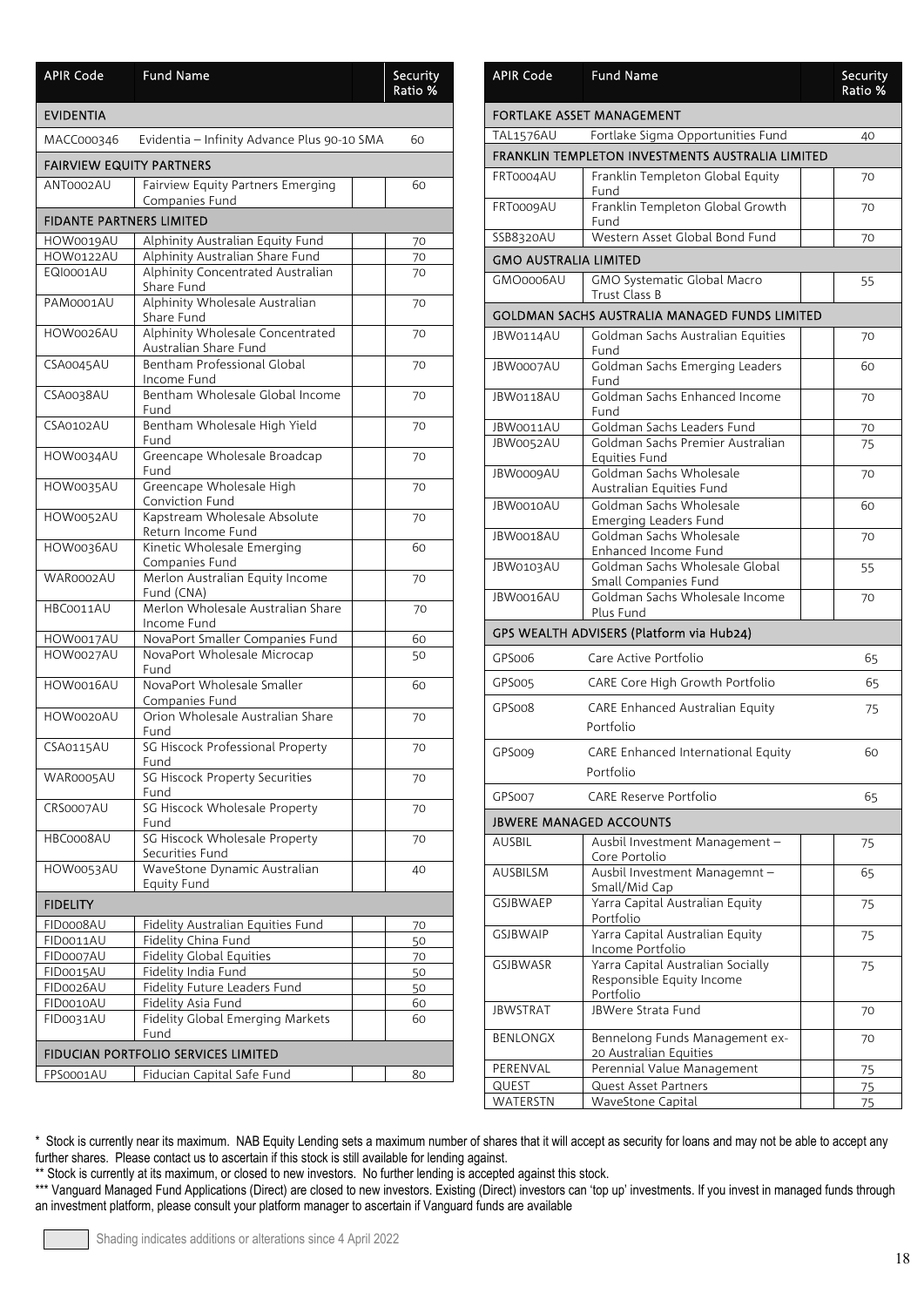| APIR Code | Fund Name | Security Ratio % |
|---|---|---|
| **EVIDENTIA** | | |
| MACC000346 | Evidentia – Infinity Advance Plus 90-10 SMA | 60 |
| **FAIRVIEW EQUITY PARTNERS** | | |
| ANT0002AU | Fairview Equity Partners Emerging Companies Fund | 60 |
| **FIDANTE PARTNERS LIMITED** | | |
| HOW0019AU | Alphinity Australian Equity Fund | 70 |
| HOW0122AU | Alphinity Australian Share Fund | 70 |
| EQI0001AU | Alphinity Concentrated Australian Share Fund | 70 |
| PAM0001AU | Alphinity Wholesale Australian Share Fund | 70 |
| HOW0026AU | Alphinity Wholesale Concentrated Australian Share Fund | 70 |
| CSA0045AU | Bentham Professional Global Income Fund | 70 |
| CSA0038AU | Bentham Wholesale Global Income Fund | 70 |
| CSA0102AU | Bentham Wholesale High Yield Fund | 70 |
| HOW0034AU | Greencape Wholesale Broadcap Fund | 70 |
| HOW0035AU | Greencape Wholesale High Conviction Fund | 70 |
| HOW0052AU | Kapstream Wholesale Absolute Return Income Fund | 70 |
| HOW0036AU | Kinetic Wholesale Emerging Companies Fund | 60 |
| WAR0002AU | Merlon Australian Equity Income Fund (CNA) | 70 |
| HBC0011AU | Merlon Wholesale Australian Share Income Fund | 70 |
| HOW0017AU | NovaPort Smaller Companies Fund | 60 |
| HOW0027AU | NovaPort Wholesale Microcap Fund | 50 |
| HOW0016AU | NovaPort Wholesale Smaller Companies Fund | 60 |
| HOW0020AU | Orion Wholesale Australian Share Fund | 70 |
| CSA0115AU | SG Hiscock Professional Property Fund | 70 |
| WAR0005AU | SG Hiscock Property Securities Fund | 70 |
| CRS0007AU | SG Hiscock Wholesale Property Fund | 70 |
| HBC0008AU | SG Hiscock Wholesale Property Securities Fund | 70 |
| HOW0053AU | WaveStone Dynamic Australian Equity Fund | 40 |
| **FIDELITY** | | |
| FID0008AU | Fidelity Australian Equities Fund | 70 |
| FID0011AU | Fidelity China Fund | 50 |
| FID0007AU | Fidelity Global Equities | 70 |
| FID0015AU | Fidelity India Fund | 50 |
| FID0026AU | Fidelity Future Leaders Fund | 50 |
| FID0010AU | Fidelity Asia Fund | 60 |
| FID0031AU | Fidelity Global Emerging Markets Fund | 60 |
| **FIDUCIAN PORTFOLIO SERVICES LIMITED** | | |
| FPS0001AU | Fiducian Capital Safe Fund | 80 |
| **FORTLAKE ASSET MANAGEMENT** | | |
| TAL1576AU | Fortlake Sigma Opportunities Fund | 40 |
| **FRANKLIN TEMPLETON INVESTMENTS AUSTRALIA LIMITED** | | |
| FRT0004AU | Franklin Templeton Global Equity Fund | 70 |
| FRT0009AU | Franklin Templeton Global Growth Fund | 70 |
| SSB8320AU | Western Asset Global Bond Fund | 70 |
| **GMO AUSTRALIA LIMITED** | | |
| GMO0006AU | GMO Systematic Global Macro Trust Class B | 55 |
| **GOLDMAN SACHS AUSTRALIA MANAGED FUNDS LIMITED** | | |
| JBW0114AU | Goldman Sachs Australian Equities Fund | 70 |
| JBW0007AU | Goldman Sachs Emerging Leaders Fund | 60 |
| JBW0118AU | Goldman Sachs Enhanced Income Fund | 70 |
| JBW0011AU | Goldman Sachs Leaders Fund | 70 |
| JBW0052AU | Goldman Sachs Premier Australian Equities Fund | 75 |
| JBW0009AU | Goldman Sachs Wholesale Australian Equities Fund | 70 |
| JBW0010AU | Goldman Sachs Wholesale Emerging Leaders Fund | 60 |
| JBW0018AU | Goldman Sachs Wholesale Enhanced Income Fund | 70 |
| JBW0103AU | Goldman Sachs Wholesale Global Small Companies Fund | 55 |
| JBW0016AU | Goldman Sachs Wholesale Income Plus Fund | 70 |
| **GPS WEALTH ADVISERS (Platform via Hub24)** | | |
| GPS006 | Care Active Portfolio | 65 |
| GPS005 | CARE Core High Growth Portfolio | 65 |
| GPS008 | CARE Enhanced Australian Equity Portfolio | 75 |
| GPS009 | CARE Enhanced International Equity Portfolio | 60 |
| GPS007 | CARE Reserve Portfolio | 65 |
| **JBWERE MANAGED ACCOUNTS** | | |
| AUSBIL | Ausbil Investment Management – Core Portolio | 75 |
| AUSBILSM | Ausbil Investment Managemnt – Small/Mid Cap | 65 |
| GSJBWAEP | Yarra Capital Australian Equity Portfolio | 75 |
| GSJBWAIP | Yarra Capital Australian Equity Income Portfolio | 75 |
| GSJBWASR | Yarra Capital Australian Socially Responsible Equity Income Portfolio | 75 |
| JBWSTRAT | JBWere Strata Fund | 70 |
| BENLONGX | Bennelong Funds Management ex-20 Australian Equities | 70 |
| PERENVAL | Perennial Value Management | 75 |
| QUEST | Quest Asset Partners | 75 |
| WATERSTN | WaveStone Capital | 75 |

\* Stock is currently near its maximum. NAB Equity Lending sets a maximum number of shares that it will accept as security for loans and may not be able to accept any further shares. Please contact us to ascertain if this stock is still available for lending against.

\*\* Stock is currently at its maximum, or closed to new investors. No further lending is accepted against this stock.

\*\*\* Vanguard Managed Fund Applications (Direct) are closed to new investors. Existing (Direct) investors can 'top up' investments. If you invest in managed funds through an investment platform, please consult your platform manager to ascertain if Vanguard funds are available

Shading indicates additions or alterations since 4 April 2022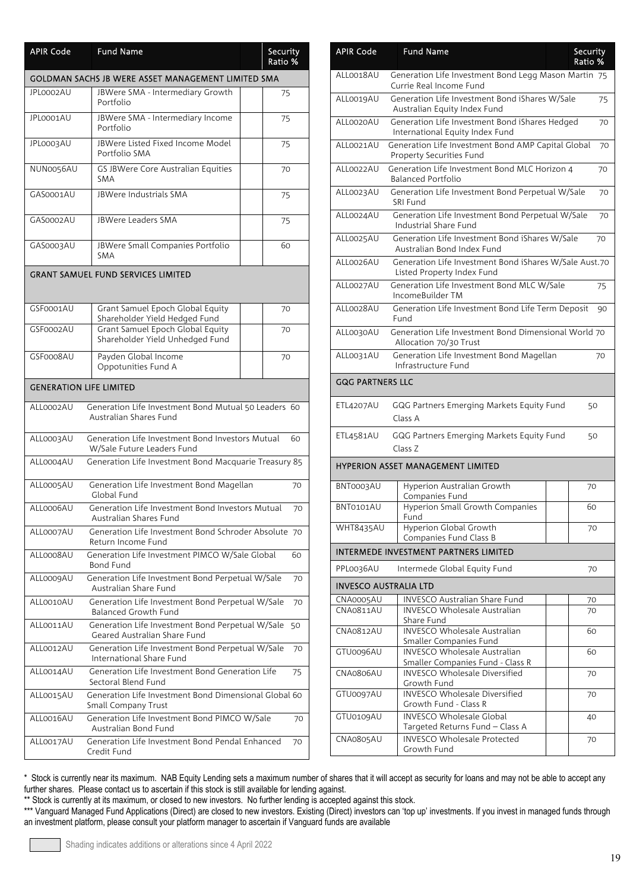| APIR Code | Fund Name | Security Ratio % |
|---|---|---|
| **GOLDMAN SACHS JB WERE ASSET MANAGEMENT LIMITED SMA** | | |
| JPL0002AU | JBWere SMA - Intermediary Growth Portfolio | 75 |
| JPL0001AU | JBWere SMA - Intermediary Income Portfolio | 75 |
| JPL0003AU | JBWere Listed Fixed Income Model Portfolio SMA | 75 |
| NUN0056AU | GS JBWere Core Australian Equities SMA | 70 |
| GAS0001AU | JBWere Industrials SMA | 75 |
| GAS0002AU | JBWere Leaders SMA | 75 |
| GAS0003AU | JBWere Small Companies Portfolio SMA | 60 |
| **GRANT SAMUEL FUND SERVICES LIMITED** | | |
| GSF0001AU | Grant Samuel Epoch Global Equity Shareholder Yield Hedged Fund | 70 |
| GSF0002AU | Grant Samuel Epoch Global Equity Shareholder Yield Unhedged Fund | 70 |
| GSF0008AU | Payden Global Income Oppotunities Fund A | 70 |
| **GENERATION LIFE LIMITED** | | |
| ALL0002AU | Generation Life Investment Bond Mutual 50 Leaders Australian Shares Fund | 60 |
| ALL0003AU | Generation Life Investment Bond Investors Mutual W/Sale Future Leaders Fund | 60 |
| ALL0004AU | Generation Life Investment Bond Macquarie Treasury | 85 |
| ALL0005AU | Generation Life Investment Bond Magellan Global Fund | 70 |
| ALL0006AU | Generation Life Investment Bond Investors Mutual Australian Shares Fund | 70 |
| ALL0007AU | Generation Life Investment Bond Schroder Absolute Return Income Fund | 70 |
| ALL0008AU | Generation Life Investment PIMCO W/Sale Global Bond Fund | 60 |
| ALL0009AU | Generation Life Investment Bond Perpetual W/Sale Australian Share Fund | 70 |
| ALL0010AU | Generation Life Investment Bond Perpetual W/Sale Balanced Growth Fund | 70 |
| ALL0011AU | Generation Life Investment Bond Perpetual W/Sale Geared Australian Share Fund | 50 |
| ALL0012AU | Generation Life Investment Bond Perpetual W/Sale International Share Fund | 70 |
| ALL0014AU | Generation Life Investment Bond Generation Life Sectoral Blend Fund | 75 |
| ALL0015AU | Generation Life Investment Bond Dimensional Global Small Company Trust | 60 |
| ALL0016AU | Generation Life Investment Bond PIMCO W/Sale Australian Bond Fund | 70 |
| ALL0017AU | Generation Life Investment Bond Pendal Enhanced Credit Fund | 70 |
| ALL0018AU | Generation Life Investment Bond Legg Mason Martin Currie Real Income Fund | 75 |
| ALL0019AU | Generation Life Investment Bond iShares W/Sale Australian Equity Index Fund | 75 |
| ALL0020AU | Generation Life Investment Bond iShares Hedged International Equity Index Fund | 70 |
| ALL0021AU | Generation Life Investment Bond AMP Capital Global Property Securities Fund | 70 |
| ALL0022AU | Generation Life Investment Bond MLC Horizon 4 Balanced Portfolio | 70 |
| ALL0023AU | Generation Life Investment Bond Perpetual W/Sale SRI Fund | 70 |
| ALL0024AU | Generation Life Investment Bond Perpetual W/Sale Industrial Share Fund | 70 |
| ALL0025AU | Generation Life Investment Bond iShares W/Sale Australian Bond Index Fund | 70 |
| ALL0026AU | Generation Life Investment Bond iShares W/Sale Aust. Listed Property Index Fund | 70 |
| ALL0027AU | Generation Life Investment Bond MLC W/Sale IncomeBuilder TM | 75 |
| ALL0028AU | Generation Life Investment Bond Life Term Deposit Fund | 90 |
| ALL0030AU | Generation Life Investment Bond Dimensional World Allocation 70/30 Trust | 70 |
| ALL0031AU | Generation Life Investment Bond Magellan Infrastructure Fund | 70 |
| **GQG PARTNERS LLC** | | |
| ETL4207AU | GQG Partners Emerging Markets Equity Fund Class A | 50 |
| ETL4581AU | GQG Partners Emerging Markets Equity Fund Class Z | 50 |
| **HYPERION ASSET MANAGEMENT LIMITED** | | |
| BNT0003AU | Hyperion Australian Growth Companies Fund | 70 |
| BNT0101AU | Hyperion Small Growth Companies Fund | 60 |
| WHT8435AU | Hyperion Global Growth Companies Fund Class B | 70 |
| **INTERMEDE INVESTMENT PARTNERS LIMITED** | | |
| PPL0036AU | Intermede Global Equity Fund | 70 |
| **INVESCO AUSTRALIA LTD** | | |
| CNA0005AU | INVESCO Australian Share Fund | 70 |
| CNA0811AU | INVESCO Wholesale Australian Share Fund | 70 |
| CNA0812AU | INVESCO Wholesale Australian Smaller Companies Fund | 60 |
| GTU0096AU | INVESCO Wholesale Australian Smaller Companies Fund - Class R | 60 |
| CNA0806AU | INVESCO Wholesale Diversified Growth Fund | 70 |
| GTU0097AU | INVESCO Wholesale Diversified Growth Fund - Class R | 70 |
| GTU0109AU | INVESCO Wholesale Global Targeted Returns Fund – Class A | 40 |
| CNA0805AU | INVESCO Wholesale Protected Growth Fund | 70 |

\* Stock is currently near its maximum. NAB Equity Lending sets a maximum number of shares that it will accept as security for loans and may not be able to accept any further shares. Please contact us to ascertain if this stock is still available for lending against.

\** Stock is currently at its maximum, or closed to new investors. No further lending is accepted against this stock.

\*** Vanguard Managed Fund Applications (Direct) are closed to new investors. Existing (Direct) investors can 'top up' investments. If you invest in managed funds through an investment platform, please consult your platform manager to ascertain if Vanguard funds are available

Shading indicates additions or alterations since 4 April 2022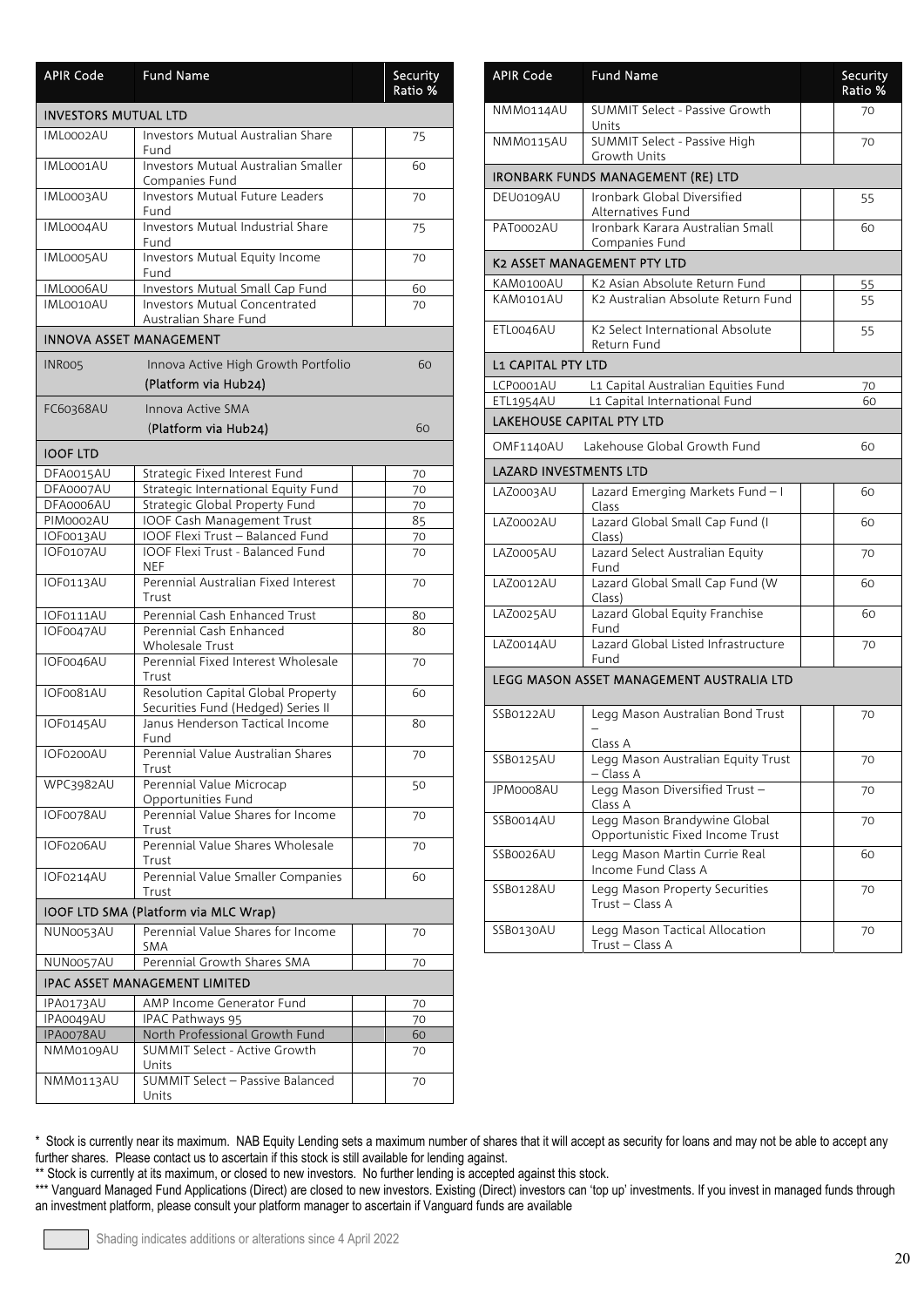| APIR Code | Fund Name | Security Ratio % |
|---|---|---|
| **INVESTORS MUTUAL LTD** | | |
| IML0002AU | Investors Mutual Australian Share Fund | 75 |
| IML0001AU | Investors Mutual Australian Smaller Companies Fund | 60 |
| IML0003AU | Investors Mutual Future Leaders Fund | 70 |
| IML0004AU | Investors Mutual Industrial Share Fund | 75 |
| IML0005AU | Investors Mutual Equity Income Fund | 70 |
| IML0006AU | Investors Mutual Small Cap Fund | 60 |
| IML0010AU | Investors Mutual Concentrated Australian Share Fund | 70 |
| **INNOVA ASSET MANAGEMENT** | | |
| INR005 | Innova Active High Growth Portfolio (Platform via Hub24) | 60 |
| FC60368AU | Innova Active SMA (Platform via Hub24) | 60 |
| **IOOF LTD** | | |
| DFA0015AU | Strategic Fixed Interest Fund | 70 |
| DFA0007AU | Strategic International Equity Fund | 70 |
| DFA0006AU | Strategic Global Property Fund | 70 |
| PIM0002AU | IOOF Cash Management Trust | 85 |
| IOF0013AU | IOOF Flexi Trust – Balanced Fund | 70 |
| IOF0107AU | IOOF Flexi Trust - Balanced Fund NEF | 70 |
| IOF0113AU | Perennial Australian Fixed Interest Trust | 70 |
| IOF0111AU | Perennial Cash Enhanced Trust | 80 |
| IOF0047AU | Perennial Cash Enhanced Wholesale Trust | 80 |
| IOF0046AU | Perennial Fixed Interest Wholesale Trust | 70 |
| IOF0081AU | Resolution Capital Global Property Securities Fund (Hedged) Series II | 60 |
| IOF0145AU | Janus Henderson Tactical Income Fund | 80 |
| IOF0200AU | Perennial Value Australian Shares Trust | 70 |
| WPC3982AU | Perennial Value Microcap Opportunities Fund | 50 |
| IOF0078AU | Perennial Value Shares for Income Trust | 70 |
| IOF0206AU | Perennial Value Shares Wholesale Trust | 70 |
| IOF0214AU | Perennial Value Smaller Companies Trust | 60 |
| **IOOF LTD SMA (Platform via MLC Wrap)** | | |
| NUN0053AU | Perennial Value Shares for Income SMA | 70 |
| NUN0057AU | Perennial Growth Shares SMA | 70 |
| **IPAC ASSET MANAGEMENT LIMITED** | | |
| IPA0173AU | AMP Income Generator Fund | 70 |
| IPA0049AU | IPAC Pathways 95 | 70 |
| IPA0078AU | North Professional Growth Fund | 60 |
| NMM0109AU | SUMMIT Select - Active Growth Units | 70 |
| NMM0113AU | SUMMIT Select – Passive Balanced Units | 70 |
| NMM0114AU | SUMMIT Select - Passive Growth Units | 70 |
| NMM0115AU | SUMMIT Select - Passive High Growth Units | 70 |
| **IRONBARK FUNDS MANAGEMENT (RE) LTD** | | |
| DEU0109AU | Ironbark Global Diversified Alternatives Fund | 55 |
| PAT0002AU | Ironbark Karara Australian Small Companies Fund | 60 |
| **K2 ASSET MANAGEMENT PTY LTD** | | |
| KAM0100AU | K2 Asian Absolute Return Fund | 55 |
| KAM0101AU | K2 Australian Absolute Return Fund | 55 |
| ETL0046AU | K2 Select International Absolute Return Fund | 55 |
| **L1 CAPITAL PTY LTD** | | |
| LCP0001AU | L1 Capital Australian Equities Fund | 70 |
| ETL1954AU | L1 Capital International Fund | 60 |
| **LAKEHOUSE CAPITAL PTY LTD** | | |
| OMF1140AU | Lakehouse Global Growth Fund | 60 |
| **LAZARD INVESTMENTS LTD** | | |
| LAZ0003AU | Lazard Emerging Markets Fund – I Class | 60 |
| LAZ0002AU | Lazard Global Small Cap Fund (I Class) | 60 |
| LAZ0005AU | Lazard Select Australian Equity Fund | 70 |
| LAZ0012AU | Lazard Global Small Cap Fund (W Class) | 60 |
| LAZ0025AU | Lazard Global Equity Franchise Fund | 60 |
| LAZ0014AU | Lazard Global Listed Infrastructure Fund | 70 |
| **LEGG MASON ASSET MANAGEMENT AUSTRALIA LTD** | | |
| SSB0122AU | Legg Mason Australian Bond Trust – Class A | 70 |
| SSB0125AU | Legg Mason Australian Equity Trust – Class A | 70 |
| JPM0008AU | Legg Mason Diversified Trust – Class A | 70 |
| SSB0014AU | Legg Mason Brandywine Global Opportunistic Fixed Income Trust | 70 |
| SSB0026AU | Legg Mason Martin Currie Real Income Fund Class A | 60 |
| SSB0128AU | Legg Mason Property Securities Trust – Class A | 70 |
| SSB0130AU | Legg Mason Tactical Allocation Trust – Class A | 70 |

\* Stock is currently near its maximum. NAB Equity Lending sets a maximum number of shares that it will accept as security for loans and may not be able to accept any further shares. Please contact us to ascertain if this stock is still available for lending against.

\*\* Stock is currently at its maximum, or closed to new investors. No further lending is accepted against this stock.

\*\*\* Vanguard Managed Fund Applications (Direct) are closed to new investors. Existing (Direct) investors can 'top up' investments. If you invest in managed funds through an investment platform, please consult your platform manager to ascertain if Vanguard funds are available

Shading indicates additions or alterations since 4 April 2022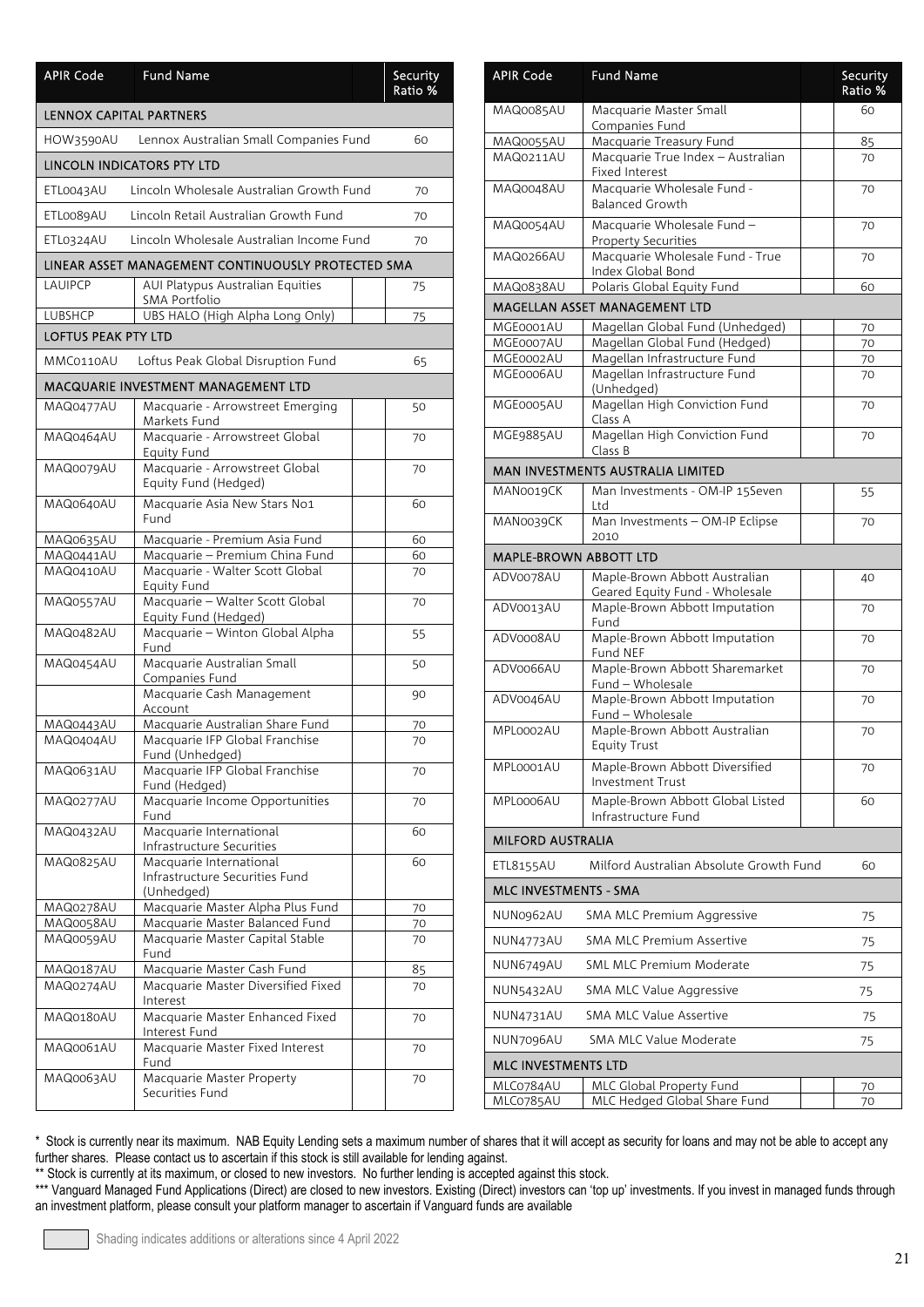| APIR Code | Fund Name | Security Ratio % |
|---|---|---|
| **LENNOX CAPITAL PARTNERS** | | |
| HOW3590AU | Lennox Australian Small Companies Fund | 60 |
| **LINCOLN INDICATORS PTY LTD** | | |
| ETL0043AU | Lincoln Wholesale Australian Growth Fund | 70 |
| ETL0089AU | Lincoln Retail Australian Growth Fund | 70 |
| ETL0324AU | Lincoln Wholesale Australian Income Fund | 70 |
| **LINEAR ASSET MANAGEMENT CONTINUOUSLY PROTECTED SMA** | | |
| LAUIPCP | AUI Platypus Australian Equities SMA Portfolio | 75 |
| LUBSHCP | UBS HALO (High Alpha Long Only) | 75 |
| **LOFTUS PEAK PTY LTD** | | |
| MMC0110AU | Loftus Peak Global Disruption Fund | 65 |
| **MACQUARIE INVESTMENT MANAGEMENT LTD** | | |
| MAQ0477AU | Macquarie - Arrowstreet Emerging Markets Fund | 50 |
| MAQ0464AU | Macquarie - Arrowstreet Global Equity Fund | 70 |
| MAQ0079AU | Macquarie - Arrowstreet Global Equity Fund (Hedged) | 70 |
| MAQ0640AU | Macquarie Asia New Stars No1 Fund | 60 |
| MAQ0635AU | Macquarie - Premium Asia Fund | 60 |
| MAQ0441AU | Macquarie – Premium China Fund | 60 |
| MAQ0410AU | Macquarie - Walter Scott Global Equity Fund | 70 |
| MAQ0557AU | Macquarie – Walter Scott Global Equity Fund (Hedged) | 70 |
| MAQ0482AU | Macquarie – Winton Global Alpha Fund | 55 |
| MAQ0454AU | Macquarie Australian Small Companies Fund | 50 |
| | Macquarie Cash Management Account | 90 |
| MAQ0443AU | Macquarie Australian Share Fund | 70 |
| MAQ0404AU | Macquarie IFP Global Franchise Fund (Unhedged) | 70 |
| MAQ0631AU | Macquarie IFP Global Franchise Fund (Hedged) | 70 |
| MAQ0277AU | Macquarie Income Opportunities Fund | 70 |
| MAQ0432AU | Macquarie International Infrastructure Securities | 60 |
| MAQ0825AU | Macquarie International Infrastructure Securities Fund (Unhedged) | 60 |
| MAQ0278AU | Macquarie Master Alpha Plus Fund | 70 |
| MAQ0058AU | Macquarie Master Balanced Fund | 70 |
| MAQ0059AU | Macquarie Master Capital Stable Fund | 70 |
| MAQ0187AU | Macquarie Master Cash Fund | 85 |
| MAQ0274AU | Macquarie Master Diversified Fixed Interest | 70 |
| MAQ0180AU | Macquarie Master Enhanced Fixed Interest Fund | 70 |
| MAQ0061AU | Macquarie Master Fixed Interest Fund | 70 |
| MAQ0063AU | Macquarie Master Property Securities Fund | 70 |
| MAQ0085AU | Macquarie Master Small Companies Fund | 60 |
| MAQ0055AU | Macquarie Treasury Fund | 85 |
| MAQ0211AU | Macquarie True Index – Australian Fixed Interest | 70 |
| MAQ0048AU | Macquarie Wholesale Fund - Balanced Growth | 70 |
| MAQ0054AU | Macquarie Wholesale Fund – Property Securities | 70 |
| MAQ0266AU | Macquarie Wholesale Fund - True Index Global Bond | 70 |
| MAQ0838AU | Polaris Global Equity Fund | 60 |
| **MAGELLAN ASSET MANAGEMENT LTD** | | |
| MGE0001AU | Magellan Global Fund (Unhedged) | 70 |
| MGE0007AU | Magellan Global Fund (Hedged) | 70 |
| MGE0002AU | Magellan Infrastructure Fund | 70 |
| MGE0006AU | Magellan Infrastructure Fund (Unhedged) | 70 |
| MGE0005AU | Magellan High Conviction Fund Class A | 70 |
| MGE9885AU | Magellan High Conviction Fund Class B | 70 |
| **MAN INVESTMENTS AUSTRALIA LIMITED** | | |
| MAN0019CK | Man Investments - OM-IP 15Seven Ltd | 55 |
| MAN0039CK | Man Investments – OM-IP Eclipse 2010 | 70 |
| **MAPLE-BROWN ABBOTT LTD** | | |
| ADV0078AU | Maple-Brown Abbott Australian Geared Equity Fund - Wholesale | 40 |
| ADV0013AU | Maple-Brown Abbott Imputation Fund | 70 |
| ADV0008AU | Maple-Brown Abbott Imputation Fund NEF | 70 |
| ADV0066AU | Maple-Brown Abbott Sharemarket Fund – Wholesale | 70 |
| ADV0046AU | Maple-Brown Abbott Imputation Fund – Wholesale | 70 |
| MPL0002AU | Maple-Brown Abbott Australian Equity Trust | 70 |
| MPL0001AU | Maple-Brown Abbott Diversified Investment Trust | 70 |
| MPL0006AU | Maple-Brown Abbott Global Listed Infrastructure Fund | 60 |
| **MILFORD AUSTRALIA** | | |
| ETL8155AU | Milford Australian Absolute Growth Fund | 60 |
| **MLC INVESTMENTS - SMA** | | |
| NUN0962AU | SMA MLC Premium Aggressive | 75 |
| NUN4773AU | SMA MLC Premium Assertive | 75 |
| NUN6749AU | SML MLC Premium Moderate | 75 |
| NUN5432AU | SMA MLC Value Aggressive | 75 |
| NUN4731AU | SMA MLC Value Assertive | 75 |
| NUN7096AU | SMA MLC Value Moderate | 75 |
| **MLC INVESTMENTS LTD** | | |
| MLC0784AU | MLC Global Property Fund | 70 |
| MLC0785AU | MLC Hedged Global Share Fund | 70 |

\* Stock is currently near its maximum. NAB Equity Lending sets a maximum number of shares that it will accept as security for loans and may not be able to accept any further shares. Please contact us to ascertain if this stock is still available for lending against.

\*\* Stock is currently at its maximum, or closed to new investors. No further lending is accepted against this stock.

\*\*\* Vanguard Managed Fund Applications (Direct) are closed to new investors. Existing (Direct) investors can 'top up' investments. If you invest in managed funds through an investment platform, please consult your platform manager to ascertain if Vanguard funds are available

Shading indicates additions or alterations since 4 April 2022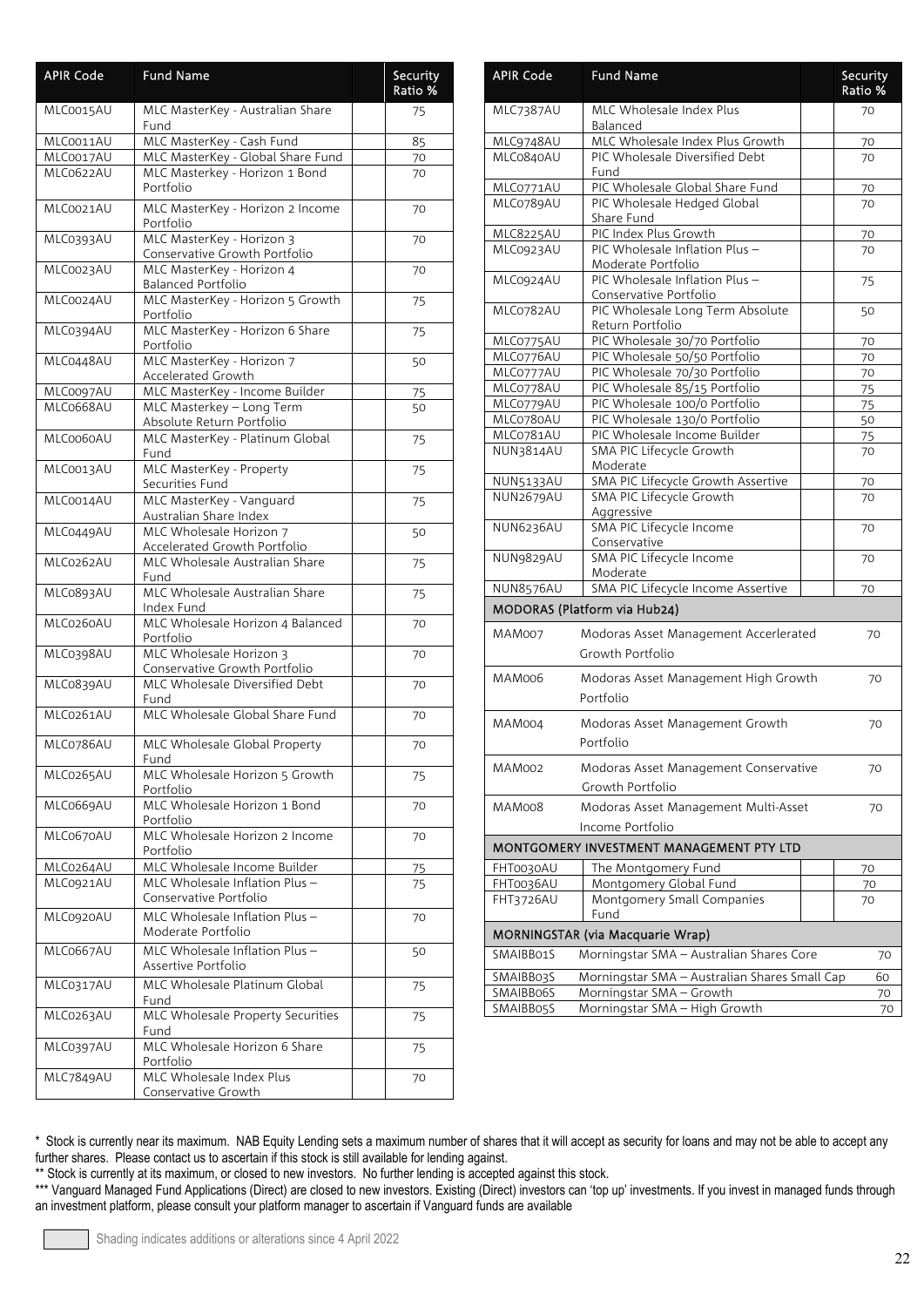| APIR Code | Fund Name | Security Ratio % |
|---|---|---|
| MLC0015AU | MLC MasterKey - Australian Share Fund | 75 |
| MLC0011AU | MLC MasterKey - Cash Fund | 85 |
| MLC0017AU | MLC MasterKey - Global Share Fund | 70 |
| MLC0622AU | MLC Masterkey - Horizon 1 Bond Portfolio | 70 |
| MLC0021AU | MLC MasterKey - Horizon 2 Income Portfolio | 70 |
| MLC0393AU | MLC MasterKey - Horizon 3 Conservative Growth Portfolio | 70 |
| MLC0023AU | MLC MasterKey - Horizon 4 Balanced Portfolio | 70 |
| MLC0024AU | MLC MasterKey - Horizon 5 Growth Portfolio | 75 |
| MLC0394AU | MLC MasterKey - Horizon 6 Share Portfolio | 75 |
| MLC0448AU | MLC MasterKey - Horizon 7 Accelerated Growth | 50 |
| MLC0097AU | MLC MasterKey - Income Builder | 75 |
| MLC0668AU | MLC Masterkey – Long Term Absolute Return Portfolio | 50 |
| MLC0060AU | MLC MasterKey - Platinum Global Fund | 75 |
| MLC0013AU | MLC MasterKey - Property Securities Fund | 75 |
| MLC0014AU | MLC MasterKey - Vanguard Australian Share Index | 75 |
| MLC0449AU | MLC Wholesale Horizon 7 Accelerated Growth Portfolio | 50 |
| MLC0262AU | MLC Wholesale Australian Share Fund | 75 |
| MLC0893AU | MLC Wholesale Australian Share Index Fund | 75 |
| MLC0260AU | MLC Wholesale Horizon 4 Balanced Portfolio | 70 |
| MLC0398AU | MLC Wholesale Horizon 3 Conservative Growth Portfolio | 70 |
| MLC0839AU | MLC Wholesale Diversified Debt Fund | 70 |
| MLC0261AU | MLC Wholesale Global Share Fund | 70 |
| MLC0786AU | MLC Wholesale Global Property Fund | 70 |
| MLC0265AU | MLC Wholesale Horizon 5 Growth Portfolio | 75 |
| MLC0669AU | MLC Wholesale Horizon 1 Bond Portfolio | 70 |
| MLC0670AU | MLC Wholesale Horizon 2 Income Portfolio | 70 |
| MLC0264AU | MLC Wholesale Income Builder | 75 |
| MLC0921AU | MLC Wholesale Inflation Plus – Conservative Portfolio | 75 |
| MLC0920AU | MLC Wholesale Inflation Plus – Moderate Portfolio | 70 |
| MLC0667AU | MLC Wholesale Inflation Plus – Assertive Portfolio | 50 |
| MLC0317AU | MLC Wholesale Platinum Global Fund | 75 |
| MLC0263AU | MLC Wholesale Property Securities Fund | 75 |
| MLC0397AU | MLC Wholesale Horizon 6 Share Portfolio | 75 |
| MLC7849AU | MLC Wholesale Index Plus Conservative Growth | 70 |
| MLC7387AU | MLC Wholesale Index Plus Balanced | 70 |
| MLC9748AU | MLC Wholesale Index Plus Growth | 70 |
| MLC0840AU | PIC Wholesale Diversified Debt Fund | 70 |
| MLC0771AU | PIC Wholesale Global Share Fund | 70 |
| MLC0789AU | PIC Wholesale Hedged Global Share Fund | 70 |
| MLC8225AU | PIC Index Plus Growth | 70 |
| MLC0923AU | PIC Wholesale Inflation Plus – Moderate Portfolio | 70 |
| MLC0924AU | PIC Wholesale Inflation Plus – Conservative Portfolio | 75 |
| MLC0782AU | PIC Wholesale Long Term Absolute Return Portfolio | 50 |
| MLC0775AU | PIC Wholesale 30/70 Portfolio | 70 |
| MLC0776AU | PIC Wholesale 50/50 Portfolio | 70 |
| MLC0777AU | PIC Wholesale 70/30 Portfolio | 70 |
| MLC0778AU | PIC Wholesale 85/15 Portfolio | 75 |
| MLC0779AU | PIC Wholesale 100/0 Portfolio | 75 |
| MLC0780AU | PIC Wholesale 130/0 Portfolio | 50 |
| MLC0781AU | PIC Wholesale Income Builder | 75 |
| NUN3814AU | SMA PIC Lifecycle Growth Moderate | 70 |
| NUN5133AU | SMA PIC Lifecycle Growth Assertive | 70 |
| NUN2679AU | SMA PIC Lifecycle Growth Aggressive | 70 |
| NUN6236AU | SMA PIC Lifecycle Income Conservative | 70 |
| NUN9829AU | SMA PIC Lifecycle Income Moderate | 70 |
| NUN8576AU | SMA PIC Lifecycle Income Assertive | 70 |
| **MODORAS (Platform via Hub24)** | | |
| MAM007 | Modoras Asset Management Accerlerated Growth Portfolio | 70 |
| MAM006 | Modoras Asset Management High Growth Portfolio | 70 |
| MAM004 | Modoras Asset Management Growth Portfolio | 70 |
| MAM002 | Modoras Asset Management Conservative Growth Portfolio | 70 |
| MAM008 | Modoras Asset Management Multi-Asset Income Portfolio | 70 |
| **MONTGOMERY INVESTMENT MANAGEMENT PTY LTD** | | |
| FHT0030AU | The Montgomery Fund | 70 |
| FHT0036AU | Montgomery Global Fund | 70 |
| FHT3726AU | Montgomery Small Companies Fund | 70 |
| **MORNINGSTAR (via Macquarie Wrap)** | | |
| SMAIBB01S | Morningstar SMA – Australian Shares Core | 70 |
| SMAIBB03S | Morningstar SMA – Australian Shares Small Cap | 60 |
| SMAIBB06S | Morningstar SMA – Growth | 70 |
| SMAIBB05S | Morningstar SMA – High Growth | 70 |

\* Stock is currently near its maximum. NAB Equity Lending sets a maximum number of shares that it will accept as security for loans and may not be able to accept any further shares. Please contact us to ascertain if this stock is still available for lending against.

\*\* Stock is currently at its maximum, or closed to new investors. No further lending is accepted against this stock.

\*\*\* Vanguard Managed Fund Applications (Direct) are closed to new investors. Existing (Direct) investors can 'top up' investments. If you invest in managed funds through an investment platform, please consult your platform manager to ascertain if Vanguard funds are available

Shading indicates additions or alterations since 4 April 2022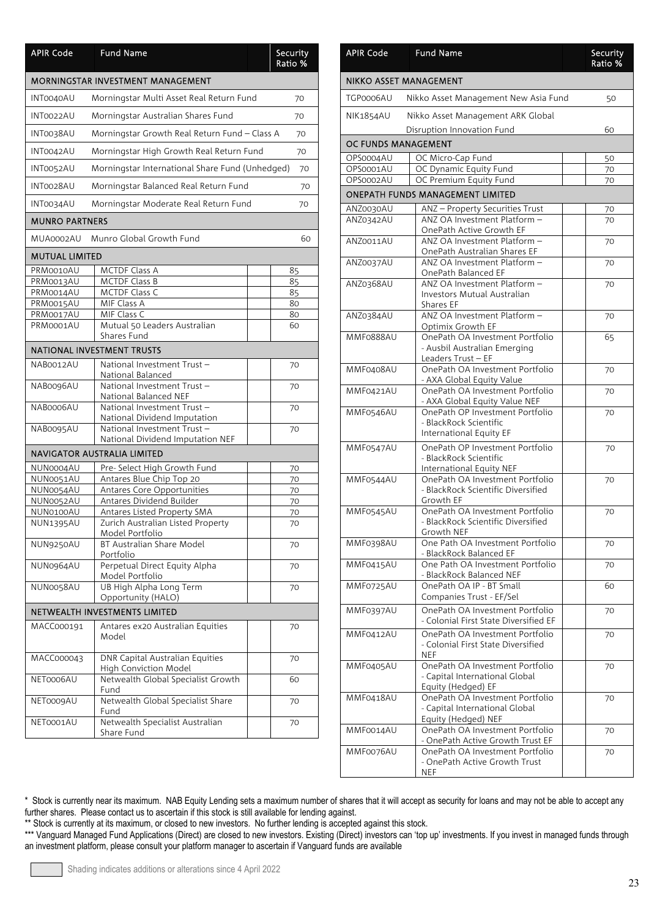| APIR Code | Fund Name | Security Ratio % |
|---|---|---|
| **MORNINGSTAR INVESTMENT MANAGEMENT** | | |
| INT0040AU | Morningstar Multi Asset Real Return Fund | 70 |
| INT0022AU | Morningstar Australian Shares Fund | 70 |
| INT0038AU | Morningstar Growth Real Return Fund – Class A | 70 |
| INT0042AU | Morningstar High Growth Real Return Fund | 70 |
| INT0052AU | Morningstar International Share Fund (Unhedged) | 70 |
| INT0028AU | Morningstar Balanced Real Return Fund | 70 |
| INT0034AU | Morningstar Moderate Real Return Fund | 70 |
| **MUNRO PARTNERS** | | |
| MUA0002AU | Munro Global Growth Fund | 60 |
| **MUTUAL LIMITED** | | |
| PRM0010AU | MCTDF Class A | 85 |
| PRM0013AU | MCTDF Class B | 85 |
| PRM0014AU | MCTDF Class C | 85 |
| PRM0015AU | MIF Class A | 80 |
| PRM0017AU | MIF Class C | 80 |
| PRM0001AU | Mutual 50 Leaders Australian Shares Fund | 60 |
| **NATIONAL INVESTMENT TRUSTS** | | |
| NAB0012AU | National Investment Trust – National Balanced | 70 |
| NAB0096AU | National Investment Trust – National Balanced NEF | 70 |
| NAB0006AU | National Investment Trust – National Dividend Imputation | 70 |
| NAB0095AU | National Investment Trust – National Dividend Imputation NEF | 70 |
| **NAVIGATOR AUSTRALIA LIMITED** | | |
| NUN0004AU | Pre- Select High Growth Fund | 70 |
| NUN0051AU | Antares Blue Chip Top 20 | 70 |
| NUN0054AU | Antares Core Opportunities | 70 |
| NUN0052AU | Antares Dividend Builder | 70 |
| NUN0100AU | Antares Listed Property SMA | 70 |
| NUN1395AU | Zurich Australian Listed Property Model Portfolio | 70 |
| NUN9250AU | BT Australian Share Model Portfolio | 70 |
| NUN0964AU | Perpetual Direct Equity Alpha Model Portfolio | 70 |
| NUN0058AU | UB High Alpha Long Term Opportunity (HALO) | 70 |
| **NETWEALTH INVESTMENTS LIMITED** | | |
| MACC000191 | Antares ex20 Australian Equities Model | 70 |
| MACC000043 | DNR Capital Australian Equities High Conviction Model | 70 |
| NET0006AU | Netwealth Global Specialist Growth Fund | 60 |
| NET0009AU | Netwealth Global Specialist Share Fund | 70 |
| NET0001AU | Netwealth Specialist Australian Share Fund | 70 |

| APIR Code | Fund Name | Security Ratio % |
|---|---|---|
| **NIKKO ASSET MANAGEMENT** | | |
| TGP0006AU | Nikko Asset Management New Asia Fund | 50 |
| NIK1854AU | Nikko Asset Management ARK Global Disruption Innovation Fund | 60 |
| **OC FUNDS MANAGEMENT** | | |
| OPS0004AU | OC Micro-Cap Fund | 50 |
| OPS0001AU | OC Dynamic Equity Fund | 70 |
| OPS0002AU | OC Premium Equity Fund | 70 |
| **ONEPATH FUNDS MANAGEMENT LIMITED** | | |
| ANZ0030AU | ANZ – Property Securities Trust | 70 |
| ANZ0342AU | ANZ OA Investment Platform – OnePath Active Growth EF | 70 |
| ANZ0011AU | ANZ OA Investment Platform – OnePath Australian Shares EF | 70 |
| ANZ0037AU | ANZ OA Investment Platform – OnePath Balanced EF | 70 |
| ANZ0368AU | ANZ OA Investment Platform – Investors Mutual Australian Shares EF | 70 |
| ANZ0384AU | ANZ OA Investment Platform – Optimix Growth EF | 70 |
| MMF0888AU | OnePath OA Investment Portfolio - Ausbil Australian Emerging Leaders Trust – EF | 65 |
| MMF0408AU | OnePath OA Investment Portfolio - AXA Global Equity Value | 70 |
| MMF0421AU | OnePath OA Investment Portfolio - AXA Global Equity Value NEF | 70 |
| MMF0546AU | OnePath OP Investment Portfolio - BlackRock Scientific International Equity EF | 70 |
| MMF0547AU | OnePath OP Investment Portfolio - BlackRock Scientific International Equity NEF | 70 |
| MMF0544AU | OnePath OA Investment Portfolio - BlackRock Scientific Diversified Growth EF | 70 |
| MMF0545AU | OnePath OA Investment Portfolio - BlackRock Scientific Diversified Growth NEF | 70 |
| MMF0398AU | One Path OA Investment Portfolio - BlackRock Balanced EF | 70 |
| MMF0415AU | One Path OA Investment Portfolio - BlackRock Balanced NEF | 70 |
| MMF0725AU | OnePath OA IP - BT Small Companies Trust - EF/Sel | 60 |
| MMF0397AU | OnePath OA Investment Portfolio - Colonial First State Diversified EF | 70 |
| MMF0412AU | OnePath OA Investment Portfolio - Colonial First State Diversified NEF | 70 |
| MMF0405AU | OnePath OA Investment Portfolio - Capital International Global Equity (Hedged) EF | 70 |
| MMF0418AU | OnePath OA Investment Portfolio - Capital International Global Equity (Hedged) NEF | 70 |
| MMF0014AU | OnePath OA Investment Portfolio - OnePath Active Growth Trust EF | 70 |
| MMF0076AU | OnePath OA Investment Portfolio - OnePath Active Growth Trust NEF | 70 |

\* Stock is currently near its maximum. NAB Equity Lending sets a maximum number of shares that it will accept as security for loans and may not be able to accept any further shares. Please contact us to ascertain if this stock is still available for lending against.

\** Stock is currently at its maximum, or closed to new investors. No further lending is accepted against this stock.

\*** Vanguard Managed Fund Applications (Direct) are closed to new investors. Existing (Direct) investors can 'top up' investments. If you invest in managed funds through an investment platform, please consult your platform manager to ascertain if Vanguard funds are available

Shading indicates additions or alterations since 4 April 2022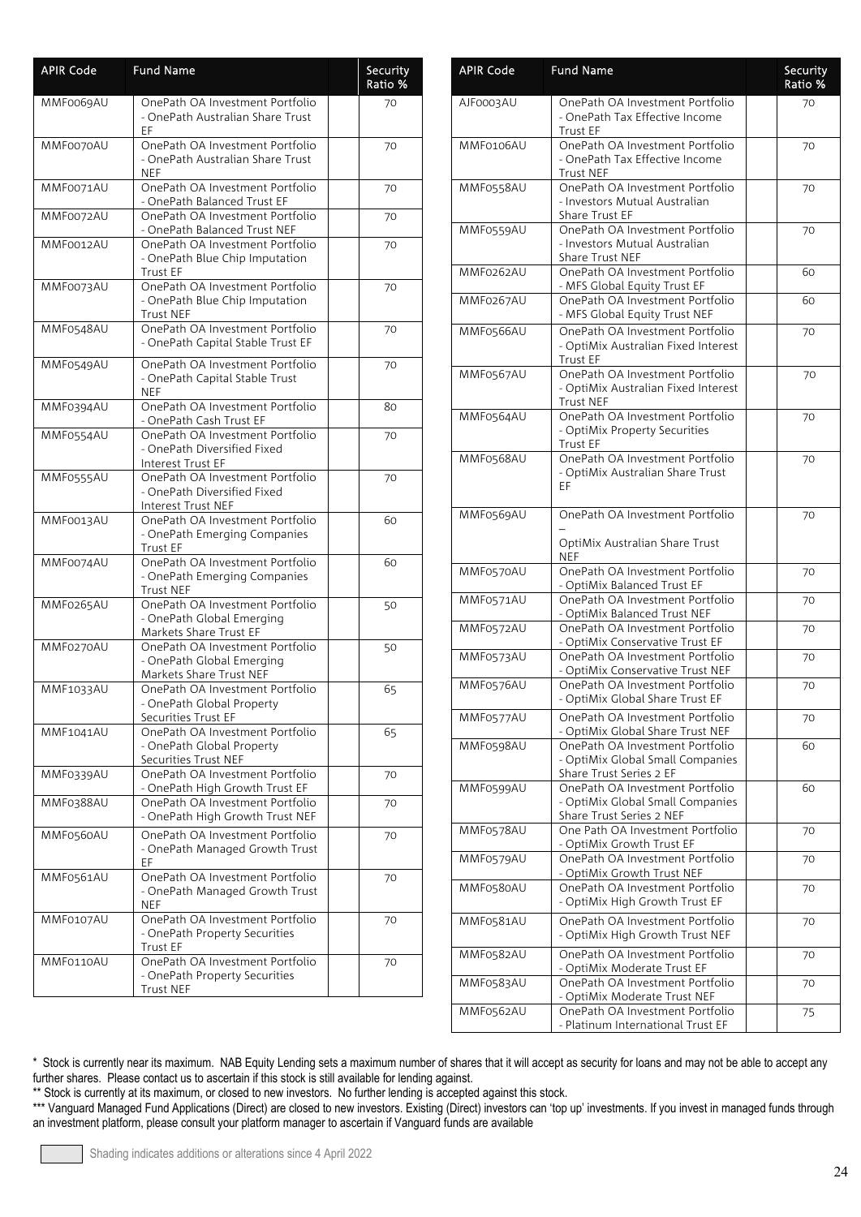| APIR Code | Fund Name | | Security Ratio % |
|---|---|---|---|
| MMF0069AU | OnePath OA Investment Portfolio - OnePath Australian Share Trust EF | | 70 |
| MMF0070AU | OnePath OA Investment Portfolio - OnePath Australian Share Trust NEF | | 70 |
| MMF0071AU | OnePath OA Investment Portfolio - OnePath Balanced Trust EF | | 70 |
| MMF0072AU | OnePath OA Investment Portfolio - OnePath Balanced Trust NEF | | 70 |
| MMF0012AU | OnePath OA Investment Portfolio - OnePath Blue Chip Imputation Trust EF | | 70 |
| MMF0073AU | OnePath OA Investment Portfolio - OnePath Blue Chip Imputation Trust NEF | | 70 |
| MMF0548AU | OnePath OA Investment Portfolio - OnePath Capital Stable Trust EF | | 70 |
| MMF0549AU | OnePath OA Investment Portfolio - OnePath Capital Stable Trust NEF | | 70 |
| MMF0394AU | OnePath OA Investment Portfolio - OnePath Cash Trust EF | | 80 |
| MMF0554AU | OnePath OA Investment Portfolio - OnePath Diversified Fixed Interest Trust EF | | 70 |
| MMF0555AU | OnePath OA Investment Portfolio - OnePath Diversified Fixed Interest Trust NEF | | 70 |
| MMF0013AU | OnePath OA Investment Portfolio - OnePath Emerging Companies Trust EF | | 60 |
| MMF0074AU | OnePath OA Investment Portfolio - OnePath Emerging Companies Trust NEF | | 60 |
| MMF0265AU | OnePath OA Investment Portfolio - OnePath Global Emerging Markets Share Trust EF | | 50 |
| MMF0270AU | OnePath OA Investment Portfolio - OnePath Global Emerging Markets Share Trust NEF | | 50 |
| MMF1033AU | OnePath OA Investment Portfolio - OnePath Global Property Securities Trust EF | | 65 |
| MMF1041AU | OnePath OA Investment Portfolio - OnePath Global Property Securities Trust NEF | | 65 |
| MMF0339AU | OnePath OA Investment Portfolio - OnePath High Growth Trust EF | | 70 |
| MMF0388AU | OnePath OA Investment Portfolio - OnePath High Growth Trust NEF | | 70 |
| MMF0560AU | OnePath OA Investment Portfolio - OnePath Managed Growth Trust EF | | 70 |
| MMF0561AU | OnePath OA Investment Portfolio - OnePath Managed Growth Trust NEF | | 70 |
| MMF0107AU | OnePath OA Investment Portfolio - OnePath Property Securities Trust EF | | 70 |
| MMF0110AU | OnePath OA Investment Portfolio - OnePath Property Securities Trust NEF | | 70 |
| AJF0003AU | OnePath OA Investment Portfolio - OnePath Tax Effective Income Trust EF | | 70 |
| MMF0106AU | OnePath OA Investment Portfolio - OnePath Tax Effective Income Trust NEF | | 70 |
| MMF0558AU | OnePath OA Investment Portfolio - Investors Mutual Australian Share Trust EF | | 70 |
| MMF0559AU | OnePath OA Investment Portfolio - Investors Mutual Australian Share Trust NEF | | 70 |
| MMF0262AU | OnePath OA Investment Portfolio - MFS Global Equity Trust EF | | 60 |
| MMF0267AU | OnePath OA Investment Portfolio - MFS Global Equity Trust NEF | | 60 |
| MMF0566AU | OnePath OA Investment Portfolio - OptiMix Australian Fixed Interest Trust EF | | 70 |
| MMF0567AU | OnePath OA Investment Portfolio - OptiMix Australian Fixed Interest Trust NEF | | 70 |
| MMF0564AU | OnePath OA Investment Portfolio - OptiMix Property Securities Trust EF | | 70 |
| MMF0568AU | OnePath OA Investment Portfolio - OptiMix Australian Share Trust EF | | 70 |
| MMF0569AU | OnePath OA Investment Portfolio – OptiMix Australian Share Trust NEF | | 70 |
| MMF0570AU | OnePath OA Investment Portfolio - OptiMix Balanced Trust EF | | 70 |
| MMF0571AU | OnePath OA Investment Portfolio - OptiMix Balanced Trust NEF | | 70 |
| MMF0572AU | OnePath OA Investment Portfolio - OptiMix Conservative Trust EF | | 70 |
| MMF0573AU | OnePath OA Investment Portfolio - OptiMix Conservative Trust NEF | | 70 |
| MMF0576AU | OnePath OA Investment Portfolio - OptiMix Global Share Trust EF | | 70 |
| MMF0577AU | OnePath OA Investment Portfolio - OptiMix Global Share Trust NEF | | 70 |
| MMF0598AU | OnePath OA Investment Portfolio - OptiMix Global Small Companies Share Trust Series 2 EF | | 60 |
| MMF0599AU | OnePath OA Investment Portfolio - OptiMix Global Small Companies Share Trust Series 2 NEF | | 60 |
| MMF0578AU | One Path OA Investment Portfolio - OptiMix Growth Trust EF | | 70 |
| MMF0579AU | OnePath OA Investment Portfolio - OptiMix Growth Trust NEF | | 70 |
| MMF0580AU | OnePath OA Investment Portfolio - OptiMix High Growth Trust EF | | 70 |
| MMF0581AU | OnePath OA Investment Portfolio - OptiMix High Growth Trust NEF | | 70 |
| MMF0582AU | OnePath OA Investment Portfolio - OptiMix Moderate Trust EF | | 70 |
| MMF0583AU | OnePath OA Investment Portfolio - OptiMix Moderate Trust NEF | | 70 |
| MMF0562AU | OnePath OA Investment Portfolio - Platinum International Trust EF | | 75 |

\* Stock is currently near its maximum. NAB Equity Lending sets a maximum number of shares that it will accept as security for loans and may not be able to accept any further shares. Please contact us to ascertain if this stock is still available for lending against.

** Stock is currently at its maximum, or closed to new investors. No further lending is accepted against this stock.

*** Vanguard Managed Fund Applications (Direct) are closed to new investors. Existing (Direct) investors can 'top up' investments. If you invest in managed funds through an investment platform, please consult your platform manager to ascertain if Vanguard funds are available

Shading indicates additions or alterations since 4 April 2022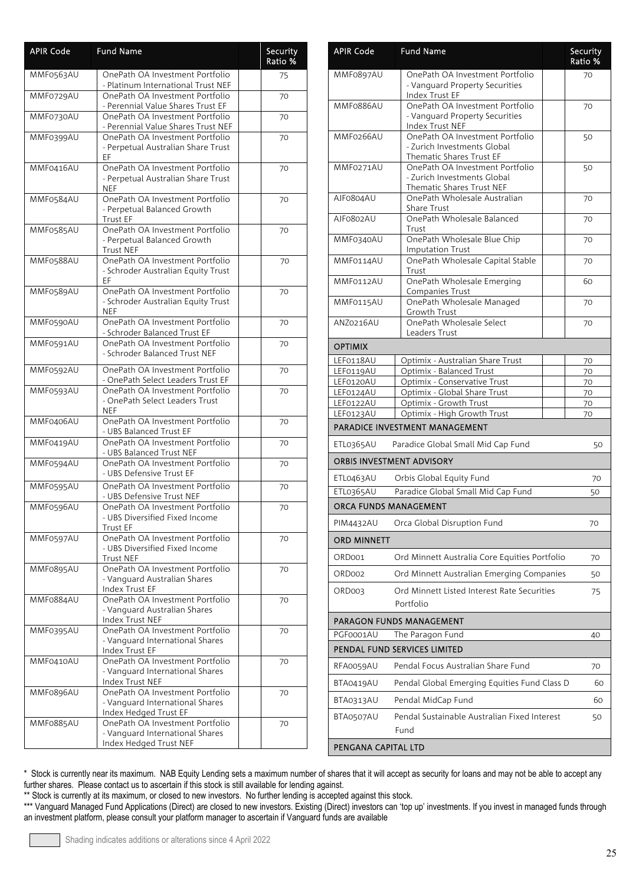| APIR Code | Fund Name | Security Ratio % |
|---|---|---|
| MMF0563AU | OnePath OA Investment Portfolio - Platinum International Trust NEF | 75 |
| MMF0729AU | OnePath OA Investment Portfolio - Perennial Value Shares Trust EF | 70 |
| MMF0730AU | OnePath OA Investment Portfolio - Perennial Value Shares Trust NEF | 70 |
| MMF0399AU | OnePath OA Investment Portfolio - Perpetual Australian Share Trust EF | 70 |
| MMF0416AU | OnePath OA Investment Portfolio - Perpetual Australian Share Trust NEF | 70 |
| MMF0584AU | OnePath OA Investment Portfolio - Perpetual Balanced Growth Trust EF | 70 |
| MMF0585AU | OnePath OA Investment Portfolio - Perpetual Balanced Growth Trust NEF | 70 |
| MMF0588AU | OnePath OA Investment Portfolio - Schroder Australian Equity Trust EF | 70 |
| MMF0589AU | OnePath OA Investment Portfolio - Schroder Australian Equity Trust NEF | 70 |
| MMF0590AU | OnePath OA Investment Portfolio - Schroder Balanced Trust EF | 70 |
| MMF0591AU | OnePath OA Investment Portfolio - Schroder Balanced Trust NEF | 70 |
| MMF0592AU | OnePath OA Investment Portfolio - OnePath Select Leaders Trust EF | 70 |
| MMF0593AU | OnePath OA Investment Portfolio - OnePath Select Leaders Trust NEF | 70 |
| MMF0406AU | OnePath OA Investment Portfolio - UBS Balanced Trust EF | 70 |
| MMF0419AU | OnePath OA Investment Portfolio - UBS Balanced Trust NEF | 70 |
| MMF0594AU | OnePath OA Investment Portfolio - UBS Defensive Trust EF | 70 |
| MMF0595AU | OnePath OA Investment Portfolio - UBS Defensive Trust NEF | 70 |
| MMF0596AU | OnePath OA Investment Portfolio - UBS Diversified Fixed Income Trust EF | 70 |
| MMF0597AU | OnePath OA Investment Portfolio - UBS Diversified Fixed Income Trust NEF | 70 |
| MMF0895AU | OnePath OA Investment Portfolio - Vanguard Australian Shares Index Trust EF | 70 |
| MMF0884AU | OnePath OA Investment Portfolio - Vanguard Australian Shares Index Trust NEF | 70 |
| MMF0395AU | OnePath OA Investment Portfolio - Vanguard International Shares Index Trust EF | 70 |
| MMF0410AU | OnePath OA Investment Portfolio - Vanguard International Shares Index Trust NEF | 70 |
| MMF0896AU | OnePath OA Investment Portfolio - Vanguard International Shares Index Hedged Trust EF | 70 |
| MMF0885AU | OnePath OA Investment Portfolio - Vanguard International Shares Index Hedged Trust NEF | 70 |
| MMF0897AU | OnePath OA Investment Portfolio - Vanguard Property Securities Index Trust EF | 70 |
| MMF0886AU | OnePath OA Investment Portfolio - Vanguard Property Securities Index Trust NEF | 70 |
| MMF0266AU | OnePath OA Investment Portfolio - Zurich Investments Global Thematic Shares Trust EF | 50 |
| MMF0271AU | OnePath OA Investment Portfolio - Zurich Investments Global Thematic Shares Trust NEF | 50 |
| AJF0804AU | OnePath Wholesale Australian Share Trust | 70 |
| AJF0802AU | OnePath Wholesale Balanced Trust | 70 |
| MMF0340AU | OnePath Wholesale Blue Chip Imputation Trust | 70 |
| MMF0114AU | OnePath Wholesale Capital Stable Trust | 70 |
| MMF0112AU | OnePath Wholesale Emerging Companies Trust | 60 |
| MMF0115AU | OnePath Wholesale Managed Growth Trust | 70 |
| ANZ0216AU | OnePath Wholesale Select Leaders Trust | 70 |
| **OPTIMIX** | | |
| LEF0118AU | Optimix - Australian Share Trust | 70 |
| LEF0119AU | Optimix - Balanced Trust | 70 |
| LEF0120AU | Optimix - Conservative Trust | 70 |
| LEF0124AU | Optimix - Global Share Trust | 70 |
| LEF0122AU | Optimix - Growth Trust | 70 |
| LEF0123AU | Optimix - High Growth Trust | 70 |
| **PARADICE INVESTMENT MANAGEMENT** | | |
| ETL0365AU | Paradice Global Small Mid Cap Fund | 50 |
| **ORBIS INVESTMENT ADVISORY** | | |
| ETL0463AU | Orbis Global Equity Fund | 70 |
| ETL0365AU | Paradice Global Small Mid Cap Fund | 50 |
| **ORCA FUNDS MANAGEMENT** | | |
| PIM4432AU | Orca Global Disruption Fund | 70 |
| **ORD MINNETT** | | |
| ORD001 | Ord Minnett Australia Core Equities Portfolio | 70 |
| ORD002 | Ord Minnett Australian Emerging Companies | 50 |
| ORD003 | Ord Minnett Listed Interest Rate Securities Portfolio | 75 |
| **PARAGON FUNDS MANAGEMENT** | | |
| PGF0001AU | The Paragon Fund | 40 |
| **PENDAL FUND SERVICES LIMITED** | | |
| RFA0059AU | Pendal Focus Australian Share Fund | 70 |
| BTA0419AU | Pendal Global Emerging Equities Fund Class D | 60 |
| BTA0313AU | Pendal MidCap Fund | 60 |
| BTA0507AU | Pendal Sustainable Australian Fixed Interest Fund | 50 |
| **PENGANA CAPITAL LTD** | | |

\* Stock is currently near its maximum. NAB Equity Lending sets a maximum number of shares that it will accept as security for loans and may not be able to accept any further shares. Please contact us to ascertain if this stock is still available for lending against.

** Stock is currently at its maximum, or closed to new investors. No further lending is accepted against this stock.

*** Vanguard Managed Fund Applications (Direct) are closed to new investors. Existing (Direct) investors can 'top up' investments. If you invest in managed funds through an investment platform, please consult your platform manager to ascertain if Vanguard funds are available

Shading indicates additions or alterations since 4 April 2022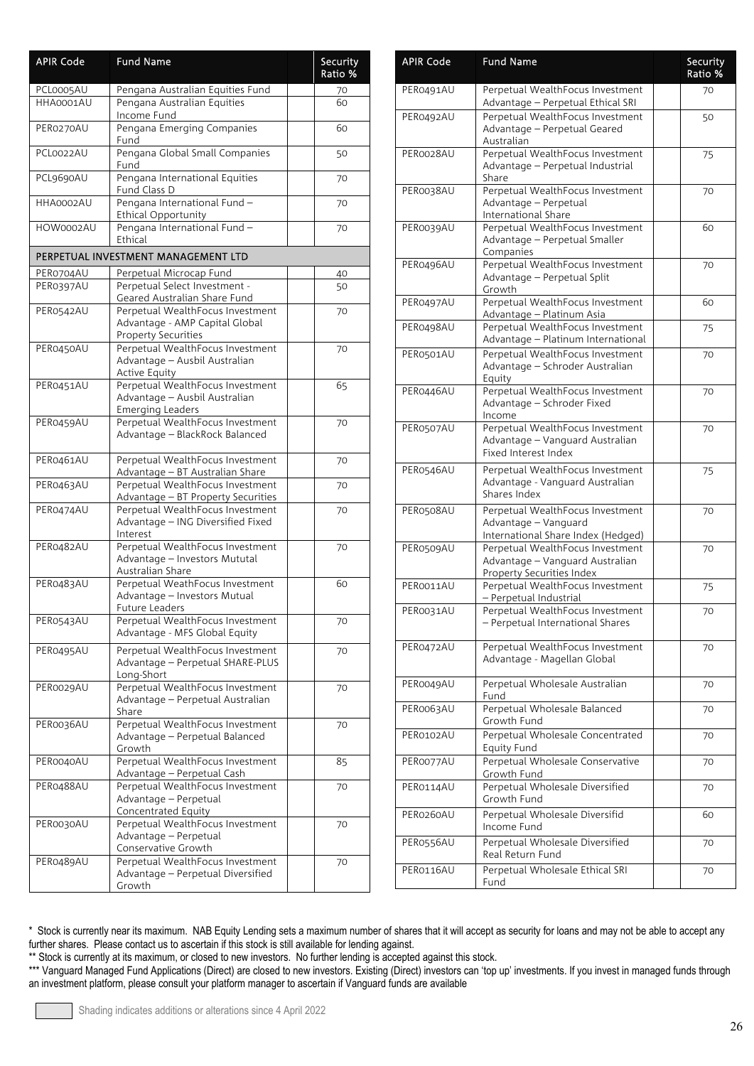| APIR Code | Fund Name | | Security Ratio % |
|---|---|---|---|
| PCL0005AU | Pengana Australian Equities Fund | | 70 |
| HHA0001AU | Pengana Australian Equities Income Fund | | 60 |
| PER0270AU | Pengana Emerging Companies Fund | | 60 |
| PCL0022AU | Pengana Global Small Companies Fund | | 50 |
| PCL9690AU | Pengana International Equities Fund Class D | | 70 |
| HHA0002AU | Pengana International Fund – Ethical Opportunity | | 70 |
| HOW0002AU | Pengana International Fund – Ethical | | 70 |
| **PERPETUAL INVESTMENT MANAGEMENT LTD** | | | |
| PER0704AU | Perpetual Microcap Fund | | 40 |
| PER0397AU | Perpetual Select Investment - Geared Australian Share Fund | | 50 |
| PER0542AU | Perpetual WealthFocus Investment Advantage - AMP Capital Global Property Securities | | 70 |
| PER0450AU | Perpetual WealthFocus Investment Advantage – Ausbil Australian Active Equity | | 70 |
| PER0451AU | Perpetual WealthFocus Investment Advantage – Ausbil Australian Emerging Leaders | | 65 |
| PER0459AU | Perpetual WealthFocus Investment Advantage – BlackRock Balanced | | 70 |
| PER0461AU | Perpetual WealthFocus Investment Advantage – BT Australian Share | | 70 |
| PER0463AU | Perpetual WealthFocus Investment Advantage – BT Property Securities | | 70 |
| PER0474AU | Perpetual WealthFocus Investment Advantage – ING Diversified Fixed Interest | | 70 |
| PER0482AU | Perpetual WealthFocus Investment Advantage – Investors Mututal Australian Share | | 70 |
| PER0483AU | Perpetual WeathFocus Investment Advantage – Investors Mutual Future Leaders | | 60 |
| PER0543AU | Perpetual WealthFocus Investment Advantage - MFS Global Equity | | 70 |
| PER0495AU | Perpetual WealthFocus Investment Advantage – Perpetual SHARE-PLUS Long-Short | | 70 |
| PER0029AU | Perpetual WealthFocus Investment Advantage – Perpetual Australian Share | | 70 |
| PER0036AU | Perpetual WealthFocus Investment Advantage – Perpetual Balanced Growth | | 70 |
| PER0040AU | Perpetual WealthFocus Investment Advantage – Perpetual Cash | | 85 |
| PER0488AU | Perpetual WealthFocus Investment Advantage – Perpetual Concentrated Equity | | 70 |
| PER0030AU | Perpetual WealthFocus Investment Advantage – Perpetual Conservative Growth | | 70 |
| PER0489AU | Perpetual WealthFocus Investment Advantage – Perpetual Diversified Growth | | 70 |
| PER0491AU | Perpetual WealthFocus Investment Advantage – Perpetual Ethical SRI | | 70 |
| PER0492AU | Perpetual WealthFocus Investment Advantage – Perpetual Geared Australian | | 50 |
| PER0028AU | Perpetual WealthFocus Investment Advantage – Perpetual Industrial Share | | 75 |
| PER0038AU | Perpetual WealthFocus Investment Advantage – Perpetual International Share | | 70 |
| PER0039AU | Perpetual WealthFocus Investment Advantage – Perpetual Smaller Companies | | 60 |
| PER0496AU | Perpetual WealthFocus Investment Advantage – Perpetual Split Growth | | 70 |
| PER0497AU | Perpetual WealthFocus Investment Advantage – Platinum Asia | | 60 |
| PER0498AU | Perpetual WealthFocus Investment Advantage – Platinum International | | 75 |
| PER0501AU | Perpetual WealthFocus Investment Advantage – Schroder Australian Equity | | 70 |
| PER0446AU | Perpetual WealthFocus Investment Advantage – Schroder Fixed Income | | 70 |
| PER0507AU | Perpetual WealthFocus Investment Advantage – Vanguard Australian Fixed Interest Index | | 70 |
| PER0546AU | Perpetual WealthFocus Investment Advantage - Vanguard Australian Shares Index | | 75 |
| PER0508AU | Perpetual WealthFocus Investment Advantage – Vanguard International Share Index (Hedged) | | 70 |
| PER0509AU | Perpetual WealthFocus Investment Advantage – Vanguard Australian Property Securities Index | | 70 |
| PER0011AU | Perpetual WealthFocus Investment – Perpetual Industrial | | 75 |
| PER0031AU | Perpetual WealthFocus Investment – Perpetual International Shares | | 70 |
| PER0472AU | Perpetual WealthFocus Investment Advantage - Magellan Global | | 70 |
| PER0049AU | Perpetual Wholesale Australian Fund | | 70 |
| PER0063AU | Perpetual Wholesale Balanced Growth Fund | | 70 |
| PER0102AU | Perpetual Wholesale Concentrated Equity Fund | | 70 |
| PER0077AU | Perpetual Wholesale Conservative Growth Fund | | 70 |
| PER0114AU | Perpetual Wholesale Diversified Growth Fund | | 70 |
| PER0260AU | Perpetual Wholesale Diversifid Income Fund | | 60 |
| PER0556AU | Perpetual Wholesale Diversified Real Return Fund | | 70 |
| PER0116AU | Perpetual Wholesale Ethical SRI Fund | | 70 |

\* Stock is currently near its maximum. NAB Equity Lending sets a maximum number of shares that it will accept as security for loans and may not be able to accept any further shares. Please contact us to ascertain if this stock is still available for lending against.

\*\* Stock is currently at its maximum, or closed to new investors. No further lending is accepted against this stock.

\*\*\* Vanguard Managed Fund Applications (Direct) are closed to new investors. Existing (Direct) investors can 'top up' investments. If you invest in managed funds through an investment platform, please consult your platform manager to ascertain if Vanguard funds are available

Shading indicates additions or alterations since 4 April 2022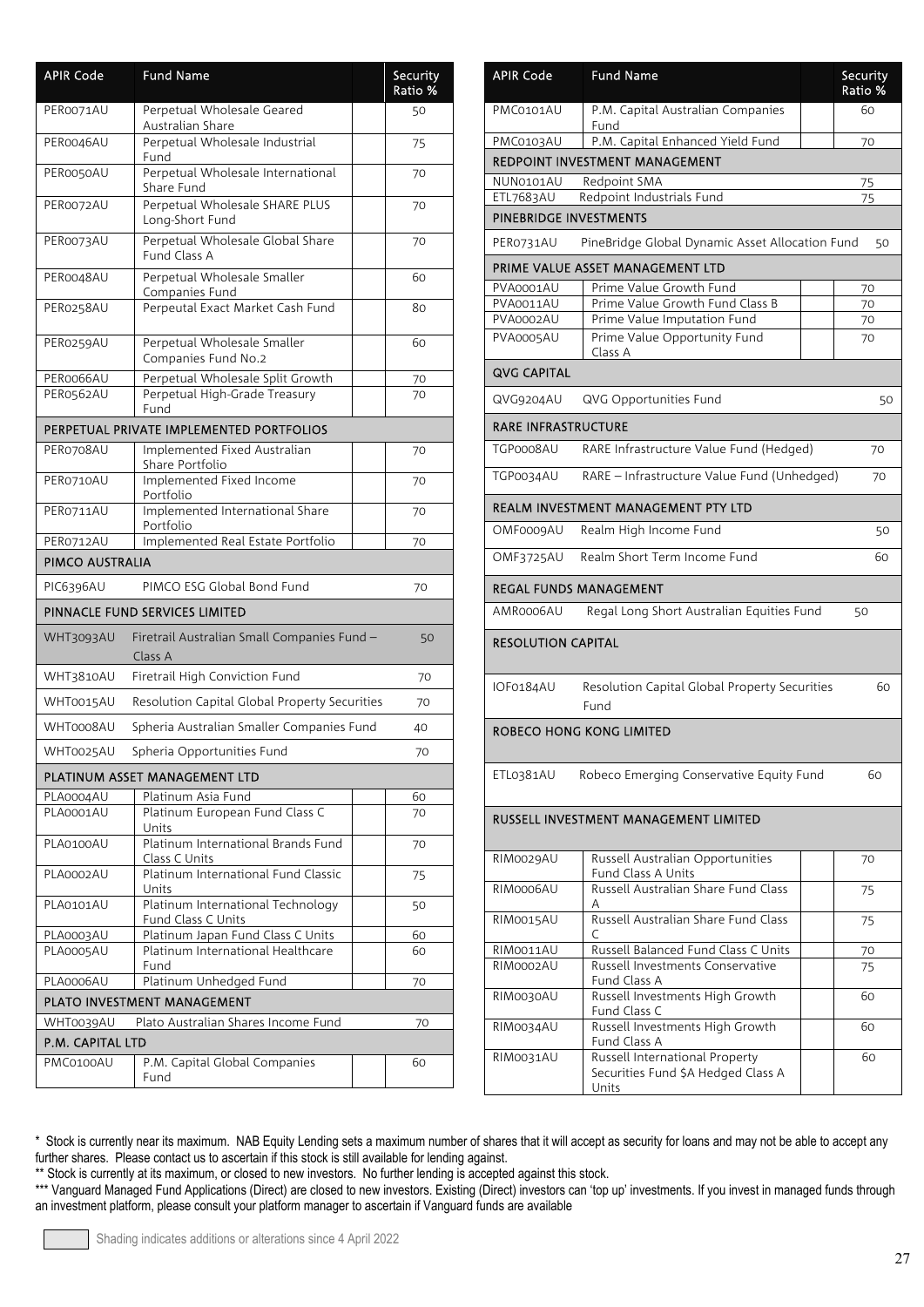| APIR Code | Fund Name | Security Ratio % |
|---|---|---|
| PER0071AU | Perpetual Wholesale Geared Australian Share | 50 |
| PER0046AU | Perpetual Wholesale Industrial Fund | 75 |
| PER0050AU | Perpetual Wholesale International Share Fund | 70 |
| PER0072AU | Perpetual Wholesale SHARE PLUS Long-Short Fund | 70 |
| PER0073AU | Perpetual Wholesale Global Share Fund Class A | 70 |
| PER0048AU | Perpetual Wholesale Smaller Companies Fund | 60 |
| PER0258AU | Perpeutal Exact Market Cash Fund | 80 |
| PER0259AU | Perpetual Wholesale Smaller Companies Fund No.2 | 60 |
| PER0066AU | Perpetual Wholesale Split Growth | 70 |
| PER0562AU | Perpetual High-Grade Treasury Fund | 70 |
| **PERPETUAL PRIVATE IMPLEMENTED PORTFOLIOS** | | |
| PER0708AU | Implemented Fixed Australian Share Portfolio | 70 |
| PER0710AU | Implemented Fixed Income Portfolio | 70 |
| PER0711AU | Implemented International Share Portfolio | 70 |
| PER0712AU | Implemented Real Estate Portfolio | 70 |
| **PIMCO AUSTRALIA** | | |
| PIC6396AU | PIMCO ESG Global Bond Fund | 70 |
| **PINNACLE FUND SERVICES LIMITED** | | |
| WHT3093AU | Firetrail Australian Small Companies Fund – Class A | 50 |
| WHT3810AU | Firetrail High Conviction Fund | 70 |
| WHT0015AU | Resolution Capital Global Property Securities | 70 |
| WHT0008AU | Spheria Australian Smaller Companies Fund | 40 |
| WHT0025AU | Spheria Opportunities Fund | 70 |
| **PLATINUM ASSET MANAGEMENT LTD** | | |
| PLA0004AU | Platinum Asia Fund | 60 |
| PLA0001AU | Platinum European Fund Class C Units | 70 |
| PLA0100AU | Platinum International Brands Fund Class C Units | 70 |
| PLA0002AU | Platinum International Fund Classic Units | 75 |
| PLA0101AU | Platinum International Technology Fund Class C Units | 50 |
| PLA0003AU | Platinum Japan Fund Class C Units | 60 |
| PLA0005AU | Platinum International Healthcare Fund | 60 |
| PLA0006AU | Platinum Unhedged Fund | 70 |
| **PLATO INVESTMENT MANAGEMENT** | | |
| WHT0039AU | Plato Australian Shares Income Fund | 70 |
| **P.M. CAPITAL LTD** | | |
| PMC0100AU | P.M. Capital Global Companies Fund | 60 |
| PMC0101AU | P.M. Capital Australian Companies Fund | 60 |
| PMC0103AU | P.M. Capital Enhanced Yield Fund | 70 |
| **REDPOINT INVESTMENT MANAGEMENT** | | |
| NUN0101AU | Redpoint SMA | 75 |
| ETL7683AU | Redpoint Industrials Fund | 75 |
| **PINEBRIDGE INVESTMENTS** | | |
| PER0731AU | PineBridge Global Dynamic Asset Allocation Fund | 50 |
| **PRIME VALUE ASSET MANAGEMENT LTD** | | |
| PVA0001AU | Prime Value Growth Fund | 70 |
| PVA0011AU | Prime Value Growth Fund Class B | 70 |
| PVA0002AU | Prime Value Imputation Fund | 70 |
| PVA0005AU | Prime Value Opportunity Fund Class A | 70 |
| **QVG CAPITAL** | | |
| QVG9204AU | QVG Opportunities Fund | 50 |
| **RARE INFRASTRUCTURE** | | |
| TGP0008AU | RARE Infrastructure Value Fund (Hedged) | 70 |
| TGP0034AU | RARE – Infrastructure Value Fund (Unhedged) | 70 |
| **REALM INVESTMENT MANAGEMENT PTY LTD** | | |
| OMF0009AU | Realm High Income Fund | 50 |
| OMF3725AU | Realm Short Term Income Fund | 60 |
| **REGAL FUNDS MANAGEMENT** | | |
| AMR0006AU | Regal Long Short Australian Equities Fund | 50 |
| **RESOLUTION CAPITAL** | | |
| IOF0184AU | Resolution Capital Global Property Securities Fund | 60 |
| **ROBECO HONG KONG LIMITED** | | |
| ETL0381AU | Robeco Emerging Conservative Equity Fund | 60 |
| **RUSSELL INVESTMENT MANAGEMENT LIMITED** | | |
| RIM0029AU | Russell Australian Opportunities Fund Class A Units | 70 |
| RIM0006AU | Russell Australian Share Fund Class A | 75 |
| RIM0015AU | Russell Australian Share Fund Class C | 75 |
| RIM0011AU | Russell Balanced Fund Class C Units | 70 |
| RIM0002AU | Russell Investments Conservative Fund Class A | 75 |
| RIM0030AU | Russell Investments High Growth Fund Class C | 60 |
| RIM0034AU | Russell Investments High Growth Fund Class A | 60 |
| RIM0031AU | Russell International Property Securities Fund $A Hedged Class A Units | 60 |

\* Stock is currently near its maximum. NAB Equity Lending sets a maximum number of shares that it will accept as security for loans and may not be able to accept any further shares. Please contact us to ascertain if this stock is still available for lending against.

\*\* Stock is currently at its maximum, or closed to new investors. No further lending is accepted against this stock.

\*\*\* Vanguard Managed Fund Applications (Direct) are closed to new investors. Existing (Direct) investors can 'top up' investments. If you invest in managed funds through an investment platform, please consult your platform manager to ascertain if Vanguard funds are available

Shading indicates additions or alterations since 4 April 2022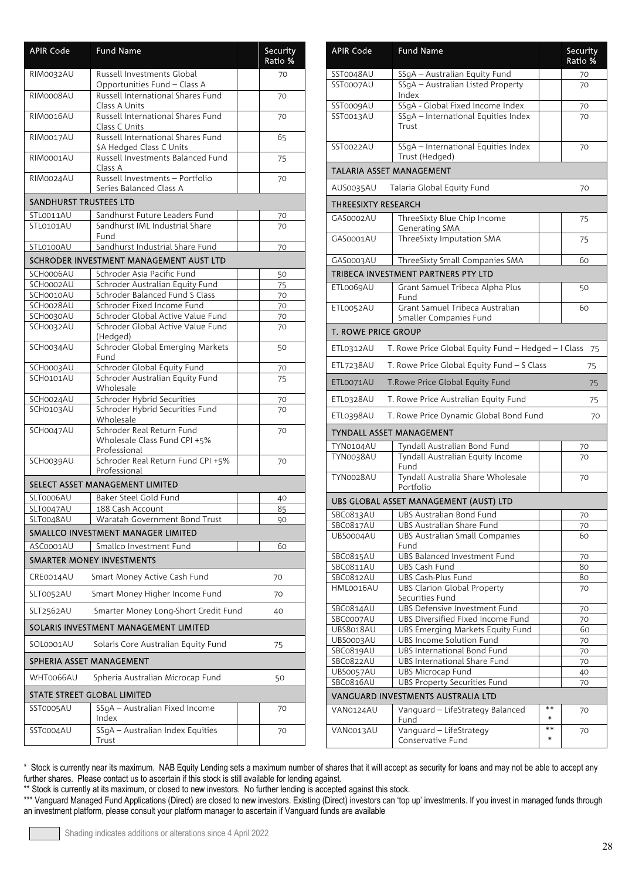| APIR Code | Fund Name | | Security Ratio % |
|---|---|---|---|
| RIM0032AU | Russell Investments Global Opportunities Fund – Class A | | 70 |
| RIM0008AU | Russell International Shares Fund Class A Units | | 70 |
| RIM0016AU | Russell International Shares Fund Class C Units | | 70 |
| RIM0017AU | Russell International Shares Fund $A Hedged Class C Units | | 65 |
| RIM0001AU | Russell Investments Balanced Fund Class A | | 75 |
| RIM0024AU | Russell Investments – Portfolio Series Balanced Class A | | 70 |
| **SANDHURST TRUSTEES LTD** | | | |
| STL0011AU | Sandhurst Future Leaders Fund | | 70 |
| STL0101AU | Sandhurst IML Industrial Share Fund | | 70 |
| STL0100AU | Sandhurst Industrial Share Fund | | 70 |
| **SCHRODER INVESTMENT MANAGEMENT AUST LTD** | | | |
| SCH0006AU | Schroder Asia Pacific Fund | | 50 |
| SCH0002AU | Schroder Australian Equity Fund | | 75 |
| SCH0010AU | Schroder Balanced Fund S Class | | 70 |
| SCH0028AU | Schroder Fixed Income Fund | | 70 |
| SCH0030AU | Schroder Global Active Value Fund | | 70 |
| SCH0032AU | Schroder Global Active Value Fund (Hedged) | | 70 |
| SCH0034AU | Schroder Global Emerging Markets Fund | | 50 |
| SCH0003AU | Schroder Global Equity Fund | | 70 |
| SCH0101AU | Schroder Australian Equity Fund Wholesale | | 75 |
| SCH0024AU | Schroder Hybrid Securities | | 70 |
| SCH0103AU | Schroder Hybrid Securities Fund Wholesale | | 70 |
| SCH0047AU | Schroder Real Return Fund Wholesale Class Fund CPI +5% Professional | | 70 |
| SCH0039AU | Schroder Real Return Fund CPI +5% Professional | | 70 |
| **SELECT ASSET MANAGEMENT LIMITED** | | | |
| SLT0006AU | Baker Steel Gold Fund | | 40 |
| SLT0047AU | 188 Cash Account | | 85 |
| SLT0048AU | Waratah Government Bond Trust | | 90 |
| **SMALLCO INVESTMENT MANAGER LIMITED** | | | |
| ASC0001AU | Smallco Investment Fund | | 60 |
| **SMARTER MONEY INVESTMENTS** | | | |
| CRE0014AU | Smart Money Active Cash Fund | | 70 |
| SLT0052AU | Smart Money Higher Income Fund | | 70 |
| SLT2562AU | Smarter Money Long-Short Credit Fund | | 40 |
| **SOLARIS INVESTMENT MANAGEMENT LIMITED** | | | |
| SOL0001AU | Solaris Core Australian Equity Fund | | 75 |
| **SPHERIA ASSET MANAGEMENT** | | | |
| WHT0066AU | Spheria Australian Microcap Fund | | 50 |
| **STATE STREET GLOBAL LIMITED** | | | |
| SST0005AU | SSgA – Australian Fixed Income Index | | 70 |
| SST0004AU | SSgA – Australian Index Equities Trust | | 70 |
| SST0048AU | SSgA – Australian Equity Fund | | 70 |
| SST0007AU | SSgA – Australian Listed Property Index | | 70 |
| SST0009AU | SSgA - Global Fixed Income Index | | 70 |
| SST0013AU | SSgA – International Equities Index Trust | | 70 |
| SST0022AU | SSgA – International Equities Index Trust (Hedged) | | 70 |
| **TALARIA ASSET MANAGEMENT** | | | |
| AUS0035AU | Talaria Global Equity Fund | | 70 |
| **THREESIXTY RESEARCH** | | | |
| GAS0002AU | ThreeSixty Blue Chip Income Generating SMA | | 75 |
| GAS0001AU | ThreeSixty Imputation SMA | | 75 |
| GAS0003AU | ThreeSixty Small Companies SMA | | 60 |
| **TRIBECA INVESTMENT PARTNERS PTY LTD** | | | |
| ETL0069AU | Grant Samuel Tribeca Alpha Plus Fund | | 50 |
| ETL0052AU | Grant Samuel Tribeca Australian Smaller Companies Fund | | 60 |
| **T. ROWE PRICE GROUP** | | | |
| ETL0312AU | T. Rowe Price Global Equity Fund – Hedged – I Class | | 75 |
| ETL7238AU | T. Rowe Price Global Equity Fund – S Class | | 75 |
| ETL0071AU | T.Rowe Price Global Equity Fund | | 75 |
| ETL0328AU | T. Rowe Price Australian Equity Fund | | 75 |
| ETL0398AU | T. Rowe Price Dynamic Global Bond Fund | | 70 |
| **TYNDALL ASSET MANAGEMENT** | | | |
| TYN0104AU | Tyndall Australian Bond Fund | | 70 |
| TYN0038AU | Tyndall Australian Equity Income Fund | | 70 |
| TYN0028AU | Tyndall Australia Share Wholesale Portfolio | | 70 |
| **UBS GLOBAL ASSET MANAGEMENT (AUST) LTD** | | | |
| SBC0813AU | UBS Australian Bond Fund | | 70 |
| SBC0817AU | UBS Australian Share Fund | | 70 |
| UBS0004AU | UBS Australian Small Companies Fund | | 60 |
| SBC0815AU | UBS Balanced Investment Fund | | 70 |
| SBC0811AU | UBS Cash Fund | | 80 |
| SBC0812AU | UBS Cash-Plus Fund | | 80 |
| HML0016AU | UBS Clarion Global Property Securities Fund | | 70 |
| SBC0814AU | UBS Defensive Investment Fund | | 70 |
| SBC0007AU | UBS Diversified Fixed Income Fund | | 70 |
| UBS8018AU | UBS Emerging Markets Equity Fund | | 60 |
| UBS0003AU | UBS Income Solution Fund | | 70 |
| SBC0819AU | UBS International Bond Fund | | 70 |
| SBC0822AU | UBS International Share Fund | | 70 |
| UBS0057AU | UBS Microcap Fund | | 40 |
| SBC0816AU | UBS Property Securities Fund | | 70 |
| **VANGUARD INVESTMENTS AUSTRALIA LTD** | | | |
| VAN0124AU | Vanguard – LifeStrategy Balanced Fund | *** | 70 |
| VAN0013AU | Vanguard – LifeStrategy Conservative Fund | *** | 70 |

* Stock is currently near its maximum. NAB Equity Lending sets a maximum number of shares that it will accept as security for loans and may not be able to accept any further shares. Please contact us to ascertain if this stock is still available for lending against.

** Stock is currently at its maximum, or closed to new investors. No further lending is accepted against this stock.

*** Vanguard Managed Fund Applications (Direct) are closed to new investors. Existing (Direct) investors can 'top up' investments. If you invest in managed funds through an investment platform, please consult your platform manager to ascertain if Vanguard funds are available

Shading indicates additions or alterations since 4 April 2022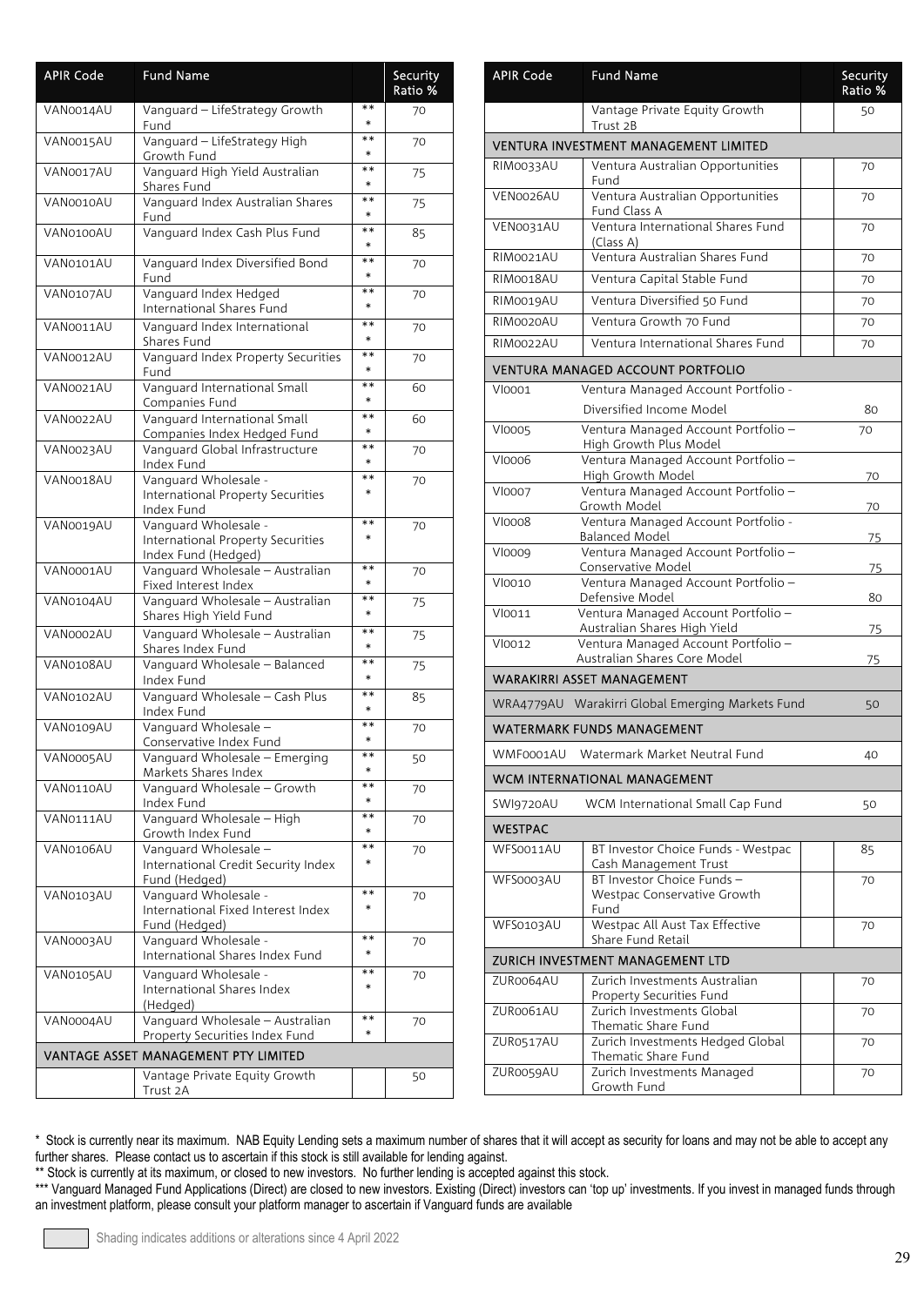| APIR Code | Fund Name | | Security Ratio % |
|---|---|---|---|
| VAN0014AU | Vanguard – LifeStrategy Growth Fund | *** | 70 |
| VAN0015AU | Vanguard – LifeStrategy High Growth Fund | *** | 70 |
| VAN0017AU | Vanguard High Yield Australian Shares Fund | *** | 75 |
| VAN0010AU | Vanguard Index Australian Shares Fund | *** | 75 |
| VAN0100AU | Vanguard Index Cash Plus Fund | *** | 85 |
| VAN0101AU | Vanguard Index Diversified Bond Fund | *** | 70 |
| VAN0107AU | Vanguard Index Hedged International Shares Fund | *** | 70 |
| VAN0011AU | Vanguard Index International Shares Fund | *** | 70 |
| VAN0012AU | Vanguard Index Property Securities Fund | *** | 70 |
| VAN0021AU | Vanguard International Small Companies Fund | *** | 60 |
| VAN0022AU | Vanguard International Small Companies Index Hedged Fund | *** | 60 |
| VAN0023AU | Vanguard Global Infrastructure Index Fund | *** | 70 |
| VAN0018AU | Vanguard Wholesale - International Property Securities Index Fund | *** | 70 |
| VAN0019AU | Vanguard Wholesale - International Property Securities Index Fund (Hedged) | *** | 70 |
| VAN0001AU | Vanguard Wholesale – Australian Fixed Interest Index | *** | 70 |
| VAN0104AU | Vanguard Wholesale – Australian Shares High Yield Fund | *** | 75 |
| VAN0002AU | Vanguard Wholesale – Australian Shares Index Fund | *** | 75 |
| VAN0108AU | Vanguard Wholesale – Balanced Index Fund | *** | 75 |
| VAN0102AU | Vanguard Wholesale – Cash Plus Index Fund | *** | 85 |
| VAN0109AU | Vanguard Wholesale – Conservative Index Fund | *** | 70 |
| VAN0005AU | Vanguard Wholesale – Emerging Markets Shares Index | *** | 50 |
| VAN0110AU | Vanguard Wholesale – Growth Index Fund | *** | 70 |
| VAN0111AU | Vanguard Wholesale – High Growth Index Fund | *** | 70 |
| VAN0106AU | Vanguard Wholesale – International Credit Security Index Fund (Hedged) | *** | 70 |
| VAN0103AU | Vanguard Wholesale - International Fixed Interest Index Fund (Hedged) | *** | 70 |
| VAN0003AU | Vanguard Wholesale - International Shares Index Fund | *** | 70 |
| VAN0105AU | Vanguard Wholesale - International Shares Index (Hedged) | *** | 70 |
| VAN0004AU | Vanguard Wholesale – Australian Property Securities Index Fund | *** | 70 |
| **VANTAGE ASSET MANAGEMENT PTY LIMITED** | | | |
| | Vantage Private Equity Growth Trust 2A | | 50 |
| | Vantage Private Equity Growth Trust 2B | | 50 |
| **VENTURA INVESTMENT MANAGEMENT LIMITED** | | | |
| RIM0033AU | Ventura Australian Opportunities Fund | | 70 |
| VEN0026AU | Ventura Australian Opportunities Fund Class A | | 70 |
| VEN0031AU | Ventura International Shares Fund (Class A) | | 70 |
| RIM0021AU | Ventura Australian Shares Fund | | 70 |
| RIM0018AU | Ventura Capital Stable Fund | | 70 |
| RIM0019AU | Ventura Diversified 50 Fund | | 70 |
| RIM0020AU | Ventura Growth 70 Fund | | 70 |
| RIM0022AU | Ventura International Shares Fund | | 70 |
| **VENTURA MANAGED ACCOUNT PORTFOLIO** | | | |
| VI0001 | Ventura Managed Account Portfolio - Diversified Income Model | | 80 |
| VI0005 | Ventura Managed Account Portfolio – High Growth Plus Model | | 70 |
| VI0006 | Ventura Managed Account Portfolio – High Growth Model | | 70 |
| VI0007 | Ventura Managed Account Portfolio – Growth Model | | 70 |
| VI0008 | Ventura Managed Account Portfolio - Balanced Model | | 75 |
| VI0009 | Ventura Managed Account Portfolio – Conservative Model | | 75 |
| VI0010 | Ventura Managed Account Portfolio – Defensive Model | | 80 |
| VI0011 | Ventura Managed Account Portfolio – Australian Shares High Yield | | 75 |
| VI0012 | Ventura Managed Account Portfolio – Australian Shares Core Model | | 75 |
| **WARAKIRRI ASSET MANAGEMENT** | | | |
| WRA4779AU | Warakirri Global Emerging Markets Fund | | 50 |
| **WATERMARK FUNDS MANAGEMENT** | | | |
| WMF0001AU | Watermark Market Neutral Fund | | 40 |
| **WCM INTERNATIONAL MANAGEMENT** | | | |
| SWI9720AU | WCM International Small Cap Fund | | 50 |
| **WESTPAC** | | | |
| WFS0011AU | BT Investor Choice Funds - Westpac Cash Management Trust | | 85 |
| WFS0003AU | BT Investor Choice Funds – Westpac Conservative Growth Fund | | 70 |
| WFS0103AU | Westpac All Aust Tax Effective Share Fund Retail | | 70 |
| **ZURICH INVESTMENT MANAGEMENT LTD** | | | |
| ZUR0064AU | Zurich Investments Australian Property Securities Fund | | 70 |
| ZUR0061AU | Zurich Investments Global Thematic Share Fund | | 70 |
| ZUR0517AU | Zurich Investments Hedged Global Thematic Share Fund | | 70 |
| ZUR0059AU | Zurich Investments Managed Growth Fund | | 70 |

\* Stock is currently near its maximum. NAB Equity Lending sets a maximum number of shares that it will accept as security for loans and may not be able to accept any further shares. Please contact us to ascertain if this stock is still available for lending against.

\** Stock is currently at its maximum, or closed to new investors. No further lending is accepted against this stock.

\*** Vanguard Managed Fund Applications (Direct) are closed to new investors. Existing (Direct) investors can 'top up' investments. If you invest in managed funds through an investment platform, please consult your platform manager to ascertain if Vanguard funds are available

Shading indicates additions or alterations since 4 April 2022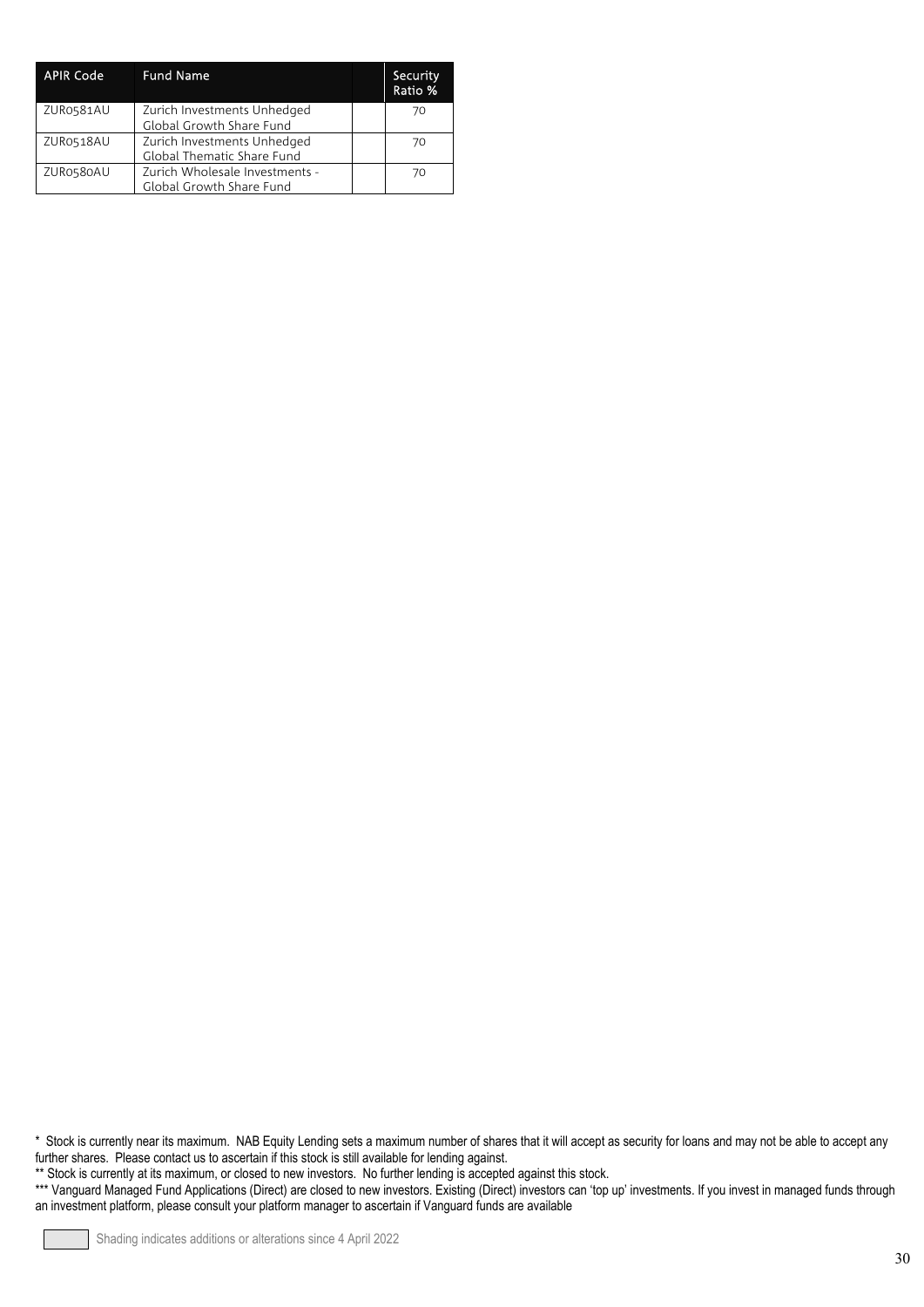| APIR Code | Fund Name | | Security Ratio % |
|---|---|---|---|
| ZUR0581AU | Zurich Investments Unhedged Global Growth Share Fund | | 70 |
| ZUR0518AU | Zurich Investments Unhedged Global Thematic Share Fund | | 70 |
| ZUR0580AU | Zurich Wholesale Investments - Global Growth Share Fund | | 70 |

\* Stock is currently near its maximum. NAB Equity Lending sets a maximum number of shares that it will accept as security for loans and may not be able to accept any further shares. Please contact us to ascertain if this stock is still available for lending against.

\** Stock is currently at its maximum, or closed to new investors. No further lending is accepted against this stock.

\*** Vanguard Managed Fund Applications (Direct) are closed to new investors. Existing (Direct) investors can 'top up' investments. If you invest in managed funds through an investment platform, please consult your platform manager to ascertain if Vanguard funds are available

Shading indicates additions or alterations since 4 April 2022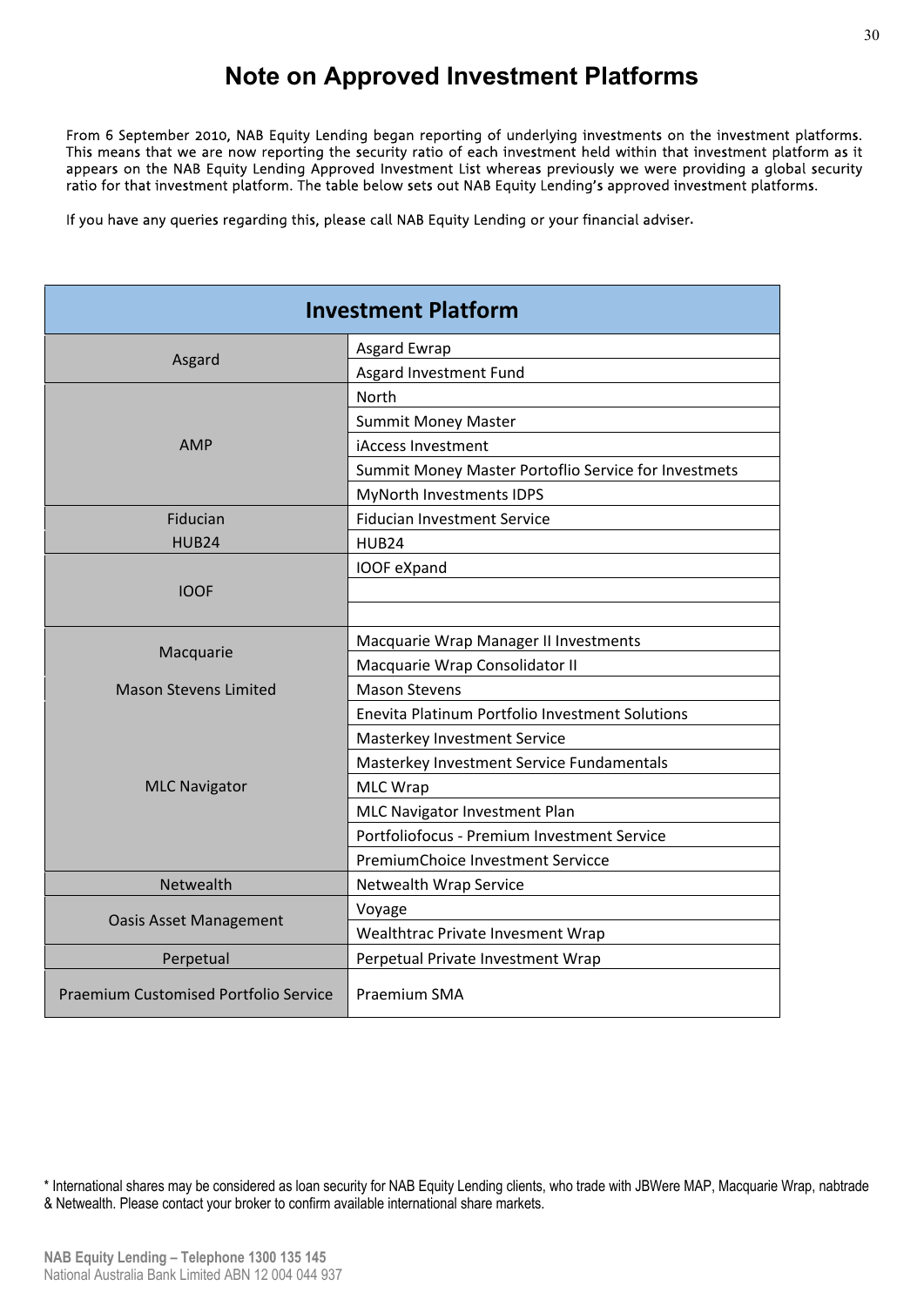# Note on Approved Investment Platforms

From 6 September 2010, NAB Equity Lending began reporting of underlying investments on the investment platforms. This means that we are now reporting the security ratio of each investment held within that investment platform as it appears on the NAB Equity Lending Approved Investment List whereas previously we were providing a global security ratio for that investment platform. The table below sets out NAB Equity Lending's approved investment platforms.

If you have any queries regarding this, please call NAB Equity Lending or your financial adviser.

| Investment Platform | |
|---|---|
| Asgard | Asgard Ewrap |
| | Asgard Investment Fund |
| AMP | North |
| | Summit Money Master |
| | iAccess Investment |
| | Summit Money Master Portoflio Service for Investmets |
| | MyNorth Investments IDPS |
| Fiducian | Fiducian Investment Service |
| HUB24 | HUB24 |
| IOOF | IOOF eXpand |
| | |
| | |
| Macquarie | Macquarie Wrap Manager II Investments |
| | Macquarie Wrap Consolidator II |
| Mason Stevens Limited | Mason Stevens |
| MLC Navigator | Enevita Platinum Portfolio Investment Solutions |
| | Masterkey Investment Service |
| | Masterkey Investment Service Fundamentals |
| | MLC Wrap |
| | MLC Navigator Investment Plan |
| | Portfoliofocus - Premium Investment Service |
| | PremiumChoice Investment Servicce |
| Netwealth | Netwealth Wrap Service |
| Oasis Asset Management | Voyage |
| | Wealthtrac Private Invesment Wrap |
| Perpetual | Perpetual Private Investment Wrap |
| Praemium Customised Portfolio Service | Praemium SMA |

* International shares may be considered as loan security for NAB Equity Lending clients, who trade with JBWere MAP, Macquarie Wrap, nabtrade & Netwealth. Please contact your broker to confirm available international share markets.

**NAB Equity Lending – Telephone 1300 135 145**
National Australia Bank Limited ABN 12 004 044 937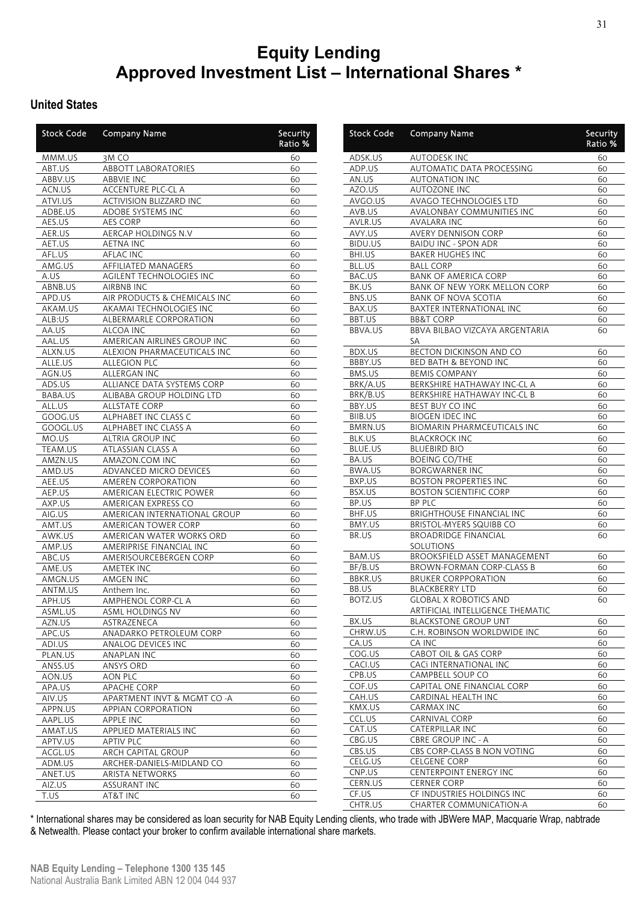# Equity Lending
# Approved Investment List – International Shares *

## United States

| Stock Code | Company Name | Security Ratio % |
|---|---|---|
| MMM.US | 3M CO | 60 |
| ABT.US | ABBOTT LABORATORIES | 60 |
| ABBV.US | ABBVIE INC | 60 |
| ACN.US | ACCENTURE PLC-CL A | 60 |
| ATVI.US | ACTIVISION BLIZZARD INC | 60 |
| ADBE.US | ADOBE SYSTEMS INC | 60 |
| AES.US | AES CORP | 60 |
| AER.US | AERCAP HOLDINGS N.V | 60 |
| AET.US | AETNA INC | 60 |
| AFL.US | AFLAC INC | 60 |
| AMG.US | AFFILIATED MANAGERS | 60 |
| A.US | AGILENT TECHNOLOGIES INC | 60 |
| ABNB.US | AIRBNB INC | 60 |
| APD.US | AIR PRODUCTS & CHEMICALS INC | 60 |
| AKAM.US | AKAMAI TECHNOLOGIES INC | 60 |
| ALB:US | ALBERMARLE CORPORATION | 60 |
| AA.US | ALCOA INC | 60 |
| AAL.US | AMERICAN AIRLINES GROUP INC | 60 |
| ALXN.US | ALEXION PHARMACEUTICALS INC | 60 |
| ALLE.US | ALLEGION PLC | 60 |
| AGN.US | ALLERGAN INC | 60 |
| ADS.US | ALLIANCE DATA SYSTEMS CORP | 60 |
| BABA.US | ALIBABA GROUP HOLDING LTD | 60 |
| ALL.US | ALLSTATE CORP | 60 |
| GOOG.US | ALPHABET INC CLASS C | 60 |
| GOOGL.US | ALPHABET INC CLASS A | 60 |
| MO.US | ALTRIA GROUP INC | 60 |
| TEAM.US | ATLASSIAN CLASS A | 60 |
| AMZN.US | AMAZON.COM INC | 60 |
| AMD.US | ADVANCED MICRO DEVICES | 60 |
| AEE.US | AMEREN CORPORATION | 60 |
| AEP.US | AMERICAN ELECTRIC POWER | 60 |
| AXP.US | AMERICAN EXPRESS CO | 60 |
| AIG.US | AMERICAN INTERNATIONAL GROUP | 60 |
| AMT.US | AMERICAN TOWER CORP | 60 |
| AWK.US | AMERICAN WATER WORKS ORD | 60 |
| AMP.US | AMERIPRISE FINANCIAL INC | 60 |
| ABC.US | AMERISOURCEBERGEN CORP | 60 |
| AME.US | AMETEK INC | 60 |
| AMGN.US | AMGEN INC | 60 |
| ANTM.US | Anthem Inc. | 60 |
| APH.US | AMPHENOL CORP-CL A | 60 |
| ASML.US | ASML HOLDINGS NV | 60 |
| AZN.US | ASTRAZENECA | 60 |
| APC.US | ANADARKO PETROLEUM CORP | 60 |
| ADI.US | ANALOG DEVICES INC | 60 |
| PLAN.US | ANAPLAN INC | 60 |
| ANSS.US | ANSYS ORD | 60 |
| AON.US | AON PLC | 60 |
| APA.US | APACHE CORP | 60 |
| AIV.US | APARTMENT INVT & MGMT CO -A | 60 |
| APPN.US | APPIAN CORPORATION | 60 |
| AAPL.US | APPLE INC | 60 |
| AMAT.US | APPLIED MATERIALS INC | 60 |
| APTV.US | APTIV PLC | 60 |
| ACGL.US | ARCH CAPITAL GROUP | 60 |
| ADM.US | ARCHER-DANIELS-MIDLAND CO | 60 |
| ANET.US | ARISTA NETWORKS | 60 |
| AIZ.US | ASSURANT INC | 60 |
| T.US | AT&T INC | 60 |
| ADSK.US | AUTODESK INC | 60 |
| ADP.US | AUTOMATIC DATA PROCESSING | 60 |
| AN.US | AUTONATION INC | 60 |
| AZO.US | AUTOZONE INC | 60 |
| AVGO.US | AVAGO TECHNOLOGIES LTD | 60 |
| AVB.US | AVALONBAY COMMUNITIES INC | 60 |
| AVLR.US | AVALARA INC | 60 |
| AVY.US | AVERY DENNISON CORP | 60 |
| BIDU.US | BAIDU INC - SPON ADR | 60 |
| BHI.US | BAKER HUGHES INC | 60 |
| BLL.US | BALL CORP | 60 |
| BAC.US | BANK OF AMERICA CORP | 60 |
| BK.US | BANK OF NEW YORK MELLON CORP | 60 |
| BNS.US | BANK OF NOVA SCOTIA | 60 |
| BAX.US | BAXTER INTERNATIONAL INC | 60 |
| BBT.US | BB&T CORP | 60 |
| BBVA.US | BBVA BILBAO VIZCAYA ARGENTARIA SA | 60 |
| BDX.US | BECTON DICKINSON AND CO | 60 |
| BBBY.US | BED BATH & BEYOND INC | 60 |
| BMS.US | BEMIS COMPANY | 60 |
| BRK/A.US | BERKSHIRE HATHAWAY INC-CL A | 60 |
| BRK/B.US | BERKSHIRE HATHAWAY INC-CL B | 60 |
| BBY.US | BEST BUY CO INC | 60 |
| BIIB.US | BIOGEN IDEC INC | 60 |
| BMRN.US | BIOMARIN PHARMCEUTICALS INC | 60 |
| BLK.US | BLACKROCK INC | 60 |
| BLUE.US | BLUEBIRD BIO | 60 |
| BA.US | BOEING CO/THE | 60 |
| BWA.US | BORGWARNER INC | 60 |
| BXP.US | BOSTON PROPERTIES INC | 60 |
| BSX.US | BOSTON SCIENTIFIC CORP | 60 |
| BP.US | BP PLC | 60 |
| BHF.US | BRIGHTHOUSE FINANCIAL INC | 60 |
| BMY.US | BRISTOL-MYERS SQUIBB CO | 60 |
| BR.US | BROADRIDGE FINANCIAL SOLUTIONS | 60 |
| BAM.US | BROOKSFIELD ASSET MANAGEMENT | 60 |
| BF/B.US | BROWN-FORMAN CORP-CLASS B | 60 |
| BBKR.US | BRUKER CORPPORATION | 60 |
| BB.US | BLACKBERRY LTD | 60 |
| BOTZ.US | GLOBAL X ROBOTICS AND ARTIFICIAL INTELLIGENCE THEMATIC | 60 |
| BX.US | BLACKSTONE GROUP UNT | 60 |
| CHRW.US | C.H. ROBINSON WORLDWIDE INC | 60 |
| CA.US | CA INC | 60 |
| COG.US | CABOT OIL & GAS CORP | 60 |
| CACI.US | CACi INTERNATIONAL INC | 60 |
| CPB.US | CAMPBELL SOUP CO | 60 |
| COF.US | CAPITAL ONE FINANCIAL CORP | 60 |
| CAH.US | CARDINAL HEALTH INC | 60 |
| KMX.US | CARMAX INC | 60 |
| CCL.US | CARNIVAL CORP | 60 |
| CAT.US | CATERPILLAR INC | 60 |
| CBG.US | CBRE GROUP INC - A | 60 |
| CBS.US | CBS CORP-CLASS B NON VOTING | 60 |
| CELG.US | CELGENE CORP | 60 |
| CNP.US | CENTERPOINT ENERGY INC | 60 |
| CERN.US | CERNER CORP | 60 |
| CF.US | CF INDUSTRIES HOLDINGS INC | 60 |
| CHTR.US | CHARTER COMMUNICATION-A | 60 |

\* International shares may be considered as loan security for NAB Equity Lending clients, who trade with JBWere MAP, Macquarie Wrap, nabtrade & Netwealth. Please contact your broker to confirm available international share markets.

**NAB Equity Lending – Telephone 1300 135 145**
National Australia Bank Limited ABN 12 004 044 937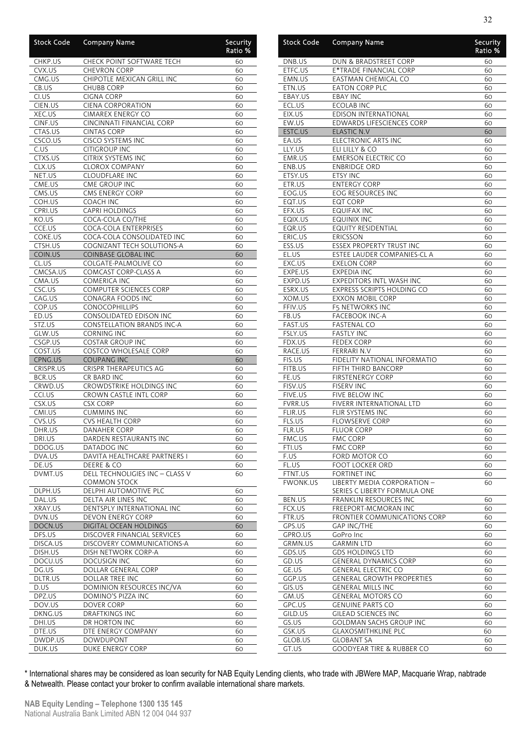| Stock Code | Company Name | Security Ratio % |
|---|---|---|
| CHKP.US | CHECK POINT SOFTWARE TECH | 60 |
| CVX.US | CHEVRON CORP | 60 |
| CMG.US | CHIPOTLE MEXICAN GRILL INC | 60 |
| CB.US | CHUBB CORP | 60 |
| CI.US | CIGNA CORP | 60 |
| CIEN.US | CIENA CORPORATION | 60 |
| XEC.US | CIMAREX ENERGY CO | 60 |
| CINF.US | CINCINNATI FINANCIAL CORP | 60 |
| CTAS.US | CINTAS CORP | 60 |
| CSCO.US | CISCO SYSTEMS INC | 60 |
| C.US | CITIGROUP INC | 60 |
| CTXS.US | CITRIX SYSTEMS INC | 60 |
| CLX.US | CLOROX COMPANY | 60 |
| NET.US | CLOUDFLARE INC | 60 |
| CME.US | CME GROUP INC | 60 |
| CMS.US | CMS ENERGY CORP | 60 |
| COH.US | COACH INC | 60 |
| CPRI.US | CAPRI HOLDINGS | 60 |
| KO.US | COCA-COLA CO/THE | 60 |
| CCE.US | COCA-COLA ENTERPRISES | 60 |
| COKE.US | COCA-COLA CONSOLIDATED INC | 60 |
| CTSH.US | COGNIZANT TECH SOLUTIONS-A | 60 |
| COIN.US | COINBASE GLOBAL INC | 60 |
| CL.US | COLGATE-PALMOLIVE CO | 60 |
| CMCSA.US | COMCAST CORP-CLASS A | 60 |
| CMA.US | COMERICA INC | 60 |
| CSC.US | COMPUTER SCIENCES CORP | 60 |
| CAG.US | CONAGRA FOODS INC | 60 |
| COP.US | CONOCOPHILLIPS | 60 |
| ED.US | CONSOLIDATED EDISON INC | 60 |
| STZ.US | CONSTELLATION BRANDS INC-A | 60 |
| GLW.US | CORNING INC | 60 |
| CSGP.US | COSTAR GROUP INC | 60 |
| COST.US | COSTCO WHOLESALE CORP | 60 |
| CPNG.US | COUPANG INC | 60 |
| CRISPR.US | CRISPR THERAPEUTICS AG | 60 |
| BCR.US | CR BARD INC | 60 |
| CRWD.US | CROWDSTRIKE HOLDINGS INC | 60 |
| CCI.US | CROWN CASTLE INTL CORP | 60 |
| CSX.US | CSX CORP | 60 |
| CMI.US | CUMMINS INC | 60 |
| CVS.US | CVS HEALTH CORP | 60 |
| DHR.US | DANAHER CORP | 60 |
| DRI.US | DARDEN RESTAURANTS INC | 60 |
| DDOG.US | DATADOG INC | 60 |
| DVA.US | DAVITA HEALTHCARE PARTNERS I | 60 |
| DE.US | DEERE & CO | 60 |
| DVMT.US | DELL TECHNOLIGIES INC – CLASS V COMMON STOCK | 60 |
| DLPH.US | DELPHI AUTOMOTIVE PLC | 60 |
| DAL.US | DELTA AIR LINES INC | 60 |
| XRAY.US | DENTSPLY INTERNATIONAL INC | 60 |
| DVN.US | DEVON ENERGY CORP | 60 |
| DOCN.US | DIGITAL OCEAN HOLDINGS | 60 |
| DFS.US | DISCOVER FINANCIAL SERVICES | 60 |
| DISCA.US | DISCOVERY COMMUNICATIONS-A | 60 |
| DISH.US | DISH NETWORK CORP-A | 60 |
| DOCU.US | DOCUSIGN INC | 60 |
| DG.US | DOLLAR GENERAL CORP | 60 |
| DLTR.US | DOLLAR TREE INC | 60 |
| D.US | DOMINION RESOURCES INC/VA | 60 |
| DPZ.US | DOMINO'S PIZZA INC | 60 |
| DOV.US | DOVER CORP | 60 |
| DKNG.US | DRAFTKINGS INC | 60 |
| DHI.US | DR HORTON INC | 60 |
| DTE.US | DTE ENERGY COMPANY | 60 |
| DWDP.US | DOWDUPONT | 60 |
| DUK.US | DUKE ENERGY CORP | 60 |
| DNB.US | DUN & BRADSTREET CORP | 60 |
| ETFC.US | E*TRADE FINANCIAL CORP | 60 |
| EMN.US | EASTMAN CHEMICAL CO | 60 |
| ETN.US | EATON CORP PLC | 60 |
| EBAY.US | EBAY INC | 60 |
| ECL.US | ECOLAB INC | 60 |
| EIX.US | EDISON INTERNATIONAL | 60 |
| EW.US | EDWARDS LIFESCIENCES CORP | 60 |
| ESTC.US | ELASTIC N.V | 60 |
| EA.US | ELECTRONIC ARTS INC | 60 |
| LLY.US | ELI LILLY & CO | 60 |
| EMR.US | EMERSON ELECTRIC CO | 60 |
| ENB.US | ENBRIDGE ORD | 60 |
| ETSY.US | ETSY INC | 60 |
| ETR.US | ENTERGY CORP | 60 |
| EOG.US | EOG RESOURCES INC | 60 |
| EQT.US | EQT CORP | 60 |
| EFX.US | EQUIFAX INC | 60 |
| EQIX.US | EQUINIX INC | 60 |
| EQR.US | EQUITY RESIDENTIAL | 60 |
| ERIC.US | ERICSSON | 60 |
| ESS.US | ESSEX PROPERTY TRUST INC | 60 |
| EL.US | ESTEE LAUDER COMPANIES-CL A | 60 |
| EXC.US | EXELON CORP | 60 |
| EXPE.US | EXPEDIA INC | 60 |
| EXPD.US | EXPEDITORS INTL WASH INC | 60 |
| ESRX.US | EXPRESS SCRIPTS HOLDING CO | 60 |
| XOM.US | EXXON MOBIL CORP | 60 |
| FFIV.US | F5 NETWORKS INC | 60 |
| FB.US | FACEBOOK INC-A | 60 |
| FAST.US | FASTENAL CO | 60 |
| FSLY.US | FASTLY INC | 60 |
| FDX.US | FEDEX CORP | 60 |
| RACE.US | FERRARI N.V | 60 |
| FIS.US | FIDELITY NATIONAL INFORMATIO | 60 |
| FITB.US | FIFTH THIRD BANCORP | 60 |
| FE.US | FIRSTENERGY CORP | 60 |
| FISV.US | FISERV INC | 60 |
| FIVE.US | FIVE BELOW INC | 60 |
| FVRR.US | FIVERR INTERNATIONAL LTD | 60 |
| FLIR.US | FLIR SYSTEMS INC | 60 |
| FLS.US | FLOWSERVE CORP | 60 |
| FLR.US | FLUOR CORP | 60 |
| FMC.US | FMC CORP | 60 |
| FTI.US | FMC CORP | 60 |
| F.US | FORD MOTOR CO | 60 |
| FL.US | FOOT LOCKER ORD | 60 |
| FTNT.US | FORTINET INC | 60 |
| FWONK.US | LIBERTY MEDIA CORPORATION – SERIES C LIBERTY FORMULA ONE | 60 |
| BEN.US | FRANKLIN RESOURCES INC | 60 |
| FCX.US | FREEPORT-MCMORAN INC | 60 |
| FTR.US | FRONTIER COMMUNICATIONS CORP | 60 |
| GPS.US | GAP INC/THE | 60 |
| GPRO.US | GoPro Inc | 60 |
| GRMN.US | GARMIN LTD | 60 |
| GDS.US | GDS HOLDINGS LTD | 60 |
| GD.US | GENERAL DYNAMICS CORP | 60 |
| GE.US | GENERAL ELECTRIC CO | 60 |
| GGP.US | GENERAL GROWTH PROPERTIES | 60 |
| GIS.US | GENERAL MILLS INC | 60 |
| GM.US | GENERAL MOTORS CO | 60 |
| GPC.US | GENUINE PARTS CO | 60 |
| GILD.US | GILEAD SCIENCES INC | 60 |
| GS.US | GOLDMAN SACHS GROUP INC | 60 |
| GSK.US | GLAXOSMITHKLINE PLC | 60 |
| GLOB.US | GLOBANT SA | 60 |
| GT.US | GOODYEAR TIRE & RUBBER CO | 60 |

* International shares may be considered as loan security for NAB Equity Lending clients, who trade with JBWere MAP, Macquarie Wrap, nabtrade & Netwealth. Please contact your broker to confirm available international share markets.

**NAB Equity Lending – Telephone 1300 135 145**
National Australia Bank Limited ABN 12 004 044 937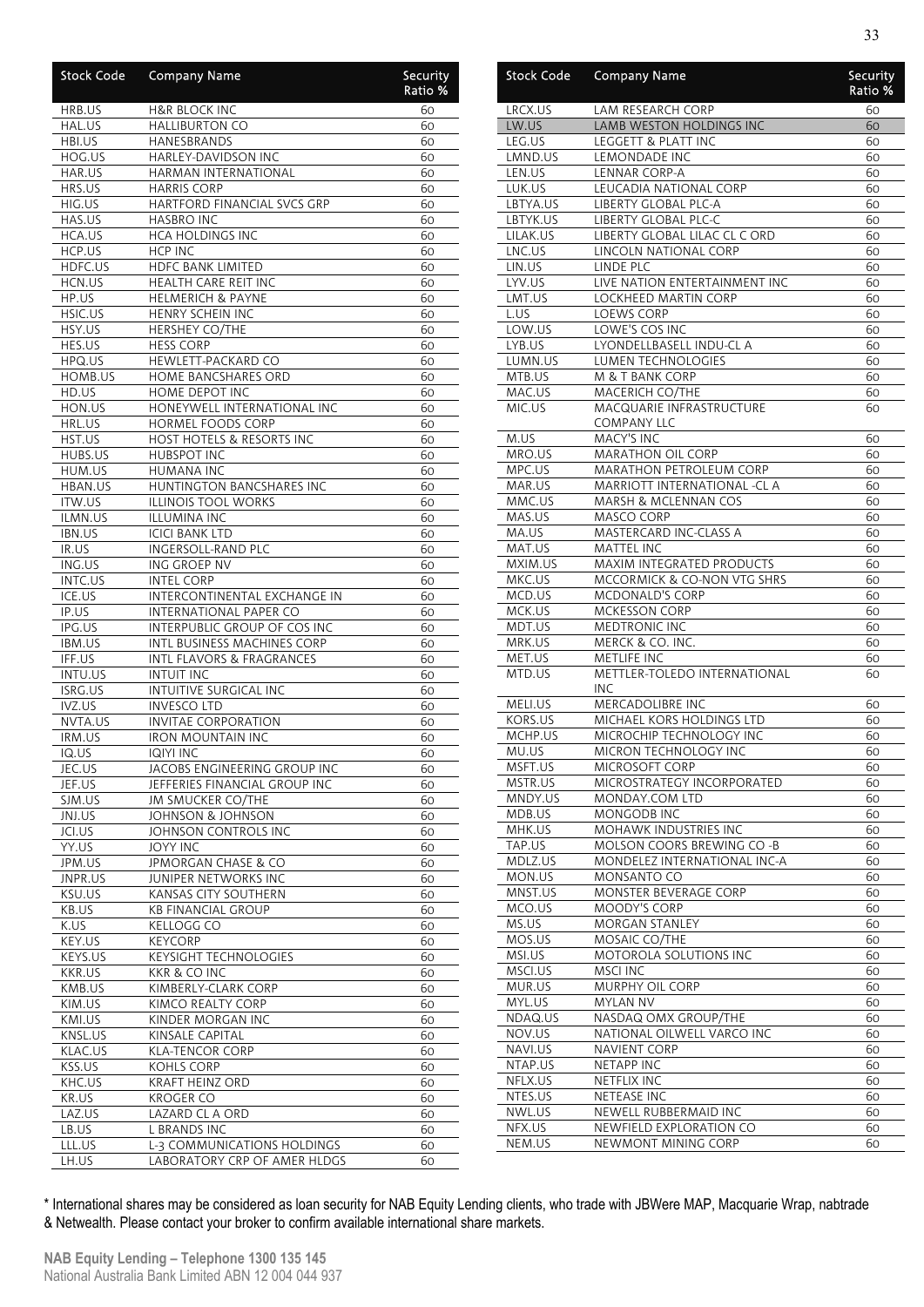| Stock Code | Company Name | Security Ratio % |
|---|---|---|
| HRB.US | H&R BLOCK INC | 60 |
| HAL.US | HALLIBURTON CO | 60 |
| HBI.US | HANESBRANDS | 60 |
| HOG.US | HARLEY-DAVIDSON INC | 60 |
| HAR.US | HARMAN INTERNATIONAL | 60 |
| HRS.US | HARRIS CORP | 60 |
| HIG.US | HARTFORD FINANCIAL SVCS GRP | 60 |
| HAS.US | HASBRO INC | 60 |
| HCA.US | HCA HOLDINGS INC | 60 |
| HCP.US | HCP INC | 60 |
| HDFC.US | HDFC BANK LIMITED | 60 |
| HCN.US | HEALTH CARE REIT INC | 60 |
| HP.US | HELMERICH & PAYNE | 60 |
| HSIC.US | HENRY SCHEIN INC | 60 |
| HSY.US | HERSHEY CO/THE | 60 |
| HES.US | HESS CORP | 60 |
| HPQ.US | HEWLETT-PACKARD CO | 60 |
| HOMB.US | HOME BANCSHARES ORD | 60 |
| HD.US | HOME DEPOT INC | 60 |
| HON.US | HONEYWELL INTERNATIONAL INC | 60 |
| HRL.US | HORMEL FOODS CORP | 60 |
| HST.US | HOST HOTELS & RESORTS INC | 60 |
| HUBS.US | HUBSPOT INC | 60 |
| HUM.US | HUMANA INC | 60 |
| HBAN.US | HUNTINGTON BANCSHARES INC | 60 |
| ITW.US | ILLINOIS TOOL WORKS | 60 |
| ILMN.US | ILLUMINA INC | 60 |
| IBN.US | ICICI BANK LTD | 60 |
| IR.US | INGERSOLL-RAND PLC | 60 |
| ING.US | ING GROEP NV | 60 |
| INTC.US | INTEL CORP | 60 |
| ICE.US | INTERCONTINENTAL EXCHANGE IN | 60 |
| IP.US | INTERNATIONAL PAPER CO | 60 |
| IPG.US | INTERPUBLIC GROUP OF COS INC | 60 |
| IBM.US | INTL BUSINESS MACHINES CORP | 60 |
| IFF.US | INTL FLAVORS & FRAGRANCES | 60 |
| INTU.US | INTUIT INC | 60 |
| ISRG.US | INTUITIVE SURGICAL INC | 60 |
| IVZ.US | INVESCO LTD | 60 |
| NVTA.US | INVITAE CORPORATION | 60 |
| IRM.US | IRON MOUNTAIN INC | 60 |
| IQ.US | IQIYI INC | 60 |
| JEC.US | JACOBS ENGINEERING GROUP INC | 60 |
| JEF.US | JEFFERIES FINANCIAL GROUP INC | 60 |
| SJM.US | JM SMUCKER CO/THE | 60 |
| JNJ.US | JOHNSON & JOHNSON | 60 |
| JCI.US | JOHNSON CONTROLS INC | 60 |
| YY.US | JOYY INC | 60 |
| JPM.US | JPMORGAN CHASE & CO | 60 |
| JNPR.US | JUNIPER NETWORKS INC | 60 |
| KSU.US | KANSAS CITY SOUTHERN | 60 |
| KB.US | KB FINANCIAL GROUP | 60 |
| K.US | KELLOGG CO | 60 |
| KEY.US | KEYCORP | 60 |
| KEYS.US | KEYSIGHT TECHNOLOGIES | 60 |
| KKR.US | KKR & CO INC | 60 |
| KMB.US | KIMBERLY-CLARK CORP | 60 |
| KIM.US | KIMCO REALTY CORP | 60 |
| KMI.US | KINDER MORGAN INC | 60 |
| KNSL.US | KINSALE CAPITAL | 60 |
| KLAC.US | KLA-TENCOR CORP | 60 |
| KSS.US | KOHLS CORP | 60 |
| KHC.US | KRAFT HEINZ ORD | 60 |
| KR.US | KROGER CO | 60 |
| LAZ.US | LAZARD CL A ORD | 60 |
| LB.US | L BRANDS INC | 60 |
| LLL.US | L-3 COMMUNICATIONS HOLDINGS | 60 |
| LH.US | LABORATORY CRP OF AMER HLDGS | 60 |
| LRCX.US | LAM RESEARCH CORP | 60 |
| LW.US | LAMB WESTON HOLDINGS INC | 60 |
| LEG.US | LEGGETT & PLATT INC | 60 |
| LMND.US | LEMONDADE INC | 60 |
| LEN.US | LENNAR CORP-A | 60 |
| LUK.US | LEUCADIA NATIONAL CORP | 60 |
| LBTYA.US | LIBERTY GLOBAL PLC-A | 60 |
| LBTYK.US | LIBERTY GLOBAL PLC-C | 60 |
| LILAK.US | LIBERTY GLOBAL LILAC CL C ORD | 60 |
| LNC.US | LINCOLN NATIONAL CORP | 60 |
| LIN.US | LINDE PLC | 60 |
| LYV.US | LIVE NATION ENTERTAINMENT INC | 60 |
| LMT.US | LOCKHEED MARTIN CORP | 60 |
| L.US | LOEWS CORP | 60 |
| LOW.US | LOWE'S COS INC | 60 |
| LYB.US | LYONDELLBASELL INDU-CL A | 60 |
| LUMN.US | LUMEN TECHNOLOGIES | 60 |
| MTB.US | M & T BANK CORP | 60 |
| MAC.US | MACERICH CO/THE | 60 |
| MIC.US | MACQUARIE INFRASTRUCTURE COMPANY LLC | 60 |
| M.US | MACY'S INC | 60 |
| MRO.US | MARATHON OIL CORP | 60 |
| MPC.US | MARATHON PETROLEUM CORP | 60 |
| MAR.US | MARRIOTT INTERNATIONAL -CL A | 60 |
| MMC.US | MARSH & MCLENNAN COS | 60 |
| MAS.US | MASCO CORP | 60 |
| MA.US | MASTERCARD INC-CLASS A | 60 |
| MAT.US | MATTEL INC | 60 |
| MXIM.US | MAXIM INTEGRATED PRODUCTS | 60 |
| MKC.US | MCCORMICK & CO-NON VTG SHRS | 60 |
| MCD.US | MCDONALD'S CORP | 60 |
| MCK.US | MCKESSON CORP | 60 |
| MDT.US | MEDTRONIC INC | 60 |
| MRK.US | MERCK & CO. INC. | 60 |
| MET.US | METLIFE INC | 60 |
| MTD.US | METTLER-TOLEDO INTERNATIONAL INC | 60 |
| MELI.US | MERCADOLIBRE INC | 60 |
| KORS.US | MICHAEL KORS HOLDINGS LTD | 60 |
| MCHP.US | MICROCHIP TECHNOLOGY INC | 60 |
| MU.US | MICRON TECHNOLOGY INC | 60 |
| MSFT.US | MICROSOFT CORP | 60 |
| MSTR.US | MICROSTRATEGY INCORPORATED | 60 |
| MNDY.US | MONDAY.COM LTD | 60 |
| MDB.US | MONGODB INC | 60 |
| MHK.US | MOHAWK INDUSTRIES INC | 60 |
| TAP.US | MOLSON COORS BREWING CO -B | 60 |
| MDLZ.US | MONDELEZ INTERNATIONAL INC-A | 60 |
| MON.US | MONSANTO CO | 60 |
| MNST.US | MONSTER BEVERAGE CORP | 60 |
| MCO.US | MOODY'S CORP | 60 |
| MS.US | MORGAN STANLEY | 60 |
| MOS.US | MOSAIC CO/THE | 60 |
| MSI.US | MOTOROLA SOLUTIONS INC | 60 |
| MSCI.US | MSCI INC | 60 |
| MUR.US | MURPHY OIL CORP | 60 |
| MYL.US | MYLAN NV | 60 |
| NDAQ.US | NASDAQ OMX GROUP/THE | 60 |
| NOV.US | NATIONAL OILWELL VARCO INC | 60 |
| NAVI.US | NAVIENT CORP | 60 |
| NTAP.US | NETAPP INC | 60 |
| NFLX.US | NETFLIX INC | 60 |
| NTES.US | NETEASE INC | 60 |
| NWL.US | NEWELL RUBBERMAID INC | 60 |
| NFX.US | NEWFIELD EXPLORATION CO | 60 |
| NEM.US | NEWMONT MINING CORP | 60 |

\* International shares may be considered as loan security for NAB Equity Lending clients, who trade with JBWere MAP, Macquarie Wrap, nabtrade & Netwealth. Please contact your broker to confirm available international share markets.

**NAB Equity Lending – Telephone 1300 135 145**
National Australia Bank Limited ABN 12 004 044 937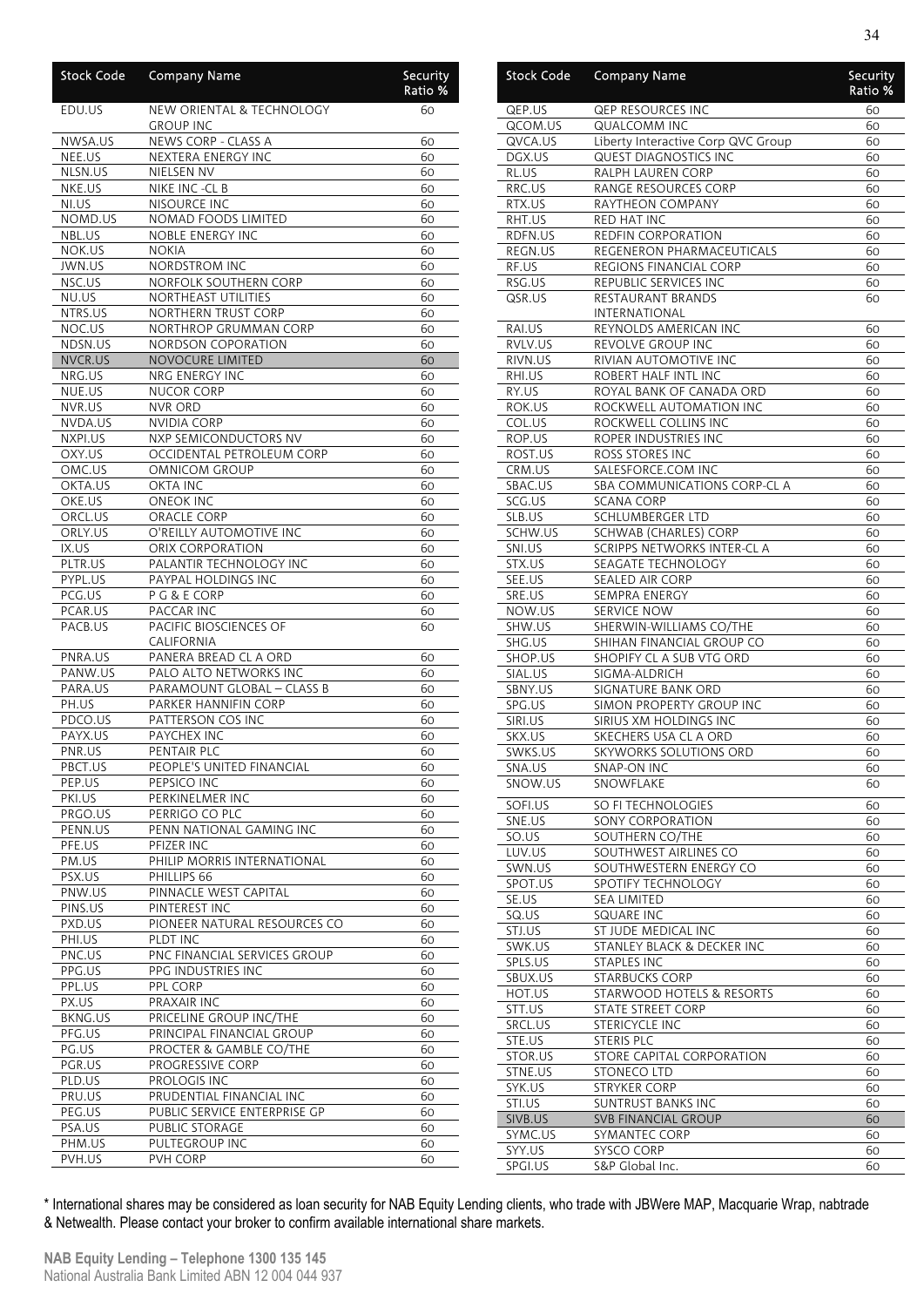| Stock Code | Company Name | Security Ratio % |
|---|---|---|
| EDU.US | NEW ORIENTAL & TECHNOLOGY GROUP INC | 60 |
| NWSA.US | NEWS CORP - CLASS A | 60 |
| NEE.US | NEXTERA ENERGY INC | 60 |
| NLSN.US | NIELSEN NV | 60 |
| NKE.US | NIKE INC -CL B | 60 |
| NI.US | NISOURCE INC | 60 |
| NOMD.US | NOMAD FOODS LIMITED | 60 |
| NBL.US | NOBLE ENERGY INC | 60 |
| NOK.US | NOKIA | 60 |
| JWN.US | NORDSTROM INC | 60 |
| NSC.US | NORFOLK SOUTHERN CORP | 60 |
| NU.US | NORTHEAST UTILITIES | 60 |
| NTRS.US | NORTHERN TRUST CORP | 60 |
| NOC.US | NORTHROP GRUMMAN CORP | 60 |
| NDSN.US | NORDSON COPORATION | 60 |
| NVCR.US | NOVOCURE LIMITED | 60 |
| NRG.US | NRG ENERGY INC | 60 |
| NUE.US | NUCOR CORP | 60 |
| NVR.US | NVR ORD | 60 |
| NVDA.US | NVIDIA CORP | 60 |
| NXPI.US | NXP SEMICONDUCTORS NV | 60 |
| OXY.US | OCCIDENTAL PETROLEUM CORP | 60 |
| OMC.US | OMNICOM GROUP | 60 |
| OKTA.US | OKTA INC | 60 |
| OKE.US | ONEOK INC | 60 |
| ORCL.US | ORACLE CORP | 60 |
| ORLY.US | O'REILLY AUTOMOTIVE INC | 60 |
| IX.US | ORIX CORPORATION | 60 |
| PLTR.US | PALANTIR TECHNOLOGY INC | 60 |
| PYPL.US | PAYPAL HOLDINGS INC | 60 |
| PCG.US | P G & E CORP | 60 |
| PCAR.US | PACCAR INC | 60 |
| PACB.US | PACIFIC BIOSCIENCES OF CALIFORNIA | 60 |
| PNRA.US | PANERA BREAD CL A ORD | 60 |
| PANW.US | PALO ALTO NETWORKS INC | 60 |
| PARA.US | PARAMOUNT GLOBAL – CLASS B | 60 |
| PH.US | PARKER HANNIFIN CORP | 60 |
| PDCO.US | PATTERSON COS INC | 60 |
| PAYX.US | PAYCHEX INC | 60 |
| PNR.US | PENTAIR PLC | 60 |
| PBCT.US | PEOPLE'S UNITED FINANCIAL | 60 |
| PEP.US | PEPSICO INC | 60 |
| PKI.US | PERKINELMER INC | 60 |
| PRGO.US | PERRIGO CO PLC | 60 |
| PENN.US | PENN NATIONAL GAMING INC | 60 |
| PFE.US | PFIZER INC | 60 |
| PM.US | PHILIP MORRIS INTERNATIONAL | 60 |
| PSX.US | PHILLIPS 66 | 60 |
| PNW.US | PINNACLE WEST CAPITAL | 60 |
| PINS.US | PINTEREST INC | 60 |
| PXD.US | PIONEER NATURAL RESOURCES CO | 60 |
| PHI.US | PLDT INC | 60 |
| PNC.US | PNC FINANCIAL SERVICES GROUP | 60 |
| PPG.US | PPG INDUSTRIES INC | 60 |
| PPL.US | PPL CORP | 60 |
| PX.US | PRAXAIR INC | 60 |
| BKNG.US | PRICELINE GROUP INC/THE | 60 |
| PFG.US | PRINCIPAL FINANCIAL GROUP | 60 |
| PG.US | PROCTER & GAMBLE CO/THE | 60 |
| PGR.US | PROGRESSIVE CORP | 60 |
| PLD.US | PROLOGIS INC | 60 |
| PRU.US | PRUDENTIAL FINANCIAL INC | 60 |
| PEG.US | PUBLIC SERVICE ENTERPRISE GP | 60 |
| PSA.US | PUBLIC STORAGE | 60 |
| PHM.US | PULTEGROUP INC | 60 |
| PVH.US | PVH CORP | 60 |
| QEP.US | QEP RESOURCES INC | 60 |
| QCOM.US | QUALCOMM INC | 60 |
| QVCA.US | Liberty Interactive Corp QVC Group | 60 |
| DGX.US | QUEST DIAGNOSTICS INC | 60 |
| RL.US | RALPH LAUREN CORP | 60 |
| RRC.US | RANGE RESOURCES CORP | 60 |
| RTX.US | RAYTHEON COMPANY | 60 |
| RHT.US | RED HAT INC | 60 |
| RDFN.US | REDFIN CORPORATION | 60 |
| REGN.US | REGENERON PHARMACEUTICALS | 60 |
| RF.US | REGIONS FINANCIAL CORP | 60 |
| RSG.US | REPUBLIC SERVICES INC | 60 |
| QSR.US | RESTAURANT BRANDS INTERNATIONAL | 60 |
| RAI.US | REYNOLDS AMERICAN INC | 60 |
| RVLV.US | REVOLVE GROUP INC | 60 |
| RIVN.US | RIVIAN AUTOMOTIVE INC | 60 |
| RHI.US | ROBERT HALF INTL INC | 60 |
| RY.US | ROYAL BANK OF CANADA ORD | 60 |
| ROK.US | ROCKWELL AUTOMATION INC | 60 |
| COL.US | ROCKWELL COLLINS INC | 60 |
| ROP.US | ROPER INDUSTRIES INC | 60 |
| ROST.US | ROSS STORES INC | 60 |
| CRM.US | SALESFORCE.COM INC | 60 |
| SBAC.US | SBA COMMUNICATIONS CORP-CL A | 60 |
| SCG.US | SCANA CORP | 60 |
| SLB.US | SCHLUMBERGER LTD | 60 |
| SCHW.US | SCHWAB (CHARLES) CORP | 60 |
| SNI.US | SCRIPPS NETWORKS INTER-CL A | 60 |
| STX.US | SEAGATE TECHNOLOGY | 60 |
| SEE.US | SEALED AIR CORP | 60 |
| SRE.US | SEMPRA ENERGY | 60 |
| NOW.US | SERVICE NOW | 60 |
| SHW.US | SHERWIN-WILLIAMS CO/THE | 60 |
| SHG.US | SHIHAN FINANCIAL GROUP CO | 60 |
| SHOP.US | SHOPIFY CL A SUB VTG ORD | 60 |
| SIAL.US | SIGMA-ALDRICH | 60 |
| SBNY.US | SIGNATURE BANK ORD | 60 |
| SPG.US | SIMON PROPERTY GROUP INC | 60 |
| SIRI.US | SIRIUS XM HOLDINGS INC | 60 |
| SKX.US | SKECHERS USA CL A ORD | 60 |
| SWKS.US | SKYWORKS SOLUTIONS ORD | 60 |
| SNA.US | SNAP-ON INC | 60 |
| SNOW.US | SNOWFLAKE | 60 |
| SOFI.US | SO FI TECHNOLOGIES | 60 |
| SNE.US | SONY CORPORATION | 60 |
| SO.US | SOUTHERN CO/THE | 60 |
| LUV.US | SOUTHWEST AIRLINES CO | 60 |
| SWN.US | SOUTHWESTERN ENERGY CO | 60 |
| SPOT.US | SPOTIFY TECHNOLOGY | 60 |
| SE.US | SEA LIMITED | 60 |
| SQ.US | SQUARE INC | 60 |
| STJ.US | ST JUDE MEDICAL INC | 60 |
| SWK.US | STANLEY BLACK & DECKER INC | 60 |
| SPLS.US | STAPLES INC | 60 |
| SBUX.US | STARBUCKS CORP | 60 |
| HOT.US | STARWOOD HOTELS & RESORTS | 60 |
| STT.US | STATE STREET CORP | 60 |
| SRCL.US | STERICYCLE INC | 60 |
| STE.US | STERIS PLC | 60 |
| STOR.US | STORE CAPITAL CORPORATION | 60 |
| STNE.US | STONECO LTD | 60 |
| SYK.US | STRYKER CORP | 60 |
| STI.US | SUNTRUST BANKS INC | 60 |
| SIVB.US | SVB FINANCIAL GROUP | 60 |
| SYMC.US | SYMANTEC CORP | 60 |
| SYY.US | SYSCO CORP | 60 |
| SPGI.US | S&P Global Inc. | 60 |

\* International shares may be considered as loan security for NAB Equity Lending clients, who trade with JBWere MAP, Macquarie Wrap, nabtrade & Netwealth. Please contact your broker to confirm available international share markets.

**NAB Equity Lending – Telephone 1300 135 145**
National Australia Bank Limited ABN 12 004 044 937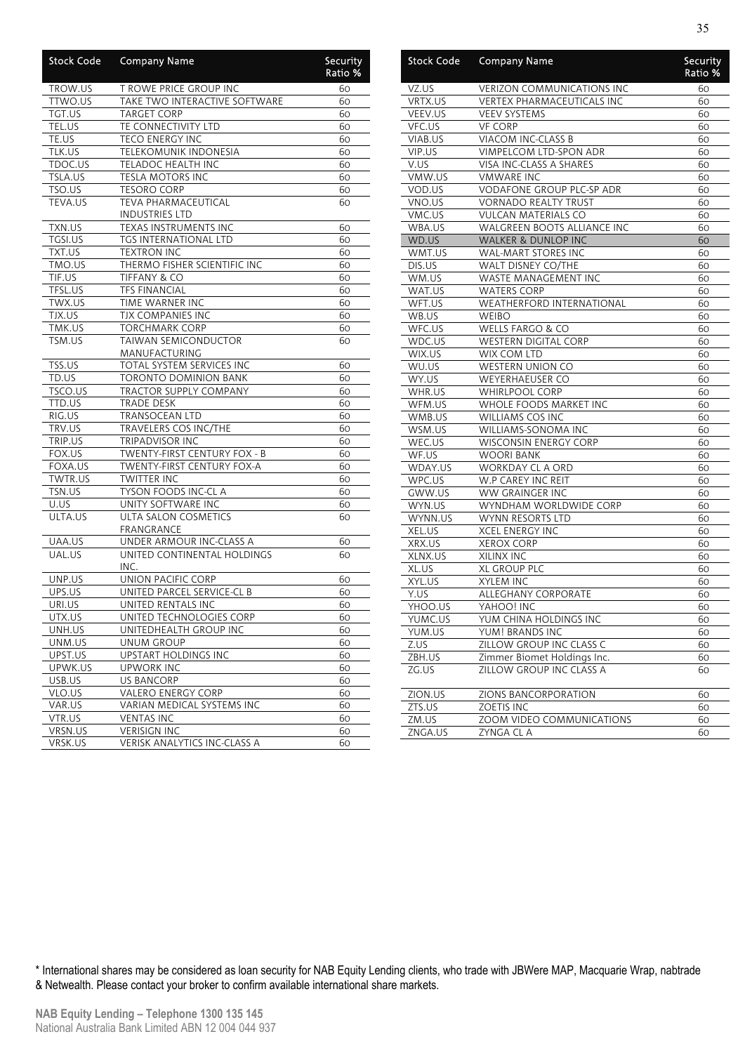| Stock Code | Company Name | Security Ratio % |
|---|---|---|
| TROW.US | T ROWE PRICE GROUP INC | 60 |
| TTWO.US | TAKE TWO INTERACTIVE SOFTWARE | 60 |
| TGT.US | TARGET CORP | 60 |
| TEL.US | TE CONNECTIVITY LTD | 60 |
| TE.US | TECO ENERGY INC | 60 |
| TLK.US | TELEKOMUNIK INDONESIA | 60 |
| TDOC.US | TELADOC HEALTH INC | 60 |
| TSLA.US | TESLA MOTORS INC | 60 |
| TSO.US | TESORO CORP | 60 |
| TEVA.US | TEVA PHARMACEUTICAL INDUSTRIES LTD | 60 |
| TXN.US | TEXAS INSTRUMENTS INC | 60 |
| TGSI.US | TGS INTERNATIONAL LTD | 60 |
| TXT.US | TEXTRON INC | 60 |
| TMO.US | THERMO FISHER SCIENTIFIC INC | 60 |
| TIF.US | TIFFANY & CO | 60 |
| TFSL.US | TFS FINANCIAL | 60 |
| TWX.US | TIME WARNER INC | 60 |
| TJX.US | TJX COMPANIES INC | 60 |
| TMK.US | TORCHMARK CORP | 60 |
| TSM.US | TAIWAN SEMICONDUCTOR MANUFACTURING | 60 |
| TSS.US | TOTAL SYSTEM SERVICES INC | 60 |
| TD.US | TORONTO DOMINION BANK | 60 |
| TSCO.US | TRACTOR SUPPLY COMPANY | 60 |
| TTD.US | TRADE DESK | 60 |
| RIG.US | TRANSOCEAN LTD | 60 |
| TRV.US | TRAVELERS COS INC/THE | 60 |
| TRIP.US | TRIPADVISOR INC | 60 |
| FOX.US | TWENTY-FIRST CENTURY FOX - B | 60 |
| FOXA.US | TWENTY-FIRST CENTURY FOX-A | 60 |
| TWTR.US | TWITTER INC | 60 |
| TSN.US | TYSON FOODS INC-CL A | 60 |
| U.US | UNITY SOFTWARE INC | 60 |
| ULTA.US | ULTA SALON COSMETICS FRANGRANCE | 60 |
| UAA.US | UNDER ARMOUR INC-CLASS A | 60 |
| UAL.US | UNITED CONTINENTAL HOLDINGS INC. | 60 |
| UNP.US | UNION PACIFIC CORP | 60 |
| UPS.US | UNITED PARCEL SERVICE-CL B | 60 |
| URI.US | UNITED RENTALS INC | 60 |
| UTX.US | UNITED TECHNOLOGIES CORP | 60 |
| UNH.US | UNITEDHEALTH GROUP INC | 60 |
| UNM.US | UNUM GROUP | 60 |
| UPST.US | UPSTART HOLDINGS INC | 60 |
| UPWK.US | UPWORK INC | 60 |
| USB.US | US BANCORP | 60 |
| VLO.US | VALERO ENERGY CORP | 60 |
| VAR.US | VARIAN MEDICAL SYSTEMS INC | 60 |
| VTR.US | VENTAS INC | 60 |
| VRSN.US | VERISIGN INC | 60 |
| VRSK.US | VERISK ANALYTICS INC-CLASS A | 60 |
| VZ.US | VERIZON COMMUNICATIONS INC | 60 |
| VRTX.US | VERTEX PHARMACEUTICALS INC | 60 |
| VEEV.US | VEEV SYSTEMS | 60 |
| VFC.US | VF CORP | 60 |
| VIAB.US | VIACOM INC-CLASS B | 60 |
| VIP.US | VIMPELCOM LTD-SPON ADR | 60 |
| V.US | VISA INC-CLASS A SHARES | 60 |
| VMW.US | VMWARE INC | 60 |
| VOD.US | VODAFONE GROUP PLC-SP ADR | 60 |
| VNO.US | VORNADO REALTY TRUST | 60 |
| VMC.US | VULCAN MATERIALS CO | 60 |
| WBA.US | WALGREEN BOOTS ALLIANCE INC | 60 |
| WD.US | WALKER & DUNLOP INC | 60 |
| WMT.US | WAL-MART STORES INC | 60 |
| DIS.US | WALT DISNEY CO/THE | 60 |
| WM.US | WASTE MANAGEMENT INC | 60 |
| WAT.US | WATERS CORP | 60 |
| WFT.US | WEATHERFORD INTERNATIONAL | 60 |
| WB.US | WEIBO | 60 |
| WFC.US | WELLS FARGO & CO | 60 |
| WDC.US | WESTERN DIGITAL CORP | 60 |
| WIX.US | WIX COM LTD | 60 |
| WU.US | WESTERN UNION CO | 60 |
| WY.US | WEYERHAEUSER CO | 60 |
| WHR.US | WHIRLPOOL CORP | 60 |
| WFM.US | WHOLE FOODS MARKET INC | 60 |
| WMB.US | WILLIAMS COS INC | 60 |
| WSM.US | WILLIAMS-SONOMA INC | 60 |
| WEC.US | WISCONSIN ENERGY CORP | 60 |
| WF.US | WOORI BANK | 60 |
| WDAY.US | WORKDAY CL A ORD | 60 |
| WPC.US | W.P CAREY INC REIT | 60 |
| GWW.US | WW GRAINGER INC | 60 |
| WYN.US | WYNDHAM WORLDWIDE CORP | 60 |
| WYNN.US | WYNN RESORTS LTD | 60 |
| XEL.US | XCEL ENERGY INC | 60 |
| XRX.US | XEROX CORP | 60 |
| XLNX.US | XILINX INC | 60 |
| XL.US | XL GROUP PLC | 60 |
| XYL.US | XYLEM INC | 60 |
| Y.US | ALLEGHANY CORPORATE | 60 |
| YHOO.US | YAHOO! INC | 60 |
| YUMC.US | YUM CHINA HOLDINGS INC | 60 |
| YUM.US | YUM! BRANDS INC | 60 |
| Z.US | ZILLOW GROUP INC CLASS C | 60 |
| ZBH.US | Zimmer Biomet Holdings Inc. | 60 |
| ZG.US | ZILLOW GROUP INC CLASS A | 60 |
| ZION.US | ZIONS BANCORPORATION | 60 |
| ZTS.US | ZOETIS INC | 60 |
| ZM.US | ZOOM VIDEO COMMUNICATIONS | 60 |
| ZNGA.US | ZYNGA CL A | 60 |

* International shares may be considered as loan security for NAB Equity Lending clients, who trade with JBWere MAP, Macquarie Wrap, nabtrade & Netwealth. Please contact your broker to confirm available international share markets.

**NAB Equity Lending – Telephone 1300 135 145**
National Australia Bank Limited ABN 12 004 044 937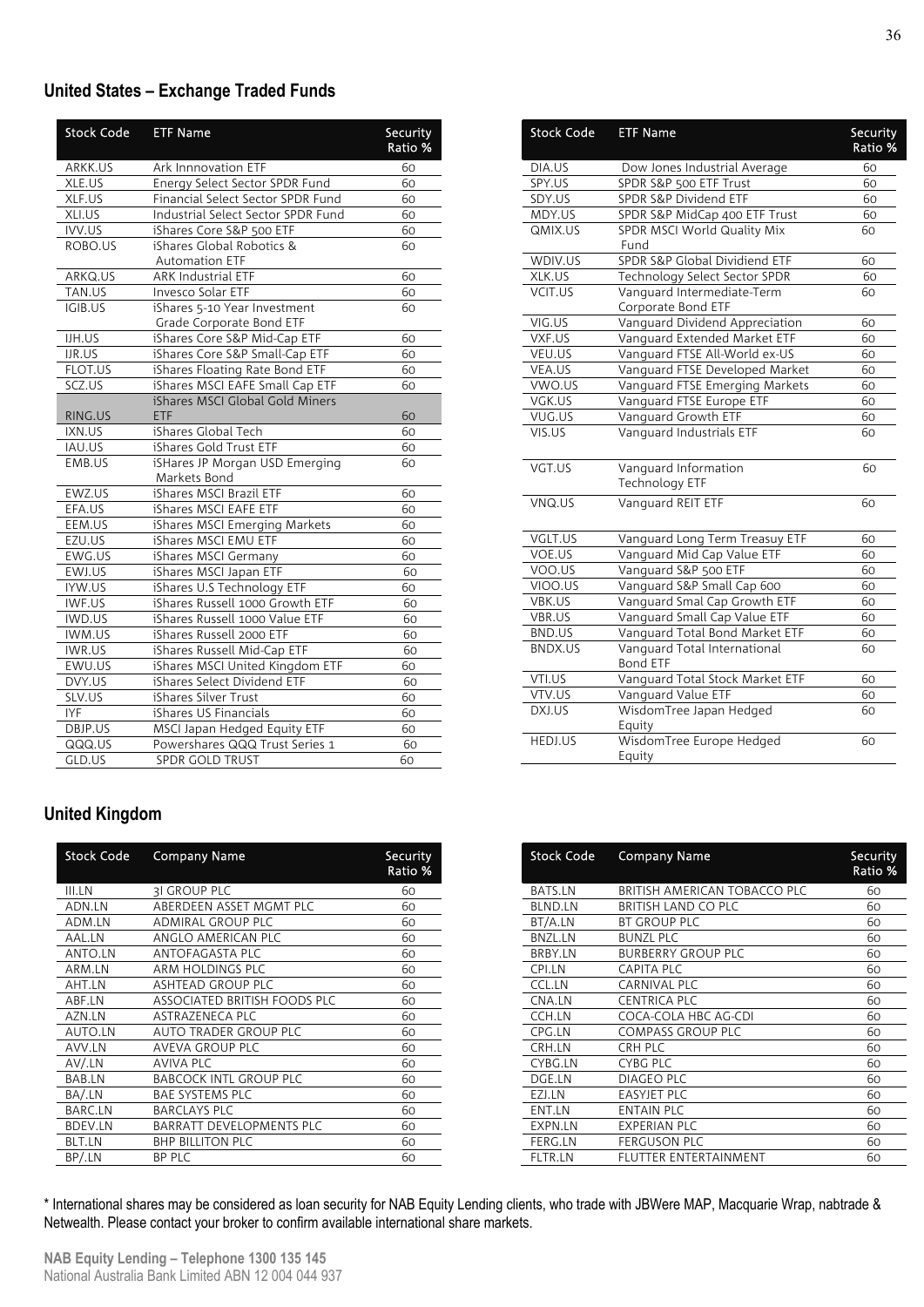## United States – Exchange Traded Funds

| Stock Code | ETF Name | Security Ratio % |
|---|---|---|
| ARKK.US | Ark Innnovation ETF | 60 |
| XLE.US | Energy Select Sector SPDR Fund | 60 |
| XLF.US | Financial Select Sector SPDR Fund | 60 |
| XLI.US | Industrial Select Sector SPDR Fund | 60 |
| IVV.US | iShares Core S&P 500 ETF | 60 |
| ROBO.US | iShares Global Robotics & Automation ETF | 60 |
| ARKQ.US | ARK Industrial ETF | 60 |
| TAN.US | Invesco Solar ETF | 60 |
| IGIB.US | iShares 5-10 Year Investment Grade Corporate Bond ETF | 60 |
| IJH.US | iShares Core S&P Mid-Cap ETF | 60 |
| IJR.US | iShares Core S&P Small-Cap ETF | 60 |
| FLOT.US | iShares Floating Rate Bond ETF | 60 |
| SCZ.US | iShares MSCI EAFE Small Cap ETF | 60 |
| RING.US | iShares MSCI Global Gold Miners ETF | 60 |
| IXN.US | iShares Global Tech | 60 |
| IAU.US | iShares Gold Trust ETF | 60 |
| EMB.US | iSHares JP Morgan USD Emerging Markets Bond | 60 |
| EWZ.US | iShares MSCI Brazil ETF | 60 |
| EFA.US | iShares MSCI EAFE ETF | 60 |
| EEM.US | iShares MSCI Emerging Markets | 60 |
| EZU.US | iShares MSCI EMU ETF | 60 |
| EWG.US | iShares MSCI Germany | 60 |
| EWJ.US | iShares MSCI Japan ETF | 60 |
| IYW.US | iShares U.S Technology ETF | 60 |
| IWF.US | iShares Russell 1000 Growth ETF | 60 |
| IWD.US | iShares Russell 1000 Value ETF | 60 |
| IWM.US | iShares Russell 2000 ETF | 60 |
| IWR.US | iShares Russell Mid-Cap ETF | 60 |
| EWU.US | iShares MSCI United Kingdom ETF | 60 |
| DVY.US | iShares Select Dividend ETF | 60 |
| SLV.US | iShares Silver Trust | 60 |
| IYF | iShares US Financials | 60 |
| DBJP.US | MSCI Japan Hedged Equity ETF | 60 |
| QQQ.US | Powershares QQQ Trust Series 1 | 60 |
| GLD.US | SPDR GOLD TRUST | 60 |
| DIA.US | Dow Jones Industrial Average | 60 |
| SPY.US | SPDR S&P 500 ETF Trust | 60 |
| SDY.US | SPDR S&P Dividend ETF | 60 |
| MDY.US | SPDR S&P MidCap 400 ETF Trust | 60 |
| QMIX.US | SPDR MSCI World Quality Mix Fund | 60 |
| WDIV.US | SPDR S&P Global Dividiend ETF | 60 |
| XLK.US | Technology Select Sector SPDR | 60 |
| VCIT.US | Vanguard Intermediate-Term Corporate Bond ETF | 60 |
| VIG.US | Vanguard Dividend Appreciation | 60 |
| VXF.US | Vanguard Extended Market ETF | 60 |
| VEU.US | Vanguard FTSE All-World ex-US | 60 |
| VEA.US | Vanguard FTSE Developed Market | 60 |
| VWO.US | Vanguard FTSE Emerging Markets | 60 |
| VGK.US | Vanguard FTSE Europe ETF | 60 |
| VUG.US | Vanguard Growth ETF | 60 |
| VIS.US | Vanguard Industrials ETF | 60 |
| VGT.US | Vanguard Information Technology ETF | 60 |
| VNQ.US | Vanguard REIT ETF | 60 |
| VGLT.US | Vanguard Long Term Treasuy ETF | 60 |
| VOE.US | Vanguard Mid Cap Value ETF | 60 |
| VOO.US | Vanguard S&P 500 ETF | 60 |
| VIOO.US | Vanguard S&P Small Cap 600 | 60 |
| VBK.US | Vanguard Smal Cap Growth ETF | 60 |
| VBR.US | Vanguard Small Cap Value ETF | 60 |
| BND.US | Vanguard Total Bond Market ETF | 60 |
| BNDX.US | Vanguard Total International Bond ETF | 60 |
| VTI.US | Vanguard Total Stock Market ETF | 60 |
| VTV.US | Vanguard Value ETF | 60 |
| DXJ.US | WisdomTree Japan Hedged Equity | 60 |
| HEDJ.US | WisdomTree Europe Hedged Equity | 60 |

## United Kingdom

| Stock Code | Company Name | Security Ratio % |
|---|---|---|
| III.LN | 3I GROUP PLC | 60 |
| ADN.LN | ABERDEEN ASSET MGMT PLC | 60 |
| ADM.LN | ADMIRAL GROUP PLC | 60 |
| AAL.LN | ANGLO AMERICAN PLC | 60 |
| ANTO.LN | ANTOFAGASTA PLC | 60 |
| ARM.LN | ARM HOLDINGS PLC | 60 |
| AHT.LN | ASHTEAD GROUP PLC | 60 |
| ABF.LN | ASSOCIATED BRITISH FOODS PLC | 60 |
| AZN.LN | ASTRAZENECA PLC | 60 |
| AUTO.LN | AUTO TRADER GROUP PLC | 60 |
| AVV.LN | AVEVA GROUP PLC | 60 |
| AV/.LN | AVIVA PLC | 60 |
| BAB.LN | BABCOCK INTL GROUP PLC | 60 |
| BA/.LN | BAE SYSTEMS PLC | 60 |
| BARC.LN | BARCLAYS PLC | 60 |
| BDEV.LN | BARRATT DEVELOPMENTS PLC | 60 |
| BLT.LN | BHP BILLITON PLC | 60 |
| BP/.LN | BP PLC | 60 |
| BATS.LN | BRITISH AMERICAN TOBACCO PLC | 60 |
| BLND.LN | BRITISH LAND CO PLC | 60 |
| BT/A.LN | BT GROUP PLC | 60 |
| BNZL.LN | BUNZL PLC | 60 |
| BRBY.LN | BURBERRY GROUP PLC | 60 |
| CPI.LN | CAPITA PLC | 60 |
| CCL.LN | CARNIVAL PLC | 60 |
| CNA.LN | CENTRICA PLC | 60 |
| CCH.LN | COCA-COLA HBC AG-CDI | 60 |
| CPG.LN | COMPASS GROUP PLC | 60 |
| CRH.LN | CRH PLC | 60 |
| CYBG.LN | CYBG PLC | 60 |
| DGE.LN | DIAGEO PLC | 60 |
| EZJ.LN | EASYJET PLC | 60 |
| ENT.LN | ENTAIN PLC | 60 |
| EXPN.LN | EXPERIAN PLC | 60 |
| FERG.LN | FERGUSON PLC | 60 |
| FLTR.LN | FLUTTER ENTERTAINMENT | 60 |

* International shares may be considered as loan security for NAB Equity Lending clients, who trade with JBWere MAP, Macquarie Wrap, nabtrade & Netwealth. Please contact your broker to confirm available international share markets.

**NAB Equity Lending – Telephone 1300 135 145**
National Australia Bank Limited ABN 12 004 044 937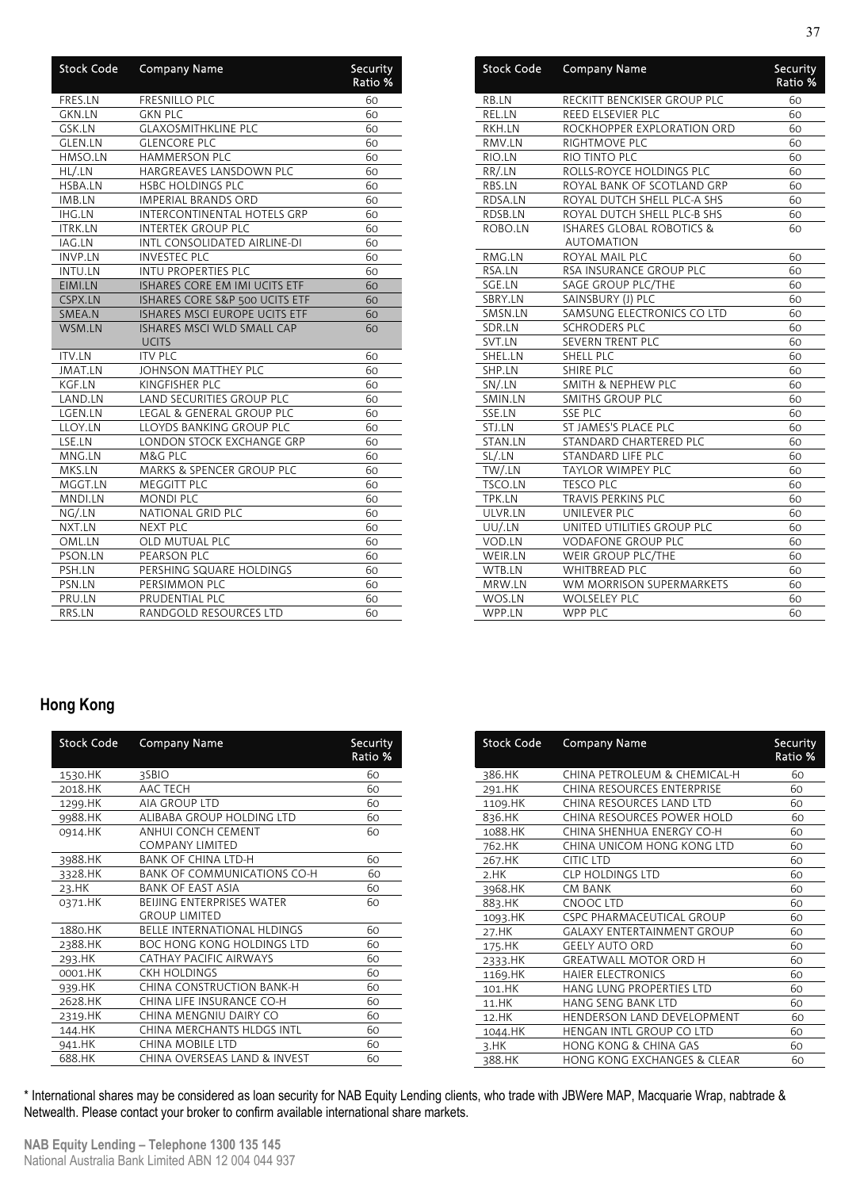| Stock Code | Company Name | Security Ratio % |
|---|---|---|
| FRES.LN | FRESNILLO PLC | 60 |
| GKN.LN | GKN PLC | 60 |
| GSK.LN | GLAXOSMITHKLINE PLC | 60 |
| GLEN.LN | GLENCORE PLC | 60 |
| HMSO.LN | HAMMERSON PLC | 60 |
| HL/.LN | HARGREAVES LANSDOWN PLC | 60 |
| HSBA.LN | HSBC HOLDINGS PLC | 60 |
| IMB.LN | IMPERIAL BRANDS ORD | 60 |
| IHG.LN | INTERCONTINENTAL HOTELS GRP | 60 |
| ITRK.LN | INTERTEK GROUP PLC | 60 |
| IAG.LN | INTL CONSOLIDATED AIRLINE-DI | 60 |
| INVP.LN | INVESTEC PLC | 60 |
| INTU.LN | INTU PROPERTIES PLC | 60 |
| EIMI.LN | ISHARES CORE EM IMI UCITS ETF | 60 |
| CSPX.LN | ISHARES CORE S&P 500 UCITS ETF | 60 |
| SMEA.N | ISHARES MSCI EUROPE UCITS ETF | 60 |
| WSM.LN | ISHARES MSCI WLD SMALL CAP UCITS | 60 |
| ITV.LN | ITV PLC | 60 |
| JMAT.LN | JOHNSON MATTHEY PLC | 60 |
| KGF.LN | KINGFISHER PLC | 60 |
| LAND.LN | LAND SECURITIES GROUP PLC | 60 |
| LGEN.LN | LEGAL & GENERAL GROUP PLC | 60 |
| LLOY.LN | LLOYDS BANKING GROUP PLC | 60 |
| LSE.LN | LONDON STOCK EXCHANGE GRP | 60 |
| MNG.LN | M&G PLC | 60 |
| MKS.LN | MARKS & SPENCER GROUP PLC | 60 |
| MGGT.LN | MEGGITT PLC | 60 |
| MNDI.LN | MONDI PLC | 60 |
| NG/.LN | NATIONAL GRID PLC | 60 |
| NXT.LN | NEXT PLC | 60 |
| OML.LN | OLD MUTUAL PLC | 60 |
| PSON.LN | PEARSON PLC | 60 |
| PSH.LN | PERSHING SQUARE HOLDINGS | 60 |
| PSN.LN | PERSIMMON PLC | 60 |
| PRU.LN | PRUDENTIAL PLC | 60 |
| RRS.LN | RANDGOLD RESOURCES LTD | 60 |
| RB.LN | RECKITT BENCKISER GROUP PLC | 60 |
| REL.LN | REED ELSEVIER PLC | 60 |
| RKH.LN | ROCKHOPPER EXPLORATION ORD | 60 |
| RMV.LN | RIGHTMOVE PLC | 60 |
| RIO.LN | RIO TINTO PLC | 60 |
| RR/.LN | ROLLS-ROYCE HOLDINGS PLC | 60 |
| RBS.LN | ROYAL BANK OF SCOTLAND GRP | 60 |
| RDSA.LN | ROYAL DUTCH SHELL PLC-A SHS | 60 |
| RDSB.LN | ROYAL DUTCH SHELL PLC-B SHS | 60 |
| ROBO.LN | ISHARES GLOBAL ROBOTICS & AUTOMATION | 60 |
| RMG.LN | ROYAL MAIL PLC | 60 |
| RSA.LN | RSA INSURANCE GROUP PLC | 60 |
| SGE.LN | SAGE GROUP PLC/THE | 60 |
| SBRY.LN | SAINSBURY (J) PLC | 60 |
| SMSN.LN | SAMSUNG ELECTRONICS CO LTD | 60 |
| SDR.LN | SCHRODERS PLC | 60 |
| SVT.LN | SEVERN TRENT PLC | 60 |
| SHEL.LN | SHELL PLC | 60 |
| SHP.LN | SHIRE PLC | 60 |
| SN/.LN | SMITH & NEPHEW PLC | 60 |
| SMIN.LN | SMITHS GROUP PLC | 60 |
| SSE.LN | SSE PLC | 60 |
| STJ.LN | ST JAMES'S PLACE PLC | 60 |
| STAN.LN | STANDARD CHARTERED PLC | 60 |
| SL/.LN | STANDARD LIFE PLC | 60 |
| TW/.LN | TAYLOR WIMPEY PLC | 60 |
| TSCO.LN | TESCO PLC | 60 |
| TPK.LN | TRAVIS PERKINS PLC | 60 |
| ULVR.LN | UNILEVER PLC | 60 |
| UU/.LN | UNITED UTILITIES GROUP PLC | 60 |
| VOD.LN | VODAFONE GROUP PLC | 60 |
| WEIR.LN | WEIR GROUP PLC/THE | 60 |
| WTB.LN | WHITBREAD PLC | 60 |
| MRW.LN | WM MORRISON SUPERMARKETS | 60 |
| WOS.LN | WOLSELEY PLC | 60 |
| WPP.LN | WPP PLC | 60 |

## Hong Kong

| Stock Code | Company Name | Security Ratio % |
|---|---|---|
| 1530.HK | 3SBIO | 60 |
| 2018.HK | AAC TECH | 60 |
| 1299.HK | AIA GROUP LTD | 60 |
| 9988.HK | ALIBABA GROUP HOLDING LTD | 60 |
| 0914.HK | ANHUI CONCH CEMENT COMPANY LIMITED | 60 |
| 3988.HK | BANK OF CHINA LTD-H | 60 |
| 3328.HK | BANK OF COMMUNICATIONS CO-H | 60 |
| 23.HK | BANK OF EAST ASIA | 60 |
| 0371.HK | BEIJING ENTERPRISES WATER GROUP LIMITED | 60 |
| 1880.HK | BELLE INTERNATIONAL HLDINGS | 60 |
| 2388.HK | BOC HONG KONG HOLDINGS LTD | 60 |
| 293.HK | CATHAY PACIFIC AIRWAYS | 60 |
| 0001.HK | CKH HOLDINGS | 60 |
| 939.HK | CHINA CONSTRUCTION BANK-H | 60 |
| 2628.HK | CHINA LIFE INSURANCE CO-H | 60 |
| 2319.HK | CHINA MENGNIU DAIRY CO | 60 |
| 144.HK | CHINA MERCHANTS HLDGS INTL | 60 |
| 941.HK | CHINA MOBILE LTD | 60 |
| 688.HK | CHINA OVERSEAS LAND & INVEST | 60 |
| 386.HK | CHINA PETROLEUM & CHEMICAL-H | 60 |
| 291.HK | CHINA RESOURCES ENTERPRISE | 60 |
| 1109.HK | CHINA RESOURCES LAND LTD | 60 |
| 836.HK | CHINA RESOURCES POWER HOLD | 60 |
| 1088.HK | CHINA SHENHUA ENERGY CO-H | 60 |
| 762.HK | CHINA UNICOM HONG KONG LTD | 60 |
| 267.HK | CITIC LTD | 60 |
| 2.HK | CLP HOLDINGS LTD | 60 |
| 3968.HK | CM BANK | 60 |
| 883.HK | CNOOC LTD | 60 |
| 1093.HK | CSPC PHARMACEUTICAL GROUP | 60 |
| 27.HK | GALAXY ENTERTAINMENT GROUP | 60 |
| 175.HK | GEELY AUTO ORD | 60 |
| 2333.HK | GREATWALL MOTOR ORD H | 60 |
| 1169.HK | HAIER ELECTRONICS | 60 |
| 101.HK | HANG LUNG PROPERTIES LTD | 60 |
| 11.HK | HANG SENG BANK LTD | 60 |
| 12.HK | HENDERSON LAND DEVELOPMENT | 60 |
| 1044.HK | HENGAN INTL GROUP CO LTD | 60 |
| 3.HK | HONG KONG & CHINA GAS | 60 |
| 388.HK | HONG KONG EXCHANGES & CLEAR | 60 |

* International shares may be considered as loan security for NAB Equity Lending clients, who trade with JBWere MAP, Macquarie Wrap, nabtrade & Netwealth. Please contact your broker to confirm available international share markets.

**NAB Equity Lending – Telephone 1300 135 145**
National Australia Bank Limited ABN 12 004 044 937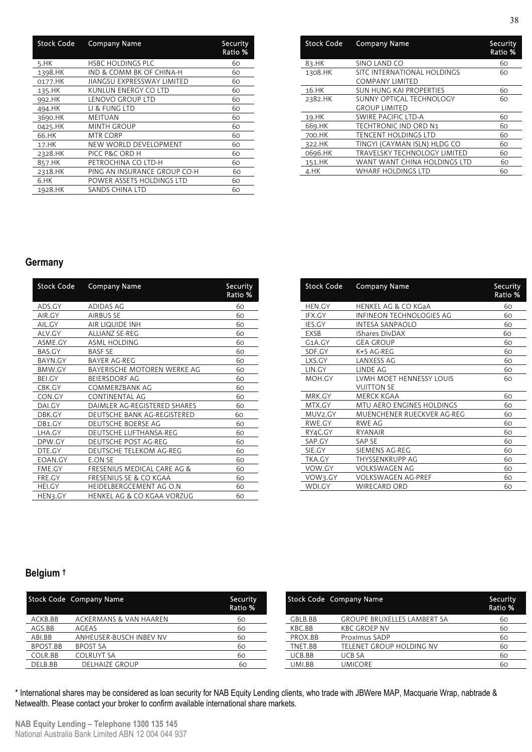| Stock Code | Company Name | Security Ratio % |
|---|---|---|
| 5.HK | HSBC HOLDINGS PLC | 60 |
| 1398.HK | IND & COMM BK OF CHINA-H | 60 |
| 0177.HK | JIANGSU EXPRESSWAY LIMITED | 60 |
| 135.HK | KUNLUN ENERGY CO LTD | 60 |
| 992.HK | LENOVO GROUP LTD | 60 |
| 494.HK | LI & FUNG LTD | 60 |
| 3690.HK | MEITUAN | 60 |
| 0425.HK | MINTH GROUP | 60 |
| 66.HK | MTR CORP | 60 |
| 17.HK | NEW WORLD DEVELOPMENT | 60 |
| 2328.HK | PICC P&C ORD H | 60 |
| 857.HK | PETROCHINA CO LTD-H | 60 |
| 2318.HK | PING AN INSURANCE GROUP CO-H | 60 |
| 6.HK | POWER ASSETS HOLDINGS LTD | 60 |
| 1928.HK | SANDS CHINA LTD | 60 |
| 83.HK | SINO LAND CO | 60 |
| 1308.HK | SITC INTERNATIONAL HOLDINGS COMPANY LIMITED | 60 |
| 16.HK | SUN HUNG KAI PROPERTIES | 60 |
| 2382.HK | SUNNY OPTICAL TECHNOLOGY GROUP LIMITED | 60 |
| 19.HK | SWIRE PACIFIC LTD-A | 60 |
| 669.HK | TECHTRONIC IND ORD N1 | 60 |
| 700.HK | TENCENT HOLDINGS LTD | 60 |
| 322.HK | TINGYI (CAYMAN ISLN) HLDG CO | 60 |
| 0696.HK | TRAVELSKY TECHNOLOGY LIMITED | 60 |
| 151.HK | WANT WANT CHINA HOLDINGS LTD | 60 |
| 4.HK | WHARF HOLDINGS LTD | 60 |

## Germany

| Stock Code | Company Name | Security Ratio % |
|---|---|---|
| ADS.GY | ADIDAS AG | 60 |
| AIR.GY | AIRBUS SE | 60 |
| AIL.GY | AIR LIQUIDE INH | 60 |
| ALV.GY | ALLIANZ SE-REG | 60 |
| ASME.GY | ASML HOLDING | 60 |
| BAS.GY | BASF SE | 60 |
| BAYN.GY | BAYER AG-REG | 60 |
| BMW.GY | BAYERISCHE MOTOREN WERKE AG | 60 |
| BEI.GY | BEIERSDORF AG | 60 |
| CBK.GY | COMMERZBANK AG | 60 |
| CON.GY | CONTINENTAL AG | 60 |
| DAI.GY | DAIMLER AG-REGISTERED SHARES | 60 |
| DBK.GY | DEUTSCHE BANK AG-REGISTERED | 60 |
| DB1.GY | DEUTSCHE BOERSE AG | 60 |
| LHA.GY | DEUTSCHE LUFTHANSA-REG | 60 |
| DPW.GY | DEUTSCHE POST AG-REG | 60 |
| DTE.GY | DEUTSCHE TELEKOM AG-REG | 60 |
| EOAN.GY | E.ON SE | 60 |
| FME.GY | FRESENIUS MEDICAL CARE AG & | 60 |
| FRE.GY | FRESENIUS SE & CO KGAA | 60 |
| HEI.GY | HEIDELBERGCEMENT AG O.N | 60 |
| HEN3.GY | HENKEL AG & CO KGAA VORZUG | 60 |
| HEN.GY | HENKEL AG & CO KGaA | 60 |
| IFX.GY | INFINEON TECHNOLOGIES AG | 60 |
| IES.GY | INTESA SANPAOLO | 60 |
| EXSB | iShares DivDAX | 60 |
| G1A.GY | GEA GROUP | 60 |
| SDF.GY | K+S AG-REG | 60 |
| LXS.GY | LANXESS AG | 60 |
| LIN.GY | LINDE AG | 60 |
| MOH.GY | LVMH MOET HENNESSY LOUIS VUITTON SE | 60 |
| MRK.GY | MERCK KGAA | 60 |
| MTX.GY | MTU AERO ENGINES HOLDINGS | 60 |
| MUV2.GY | MUENCHENER RUECKVER AG-REG | 60 |
| RWE.GY | RWE AG | 60 |
| RY4C.GY | RYANAIR | 60 |
| SAP.GY | SAP SE | 60 |
| SIE.GY | SIEMENS AG-REG | 60 |
| TKA.GY | THYSSENKRUPP AG | 60 |
| VOW.GY | VOLKSWAGEN AG | 60 |
| VOW3.GY | VOLKSWAGEN AG-PREF | 60 |
| WDI.GY | WIRECARD ORD | 60 |

## Belgium †

| Stock Code | Company Name | Security Ratio % |
|---|---|---|
| ACKB.BB | ACKERMANS & VAN HAAREN | 60 |
| AGS.BB | AGEAS | 60 |
| ABI.BB | ANHEUSER-BUSCH INBEV NV | 60 |
| BPOST.BB | BPOST SA | 60 |
| COLR.BB | COLRUYT SA | 60 |
| DELB.BB | DELHAIZE GROUP | 60 |
| GBLB.BB | GROUPE BRUXELLES LAMBERT SA | 60 |
| KBC.BB | KBC GROEP NV | 60 |
| PROX.BB | Proximus SADP | 60 |
| TNET.BB | TELENET GROUP HOLDING NV | 60 |
| UCB.BB | UCB SA | 60 |
| UMI.BB | UMICORE | 60 |

* International shares may be considered as loan security for NAB Equity Lending clients, who trade with JBWere MAP, Macquarie Wrap, nabtrade & Netwealth. Please contact your broker to confirm available international share markets.

**NAB Equity Lending – Telephone 1300 135 145**
National Australia Bank Limited ABN 12 004 044 937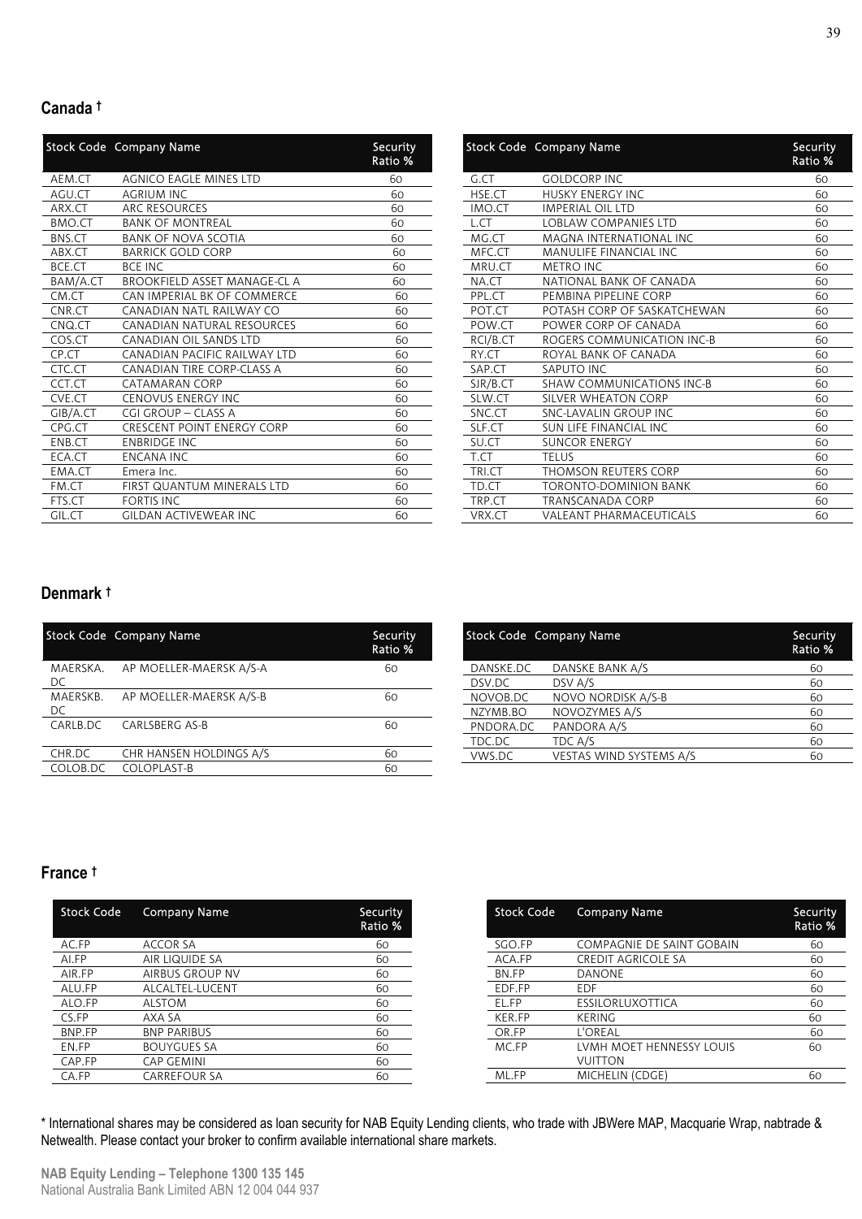## Canada †

| Stock Code | Company Name | Security Ratio % |
|---|---|---|
| AEM.CT | AGNICO EAGLE MINES LTD | 60 |
| AGU.CT | AGRIUM INC | 60 |
| ARX.CT | ARC RESOURCES | 60 |
| BMO.CT | BANK OF MONTREAL | 60 |
| BNS.CT | BANK OF NOVA SCOTIA | 60 |
| ABX.CT | BARRICK GOLD CORP | 60 |
| BCE.CT | BCE INC | 60 |
| BAM/A.CT | BROOKFIELD ASSET MANAGE-CL A | 60 |
| CM.CT | CAN IMPERIAL BK OF COMMERCE | 60 |
| CNR.CT | CANADIAN NATL RAILWAY CO | 60 |
| CNQ.CT | CANADIAN NATURAL RESOURCES | 60 |
| COS.CT | CANADIAN OIL SANDS LTD | 60 |
| CP.CT | CANADIAN PACIFIC RAILWAY LTD | 60 |
| CTC.CT | CANADIAN TIRE CORP-CLASS A | 60 |
| CCT.CT | CATAMARAN CORP | 60 |
| CVE.CT | CENOVUS ENERGY INC | 60 |
| GIB/A.CT | CGI GROUP – CLASS A | 60 |
| CPG.CT | CRESCENT POINT ENERGY CORP | 60 |
| ENB.CT | ENBRIDGE INC | 60 |
| ECA.CT | ENCANA INC | 60 |
| EMA.CT | Emera Inc. | 60 |
| FM.CT | FIRST QUANTUM MINERALS LTD | 60 |
| FTS.CT | FORTIS INC | 60 |
| GIL.CT | GILDAN ACTIVEWEAR INC | 60 |
| G.CT | GOLDCORP INC | 60 |
| HSE.CT | HUSKY ENERGY INC | 60 |
| IMO.CT | IMPERIAL OIL LTD | 60 |
| L.CT | LOBLAW COMPANIES LTD | 60 |
| MG.CT | MAGNA INTERNATIONAL INC | 60 |
| MFC.CT | MANULIFE FINANCIAL INC | 60 |
| MRU.CT | METRO INC | 60 |
| NA.CT | NATIONAL BANK OF CANADA | 60 |
| PPL.CT | PEMBINA PIPELINE CORP | 60 |
| POT.CT | POTASH CORP OF SASKATCHEWAN | 60 |
| POW.CT | POWER CORP OF CANADA | 60 |
| RCI/B.CT | ROGERS COMMUNICATION INC-B | 60 |
| RY.CT | ROYAL BANK OF CANADA | 60 |
| SAP.CT | SAPUTO INC | 60 |
| SJR/B.CT | SHAW COMMUNICATIONS INC-B | 60 |
| SLW.CT | SILVER WHEATON CORP | 60 |
| SNC.CT | SNC-LAVALIN GROUP INC | 60 |
| SLF.CT | SUN LIFE FINANCIAL INC | 60 |
| SU.CT | SUNCOR ENERGY | 60 |
| T.CT | TELUS | 60 |
| TRI.CT | THOMSON REUTERS CORP | 60 |
| TD.CT | TORONTO-DOMINION BANK | 60 |
| TRP.CT | TRANSCANADA CORP | 60 |
| VRX.CT | VALEANT PHARMACEUTICALS | 60 |

## Denmark †

| Stock Code | Company Name | Security Ratio % |
|---|---|---|
| MAERSKA.DC | AP MOELLER-MAERSK A/S-A | 60 |
| MAERSKB.DC | AP MOELLER-MAERSK A/S-B | 60 |
| CARLB.DC | CARLSBERG AS-B | 60 |
| CHR.DC | CHR HANSEN HOLDINGS A/S | 60 |
| COLOB.DC | COLOPLAST-B | 60 |
| DANSKE.DC | DANSKE BANK A/S | 60 |
| DSV.DC | DSV A/S | 60 |
| NOVOB.DC | NOVO NORDISK A/S-B | 60 |
| NZYMB.BO | NOVOZYMES A/S | 60 |
| PNDORA.DC | PANDORA A/S | 60 |
| TDC.DC | TDC A/S | 60 |
| VWS.DC | VESTAS WIND SYSTEMS A/S | 60 |

## France †

| Stock Code | Company Name | Security Ratio % |
|---|---|---|
| AC.FP | ACCOR SA | 60 |
| AI.FP | AIR LIQUIDE SA | 60 |
| AIR.FP | AIRBUS GROUP NV | 60 |
| ALU.FP | ALCALTEL-LUCENT | 60 |
| ALO.FP | ALSTOM | 60 |
| CS.FP | AXA SA | 60 |
| BNP.FP | BNP PARIBUS | 60 |
| EN.FP | BOUYGUES SA | 60 |
| CAP.FP | CAP GEMINI | 60 |
| CA.FP | CARREFOUR SA | 60 |
| SGO.FP | COMPAGNIE DE SAINT GOBAIN | 60 |
| ACA.FP | CREDIT AGRICOLE SA | 60 |
| BN.FP | DANONE | 60 |
| EDF.FP | EDF | 60 |
| EL.FP | ESSILORLUXOTTICA | 60 |
| KER.FP | KERING | 60 |
| OR.FP | L'OREAL | 60 |
| MC.FP | LVMH MOET HENNESSY LOUIS VUITTON | 60 |
| ML.FP | MICHELIN (CDGE) | 60 |

* International shares may be considered as loan security for NAB Equity Lending clients, who trade with JBWere MAP, Macquarie Wrap, nabtrade & Netwealth. Please contact your broker to confirm available international share markets.

**NAB Equity Lending – Telephone 1300 135 145**
National Australia Bank Limited ABN 12 004 044 937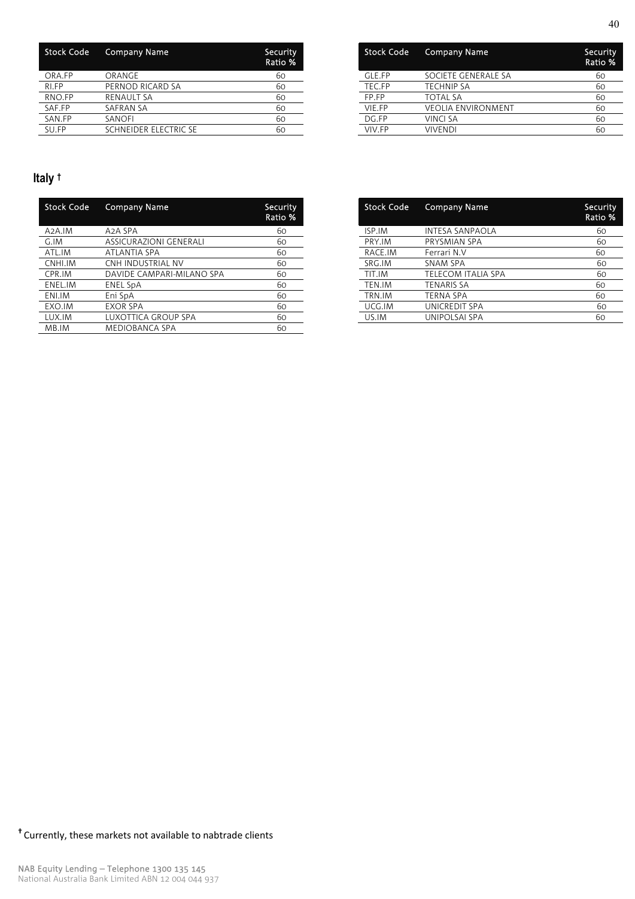| Stock Code | Company Name | Security Ratio % |
|---|---|---|
| ORA.FP | ORANGE | 60 |
| RI.FP | PERNOD RICARD SA | 60 |
| RNO.FP | RENAULT SA | 60 |
| SAF.FP | SAFRAN SA | 60 |
| SAN.FP | SANOFI | 60 |
| SU.FP | SCHNEIDER ELECTRIC SE | 60 |
| GLE.FP | SOCIETE GENERALE SA | 60 |
| TEC.FP | TECHNIP SA | 60 |
| FP.FP | TOTAL SA | 60 |
| VIE.FP | VEOLIA ENVIRONMENT | 60 |
| DG.FP | VINCI SA | 60 |
| VIV.FP | VIVENDI | 60 |

## Italy †

| Stock Code | Company Name | Security Ratio % |
|---|---|---|
| A2A.IM | A2A SPA | 60 |
| G.IM | ASSICURAZIONI GENERALI | 60 |
| ATL.IM | ATLANTIA SPA | 60 |
| CNHI.IM | CNH INDUSTRIAL NV | 60 |
| CPR.IM | DAVIDE CAMPARI-MILANO SPA | 60 |
| ENEL.IM | ENEL SpA | 60 |
| ENI.IM | Eni SpA | 60 |
| EXO.IM | EXOR SPA | 60 |
| LUX.IM | LUXOTTICA GROUP SPA | 60 |
| MB.IM | MEDIOBANCA SPA | 60 |
| ISP.IM | INTESA SANPAOLA | 60 |
| PRY.IM | PRYSMIAN SPA | 60 |
| RACE.IM | Ferrari N.V | 60 |
| SRG.IM | SNAM SPA | 60 |
| TIT.IM | TELECOM ITALIA SPA | 60 |
| TEN.IM | TENARIS SA | 60 |
| TRN.IM | TERNA SPA | 60 |
| UCG.IM | UNICREDIT SPA | 60 |
| US.IM | UNIPOLSAI SPA | 60 |

† Currently, these markets not available to nabtrade clients

NAB Equity Lending – Telephone 1300 135 145
National Australia Bank Limited ABN 12 004 044 937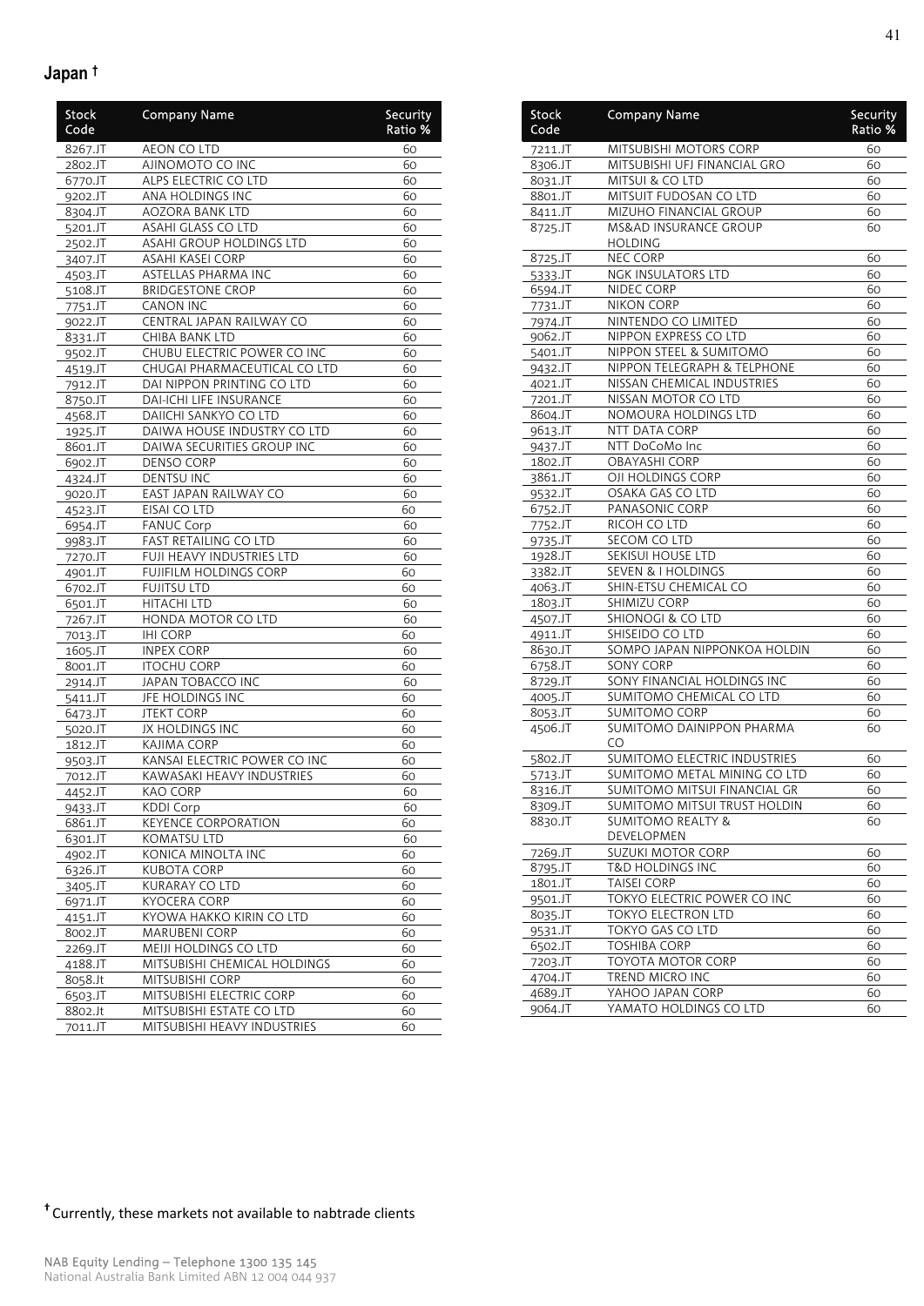## Japan †

| Stock Code | Company Name | Security Ratio % |
|---|---|---|
| 8267.JT | AEON CO LTD | 60 |
| 2802.JT | AJINOMOTO CO INC | 60 |
| 6770.JT | ALPS ELECTRIC CO LTD | 60 |
| 9202.JT | ANA HOLDINGS INC | 60 |
| 8304.JT | AOZORA BANK LTD | 60 |
| 5201.JT | ASAHI GLASS CO LTD | 60 |
| 2502.JT | ASAHI GROUP HOLDINGS LTD | 60 |
| 3407.JT | ASAHI KASEI CORP | 60 |
| 4503.JT | ASTELLAS PHARMA INC | 60 |
| 5108.JT | BRIDGESTONE CROP | 60 |
| 7751.JT | CANON INC | 60 |
| 9022.JT | CENTRAL JAPAN RAILWAY CO | 60 |
| 8331.JT | CHIBA BANK LTD | 60 |
| 9502.JT | CHUBU ELECTRIC POWER CO INC | 60 |
| 4519.JT | CHUGAI PHARMACEUTICAL CO LTD | 60 |
| 7912.JT | DAI NIPPON PRINTING CO LTD | 60 |
| 8750.JT | DAI-ICHI LIFE INSURANCE | 60 |
| 4568.JT | DAIICHI SANKYO CO LTD | 60 |
| 1925.JT | DAIWA HOUSE INDUSTRY CO LTD | 60 |
| 8601.JT | DAIWA SECURITIES GROUP INC | 60 |
| 6902.JT | DENSO CORP | 60 |
| 4324.JT | DENTSU INC | 60 |
| 9020.JT | EAST JAPAN RAILWAY CO | 60 |
| 4523.JT | EISAI CO LTD | 60 |
| 6954.JT | FANUC Corp | 60 |
| 9983.JT | FAST RETAILING CO LTD | 60 |
| 7270.JT | FUJI HEAVY INDUSTRIES LTD | 60 |
| 4901.JT | FUJIFILM HOLDINGS CORP | 60 |
| 6702.JT | FUJITSU LTD | 60 |
| 6501.JT | HITACHI LTD | 60 |
| 7267.JT | HONDA MOTOR CO LTD | 60 |
| 7013.JT | IHI CORP | 60 |
| 1605.JT | INPEX CORP | 60 |
| 8001.JT | ITOCHU CORP | 60 |
| 2914.JT | JAPAN TOBACCO INC | 60 |
| 5411.JT | JFE HOLDINGS INC | 60 |
| 6473.JT | JTEKT CORP | 60 |
| 5020.JT | JX HOLDINGS INC | 60 |
| 1812.JT | KAJIMA CORP | 60 |
| 9503.JT | KANSAI ELECTRIC POWER CO INC | 60 |
| 7012.JT | KAWASAKI HEAVY INDUSTRIES | 60 |
| 4452.JT | KAO CORP | 60 |
| 9433.JT | KDDI Corp | 60 |
| 6861.JT | KEYENCE CORPORATION | 60 |
| 6301.JT | KOMATSU LTD | 60 |
| 4902.JT | KONICA MINOLTA INC | 60 |
| 6326.JT | KUBOTA CORP | 60 |
| 3405.JT | KURARAY CO LTD | 60 |
| 6971.JT | KYOCERA CORP | 60 |
| 4151.JT | KYOWA HAKKO KIRIN CO LTD | 60 |
| 8002.JT | MARUBENI CORP | 60 |
| 2269.JT | MEIJI HOLDINGS CO LTD | 60 |
| 4188.JT | MITSUBISHI CHEMICAL HOLDINGS | 60 |
| 8058.Jt | MITSUBISHI CORP | 60 |
| 6503.JT | MITSUBISHI ELECTRIC CORP | 60 |
| 8802.Jt | MITSUBISHI ESTATE CO LTD | 60 |
| 7011.JT | MITSUBISHI HEAVY INDUSTRIES | 60 |
| 7211.JT | MITSUBISHI MOTORS CORP | 60 |
| 8306.JT | MITSUBISHI UFJ FINANCIAL GRO | 60 |
| 8031.JT | MITSUI & CO LTD | 60 |
| 8801.JT | MITSUIT FUDOSAN CO LTD | 60 |
| 8411.JT | MIZUHO FINANCIAL GROUP | 60 |
| 8725.JT | MS&AD INSURANCE GROUP HOLDING | 60 |
| 8725.JT | NEC CORP | 60 |
| 5333.JT | NGK INSULATORS LTD | 60 |
| 6594.JT | NIDEC CORP | 60 |
| 7731.JT | NIKON CORP | 60 |
| 7974.JT | NINTENDO CO LIMITED | 60 |
| 9062.JT | NIPPON EXPRESS CO LTD | 60 |
| 5401.JT | NIPPON STEEL & SUMITOMO | 60 |
| 9432.JT | NIPPON TELEGRAPH & TELPHONE | 60 |
| 4021.JT | NISSAN CHEMICAL INDUSTRIES | 60 |
| 7201.JT | NISSAN MOTOR CO LTD | 60 |
| 8604.JT | NOMOURA HOLDINGS LTD | 60 |
| 9613.JT | NTT DATA CORP | 60 |
| 9437.JT | NTT DoCoMo Inc | 60 |
| 1802.JT | OBAYASHI CORP | 60 |
| 3861.JT | OJI HOLDINGS CORP | 60 |
| 9532.JT | OSAKA GAS CO LTD | 60 |
| 6752.JT | PANASONIC CORP | 60 |
| 7752.JT | RICOH CO LTD | 60 |
| 9735.JT | SECOM CO LTD | 60 |
| 1928.JT | SEKISUI HOUSE LTD | 60 |
| 3382.JT | SEVEN & I HOLDINGS | 60 |
| 4063.JT | SHIN-ETSU CHEMICAL CO | 60 |
| 1803.JT | SHIMIZU CORP | 60 |
| 4507.JT | SHIONOGI & CO LTD | 60 |
| 4911.JT | SHISEIDO CO LTD | 60 |
| 8630.JT | SOMPO JAPAN NIPPONKOA HOLDIN | 60 |
| 6758.JT | SONY CORP | 60 |
| 8729.JT | SONY FINANCIAL HOLDINGS INC | 60 |
| 4005.JT | SUMITOMO CHEMICAL CO LTD | 60 |
| 8053.JT | SUMITOMO CORP | 60 |
| 4506.JT | SUMITOMO DAINIPPON PHARMA CO | 60 |
| 5802.JT | SUMITOMO ELECTRIC INDUSTRIES | 60 |
| 5713.JT | SUMITOMO METAL MINING CO LTD | 60 |
| 8316.JT | SUMITOMO MITSUI FINANCIAL GR | 60 |
| 8309.JT | SUMITOMO MITSUI TRUST HOLDIN | 60 |
| 8830.JT | SUMITOMO REALTY & DEVELOPMEN | 60 |
| 7269.JT | SUZUKI MOTOR CORP | 60 |
| 8795.JT | T&D HOLDINGS INC | 60 |
| 1801.JT | TAISEI CORP | 60 |
| 9501.JT | TOKYO ELECTRIC POWER CO INC | 60 |
| 8035.JT | TOKYO ELECTRON LTD | 60 |
| 9531.JT | TOKYO GAS CO LTD | 60 |
| 6502.JT | TOSHIBA CORP | 60 |
| 7203.JT | TOYOTA MOTOR CORP | 60 |
| 4704.JT | TREND MICRO INC | 60 |
| 4689.JT | YAHOO JAPAN CORP | 60 |
| 9064.JT | YAMATO HOLDINGS CO LTD | 60 |

† Currently, these markets not available to nabtrade clients

NAB Equity Lending – Telephone 1300 135 145
National Australia Bank Limited ABN 12 004 044 937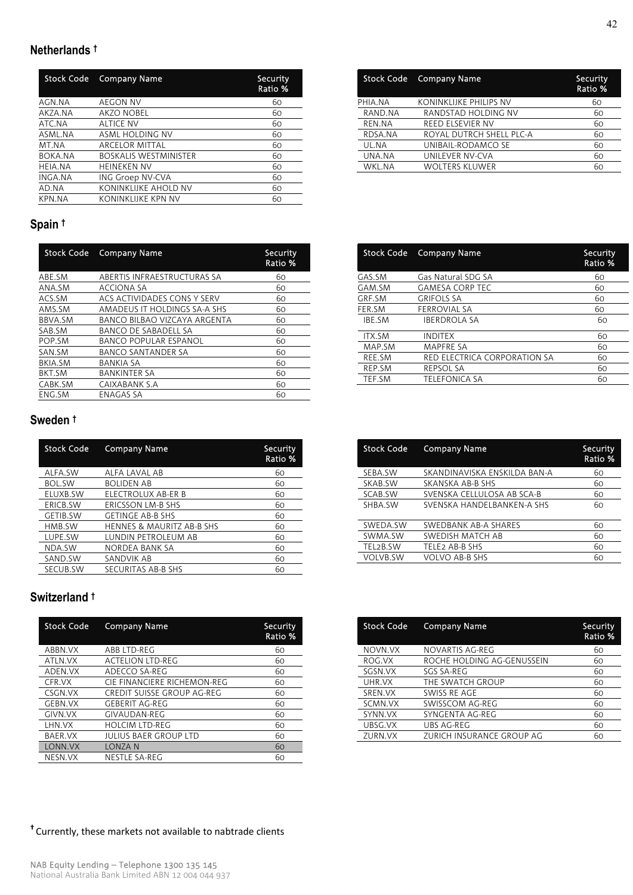## Netherlands †

| Stock Code | Company Name | Security Ratio % |
|---|---|---|
| AGN.NA | AEGON NV | 60 |
| AKZA.NA | AKZO NOBEL | 60 |
| ATC.NA | ALTICE NV | 60 |
| ASML.NA | ASML HOLDING NV | 60 |
| MT.NA | ARCELOR MITTAL | 60 |
| BOKA.NA | BOSKALIS WESTMINISTER | 60 |
| HEIA.NA | HEINEKEN NV | 60 |
| INGA.NA | ING Groep NV-CVA | 60 |
| AD.NA | KONINKLIJKE AHOLD NV | 60 |
| KPN.NA | KONINKLIJKE KPN NV | 60 |
| PHIA.NA | KONINKLIJKE PHILIPS NV | 60 |
| RAND.NA | RANDSTAD HOLDING NV | 60 |
| REN.NA | REED ELSEVIER NV | 60 |
| RDSA.NA | ROYAL DUTRCH SHELL PLC-A | 60 |
| UL.NA | UNIBAIL-RODAMCO SE | 60 |
| UNA.NA | UNILEVER NV-CVA | 60 |
| WKL.NA | WOLTERS KLUWER | 60 |

## Spain †

| Stock Code | Company Name | Security Ratio % |
|---|---|---|
| ABE.SM | ABERTIS INFRAESTRUCTURAS SA | 60 |
| ANA.SM | ACCIONA SA | 60 |
| ACS.SM | ACS ACTIVIDADES CONS Y SERV | 60 |
| AMS.SM | AMADEUS IT HOLDINGS SA-A SHS | 60 |
| BBVA.SM | BANCO BILBAO VIZCAYA ARGENTA | 60 |
| SAB.SM | BANCO DE SABADELL SA | 60 |
| POP.SM | BANCO POPULAR ESPANOL | 60 |
| SAN.SM | BANCO SANTANDER SA | 60 |
| BKIA.SM | BANKIA SA | 60 |
| BKT.SM | BANKINTER SA | 60 |
| CABK.SM | CAIXABANK S.A | 60 |
| ENG.SM | ENAGAS SA | 60 |
| GAS.SM | Gas Natural SDG SA | 60 |
| GAM.SM | GAMESA CORP TEC | 60 |
| GRF.SM | GRIFOLS SA | 60 |
| FER.SM | FERROVIAL SA | 60 |
| IBE.SM | IBERDROLA SA | 60 |
| ITX.SM | INDITEX | 60 |
| MAP.SM | MAPFRE SA | 60 |
| REE.SM | RED ELECTRICA CORPORATION SA | 60 |
| REP.SM | REPSOL SA | 60 |
| TEF.SM | TELEFONICA SA | 60 |

## Sweden †

| Stock Code | Company Name | Security Ratio % |
|---|---|---|
| ALFA.SW | ALFA LAVAL AB | 60 |
| BOL.SW | BOLIDEN AB | 60 |
| ELUXB.SW | ELECTROLUX AB-ER B | 60 |
| ERICB.SW | ERICSSON LM-B SHS | 60 |
| GETIB.SW | GETINGE AB-B SHS | 60 |
| HMB.SW | HENNES & MAURITZ AB-B SHS | 60 |
| LUPE.SW | LUNDIN PETROLEUM AB | 60 |
| NDA.SW | NORDEA BANK SA | 60 |
| SAND.SW | SANDVIK AB | 60 |
| SECUB.SW | SECURITAS AB-B SHS | 60 |
| SEBA.SW | SKANDINAVISKA ENSKILDA BAN-A | 60 |
| SKAB.SW | SKANSKA AB-B SHS | 60 |
| SCAB.SW | SVENSKA CELLULOSA AB SCA-B | 60 |
| SHBA.SW | SVENSKA HANDELBANKEN-A SHS | 60 |
| SWEDA.SW | SWEDBANK AB-A SHARES | 60 |
| SWMA.SW | SWEDISH MATCH AB | 60 |
| TEL2B.SW | TELE2 AB-B SHS | 60 |
| VOLVB.SW | VOLVO AB-B SHS | 60 |

## Switzerland †

| Stock Code | Company Name | Security Ratio % |
|---|---|---|
| ABBN.VX | ABB LTD-REG | 60 |
| ATLN.VX | ACTELION LTD-REG | 60 |
| ADEN.VX | ADECCO SA-REG | 60 |
| CFR.VX | CIE FINANCIERE RICHEMON-REG | 60 |
| CSGN.VX | CREDIT SUISSE GROUP AG-REG | 60 |
| GEBN.VX | GEBERIT AG-REG | 60 |
| GIVN.VX | GIVAUDAN-REG | 60 |
| LHN.VX | HOLCIM LTD-REG | 60 |
| BAER.VX | JULIUS BAER GROUP LTD | 60 |
| LONN.VX | LONZA N | 60 |
| NESN.VX | NESTLE SA-REG | 60 |
| NOVN.VX | NOVARTIS AG-REG | 60 |
| ROG.VX | ROCHE HOLDING AG-GENUSSEIN | 60 |
| SGSN.VX | SGS SA-REG | 60 |
| UHR.VX | THE SWATCH GROUP | 60 |
| SREN.VX | SWISS RE AGE | 60 |
| SCMN.VX | SWISSCOM AG-REG | 60 |
| SYNN.VX | SYNGENTA AG-REG | 60 |
| UBSG.VX | UBS AG-REG | 60 |
| ZURN.VX | ZURICH INSURANCE GROUP AG | 60 |

† Currently, these markets not available to nabtrade clients

NAB Equity Lending – Telephone 1300 135 145
National Australia Bank Limited ABN 12 004 044 937